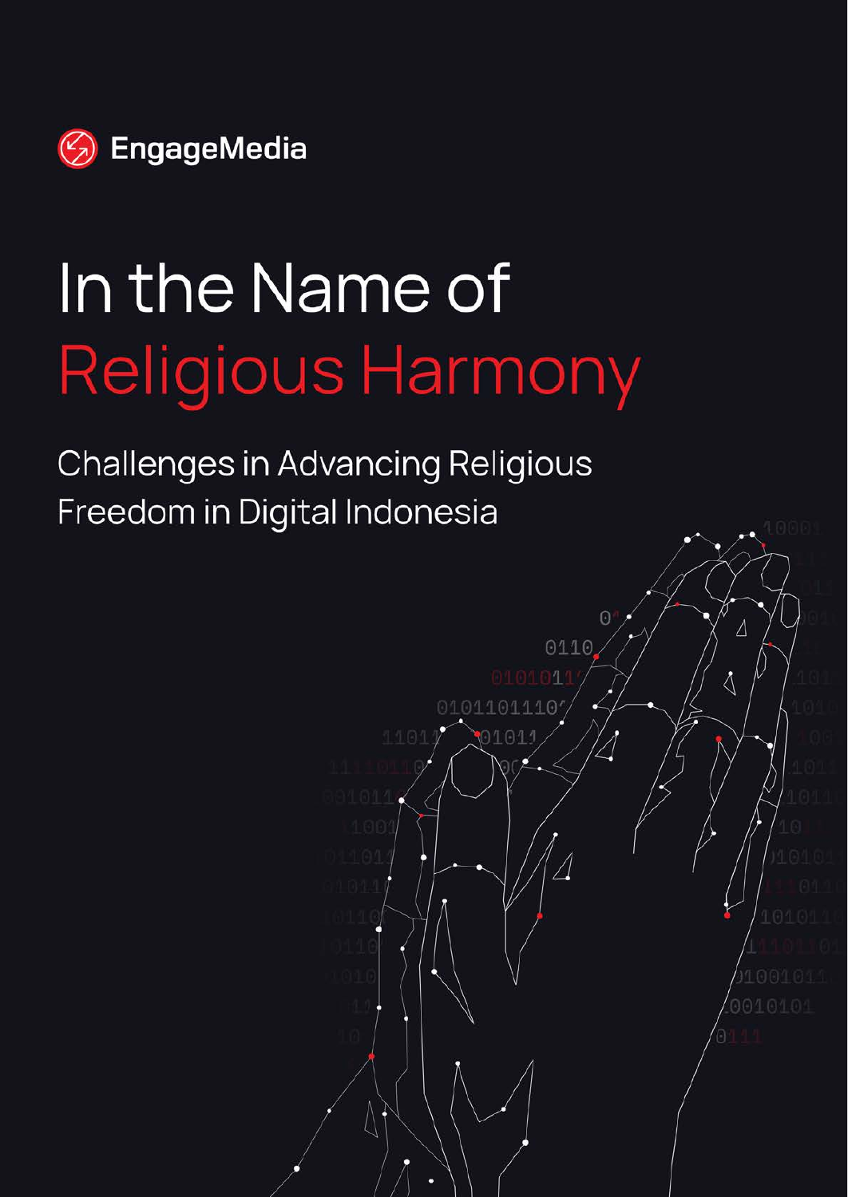EngageMedia

# In the Name of Religious Harmony

## Challenges in Advancing Religious Freedom in Digital Indonesia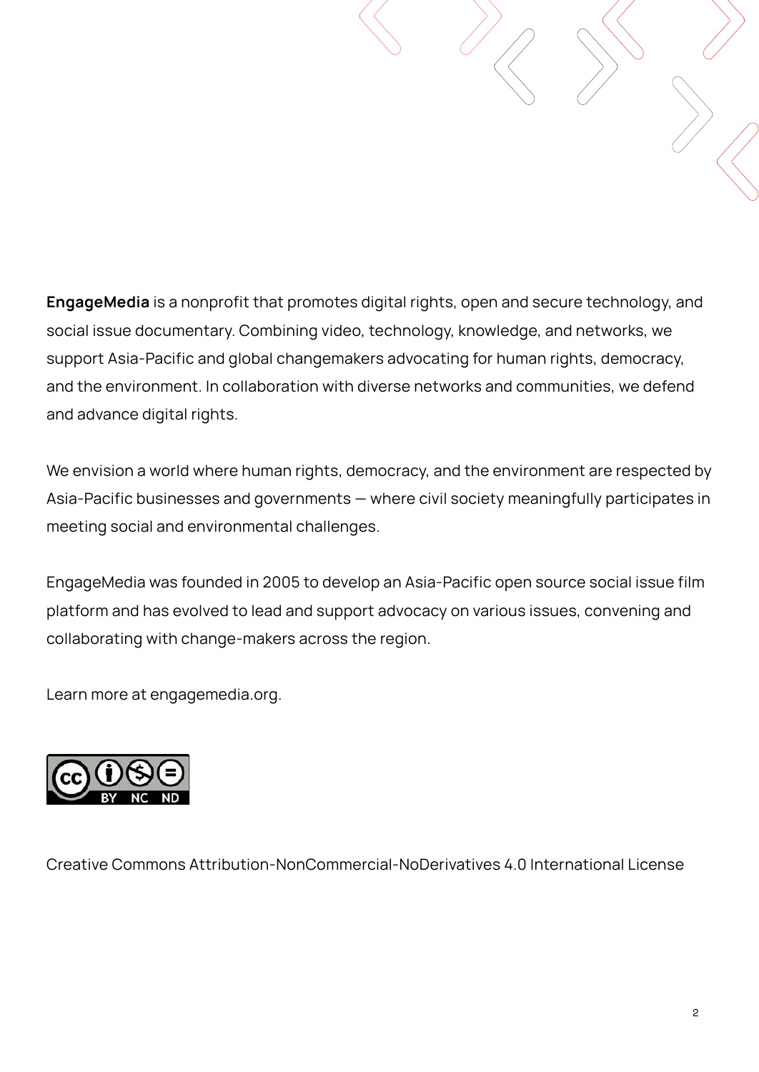**EngageMedia** is a nonprofit that promotes digital rights, open and secure technology, and social issue documentary. Combining video, technology, knowledge, and networks, we support Asia-Pacific and global changemakers advocating for human rights, democracy, and the environment. In collaboration with diverse networks and communities, we defend and advance digital rights.

We envision a world where human rights, democracy, and the environment are respected by Asia-Pacific businesses and governments — where civil society meaningfully participates in meeting social and environmental challenges.

EngageMedia was founded in 2005 to develop an Asia-Pacific open source social issue film platform and has evolved to lead and support advocacy on various issues, convening and collaborating with change-makers across the region.

Learn more at engagemedia.org.

Creative Commons Attribution-NonCommercial-NoDerivatives 4.0 International License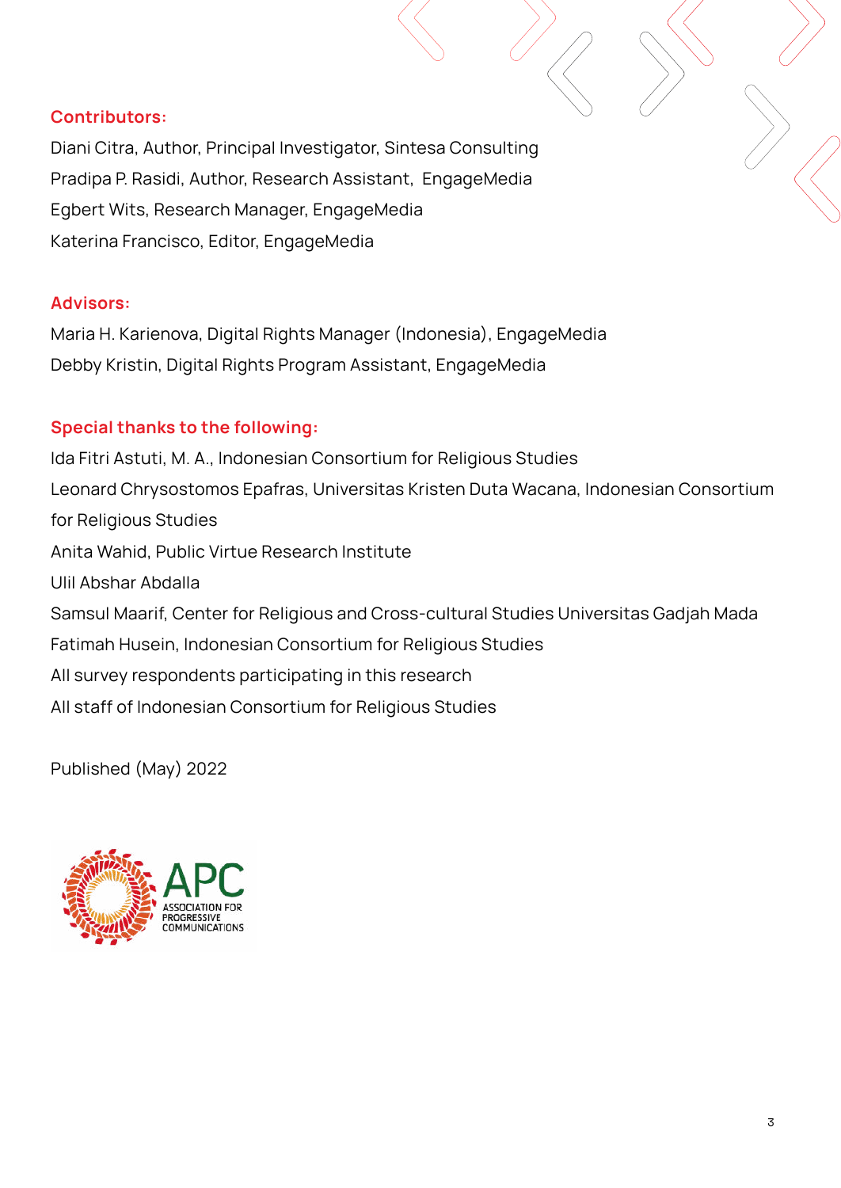**Contributors:**

Diani Citra, Author, Principal Investigator, Sintesa Consulting
Pradipa P. Rasidi, Author, Research Assistant, EngageMedia
Egbert Wits, Research Manager, EngageMedia
Katerina Francisco, Editor, EngageMedia

**Advisors:**

Maria H. Karienova, Digital Rights Manager (Indonesia), EngageMedia
Debby Kristin, Digital Rights Program Assistant, EngageMedia

**Special thanks to the following:**

Ida Fitri Astuti, M. A., Indonesian Consortium for Religious Studies
Leonard Chrysostomos Epafras, Universitas Kristen Duta Wacana, Indonesian Consortium for Religious Studies
Anita Wahid, Public Virtue Research Institute
Ulil Abshar Abdalla
Samsul Maarif, Center for Religious and Cross-cultural Studies Universitas Gadjah Mada
Fatimah Husein, Indonesian Consortium for Religious Studies
All survey respondents participating in this research
All staff of Indonesian Consortium for Religious Studies

Published (May) 2022

APC
ASSOCIATION FOR PROGRESSIVE COMMUNICATIONS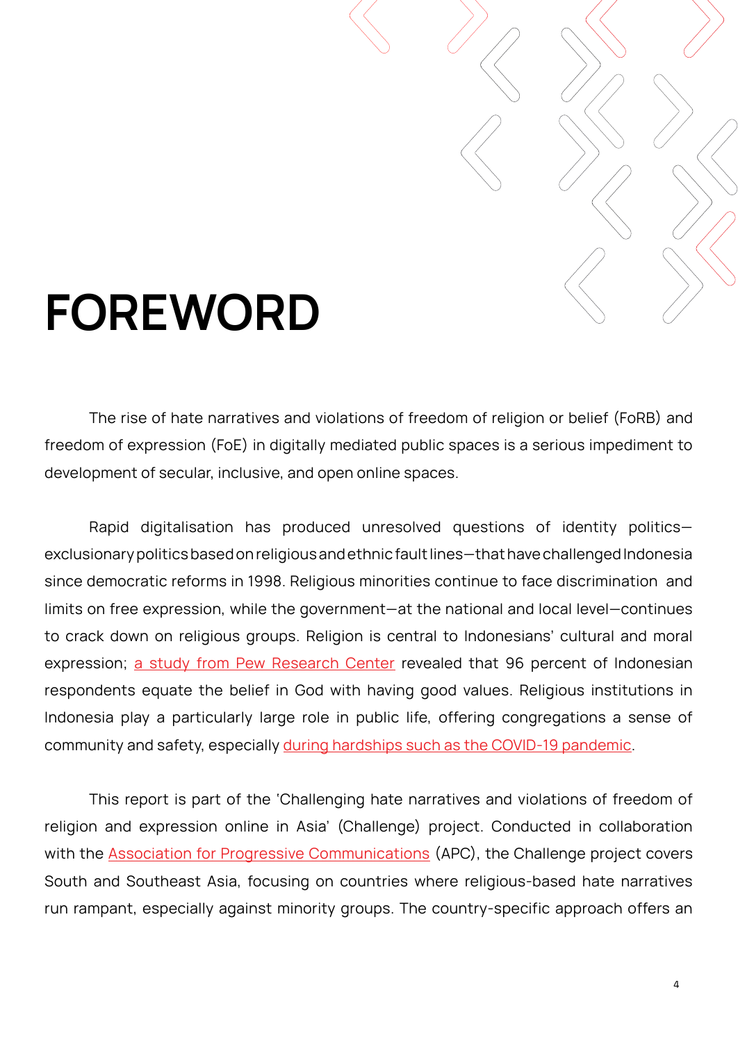# FOREWORD

The rise of hate narratives and violations of freedom of religion or belief (FoRB) and freedom of expression (FoE) in digitally mediated public spaces is a serious impediment to development of secular, inclusive, and open online spaces.

Rapid digitalisation has produced unresolved questions of identity politics—exclusionary politics based on religious and ethnic fault lines—that have challenged Indonesia since democratic reforms in 1998. Religious minorities continue to face discrimination and limits on free expression, while the government—at the national and local level—continues to crack down on religious groups. Religion is central to Indonesians' cultural and moral expression; a study from Pew Research Center revealed that 96 percent of Indonesian respondents equate the belief in God with having good values. Religious institutions in Indonesia play a particularly large role in public life, offering congregations a sense of community and safety, especially during hardships such as the COVID-19 pandemic.

This report is part of the 'Challenging hate narratives and violations of freedom of religion and expression online in Asia' (Challenge) project. Conducted in collaboration with the Association for Progressive Communications (APC), the Challenge project covers South and Southeast Asia, focusing on countries where religious-based hate narratives run rampant, especially against minority groups. The country-specific approach offers an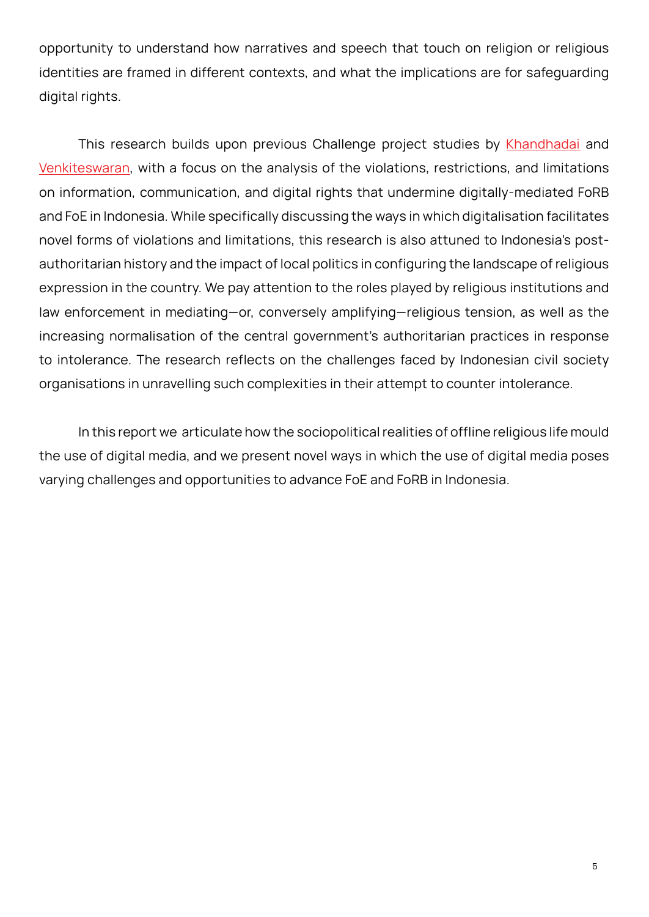opportunity to understand how narratives and speech that touch on religion or religious identities are framed in different contexts, and what the implications are for safeguarding digital rights.

This research builds upon previous Challenge project studies by Khandhadai and Venkiteswaran, with a focus on the analysis of the violations, restrictions, and limitations on information, communication, and digital rights that undermine digitally-mediated FoRB and FoE in Indonesia. While specifically discussing the ways in which digitalisation facilitates novel forms of violations and limitations, this research is also attuned to Indonesia's post-authoritarian history and the impact of local politics in configuring the landscape of religious expression in the country. We pay attention to the roles played by religious institutions and law enforcement in mediating—or, conversely amplifying—religious tension, as well as the increasing normalisation of the central government's authoritarian practices in response to intolerance. The research reflects on the challenges faced by Indonesian civil society organisations in unravelling such complexities in their attempt to counter intolerance.

In this report we articulate how the sociopolitical realities of offline religious life mould the use of digital media, and we present novel ways in which the use of digital media poses varying challenges and opportunities to advance FoE and FoRB in Indonesia.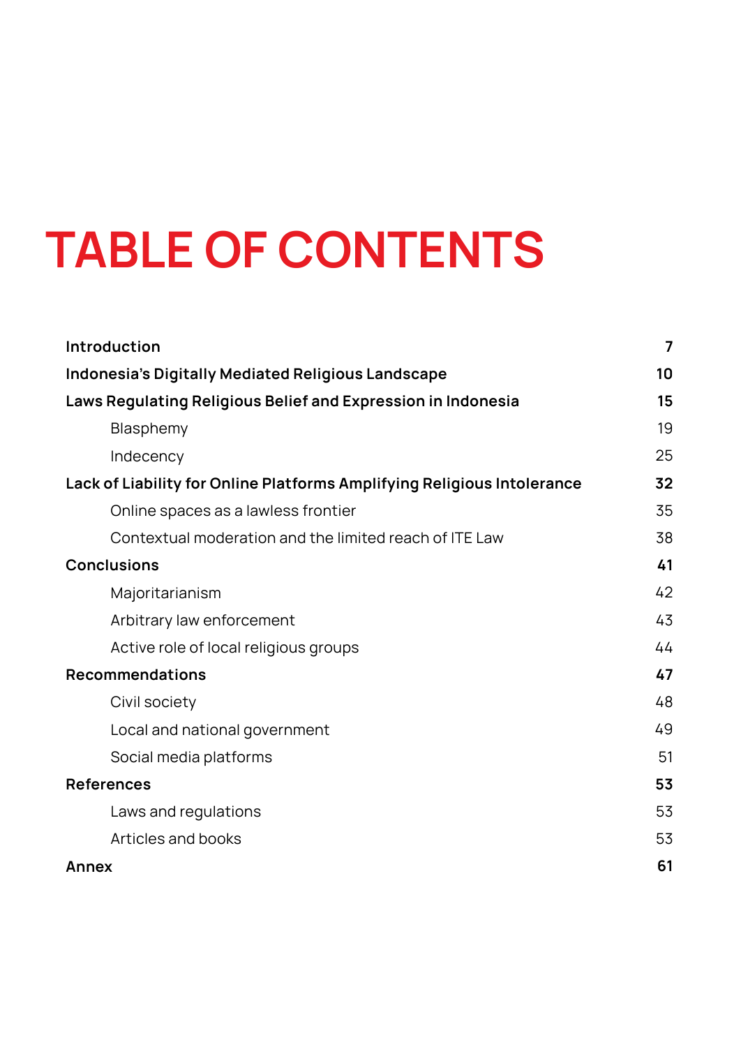# TABLE OF CONTENTS

| | |
|---|---|
| **Introduction** | **7** |
| **Indonesia's Digitally Mediated Religious Landscape** | **10** |
| **Laws Regulating Religious Belief and Expression in Indonesia** | **15** |
| Blasphemy | 19 |
| Indecency | 25 |
| **Lack of Liability for Online Platforms Amplifying Religious Intolerance** | **32** |
| Online spaces as a lawless frontier | 35 |
| Contextual moderation and the limited reach of ITE Law | 38 |
| **Conclusions** | **41** |
| Majoritarianism | 42 |
| Arbitrary law enforcement | 43 |
| Active role of local religious groups | 44 |
| **Recommendations** | **47** |
| Civil society | 48 |
| Local and national government | 49 |
| Social media platforms | 51 |
| **References** | **53** |
| Laws and regulations | 53 |
| Articles and books | 53 |
| **Annex** | **61** |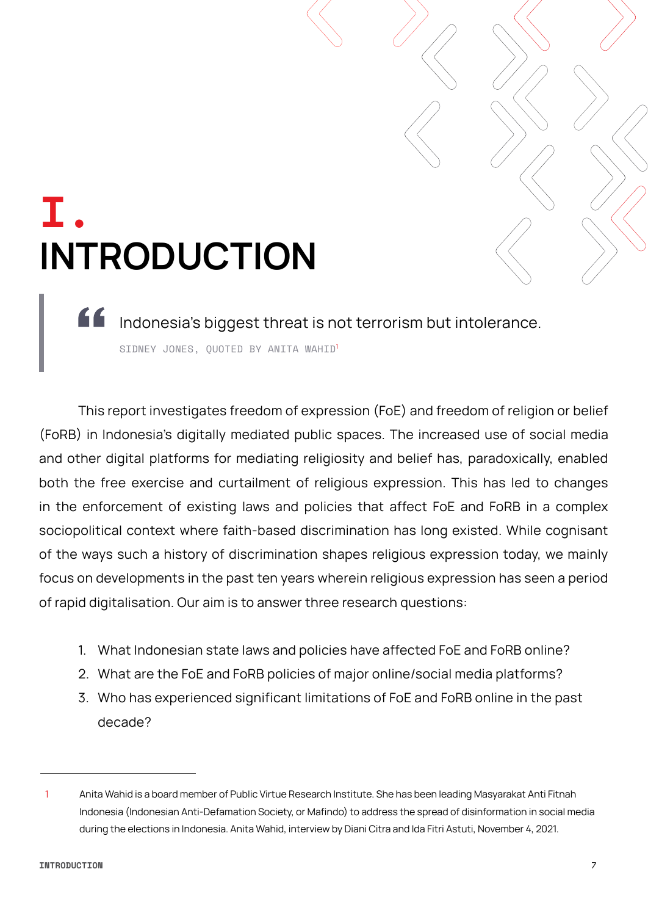# I. INTRODUCTION

> Indonesia's biggest threat is not terrorism but intolerance.
>
> SIDNEY JONES, QUOTED BY ANITA WAHID[1]

This report investigates freedom of expression (FoE) and freedom of religion or belief (FoRB) in Indonesia's digitally mediated public spaces. The increased use of social media and other digital platforms for mediating religiosity and belief has, paradoxically, enabled both the free exercise and curtailment of religious expression. This has led to changes in the enforcement of existing laws and policies that affect FoE and FoRB in a complex sociopolitical context where faith-based discrimination has long existed. While cognisant of the ways such a history of discrimination shapes religious expression today, we mainly focus on developments in the past ten years wherein religious expression has seen a period of rapid digitalisation. Our aim is to answer three research questions:

1. What Indonesian state laws and policies have affected FoE and FoRB online?
2. What are the FoE and FoRB policies of major online/social media platforms?
3. Who has experienced significant limitations of FoE and FoRB online in the past decade?

---

1 Anita Wahid is a board member of Public Virtue Research Institute. She has been leading Masyarakat Anti Fitnah Indonesia (Indonesian Anti-Defamation Society, or Mafindo) to address the spread of disinformation in social media during the elections in Indonesia. Anita Wahid, interview by Diani Citra and Ida Fitri Astuti, November 4, 2021.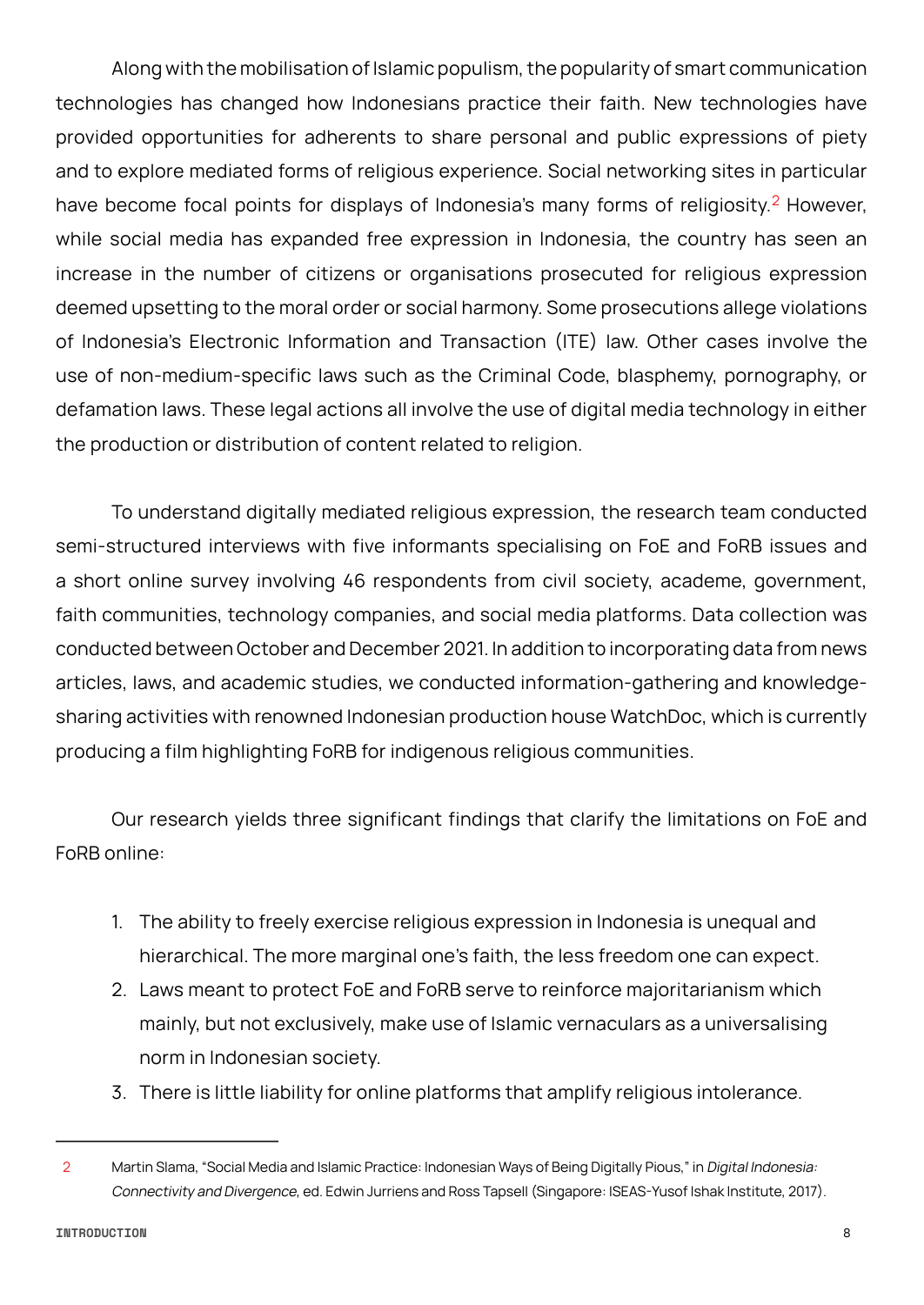Along with the mobilisation of Islamic populism, the popularity of smart communication technologies has changed how Indonesians practice their faith. New technologies have provided opportunities for adherents to share personal and public expressions of piety and to explore mediated forms of religious experience. Social networking sites in particular have become focal points for displays of Indonesia's many forms of religiosity.[2] However, while social media has expanded free expression in Indonesia, the country has seen an increase in the number of citizens or organisations prosecuted for religious expression deemed upsetting to the moral order or social harmony. Some prosecutions allege violations of Indonesia's Electronic Information and Transaction (ITE) law. Other cases involve the use of non-medium-specific laws such as the Criminal Code, blasphemy, pornography, or defamation laws. These legal actions all involve the use of digital media technology in either the production or distribution of content related to religion.

To understand digitally mediated religious expression, the research team conducted semi-structured interviews with five informants specialising on FoE and FoRB issues and a short online survey involving 46 respondents from civil society, academe, government, faith communities, technology companies, and social media platforms. Data collection was conducted between October and December 2021. In addition to incorporating data from news articles, laws, and academic studies, we conducted information-gathering and knowledge-sharing activities with renowned Indonesian production house WatchDoc, which is currently producing a film highlighting FoRB for indigenous religious communities.

Our research yields three significant findings that clarify the limitations on FoE and FoRB online:

1. The ability to freely exercise religious expression in Indonesia is unequal and hierarchical. The more marginal one's faith, the less freedom one can expect.
2. Laws meant to protect FoE and FoRB serve to reinforce majoritarianism which mainly, but not exclusively, make use of Islamic vernaculars as a universalising norm in Indonesian society.
3. There is little liability for online platforms that amplify religious intolerance.

---

[2] Martin Slama, "Social Media and Islamic Practice: Indonesian Ways of Being Digitally Pious," in *Digital Indonesia: Connectivity and Divergence*, ed. Edwin Jurriens and Ross Tapsell (Singapore: ISEAS-Yusof Ishak Institute, 2017).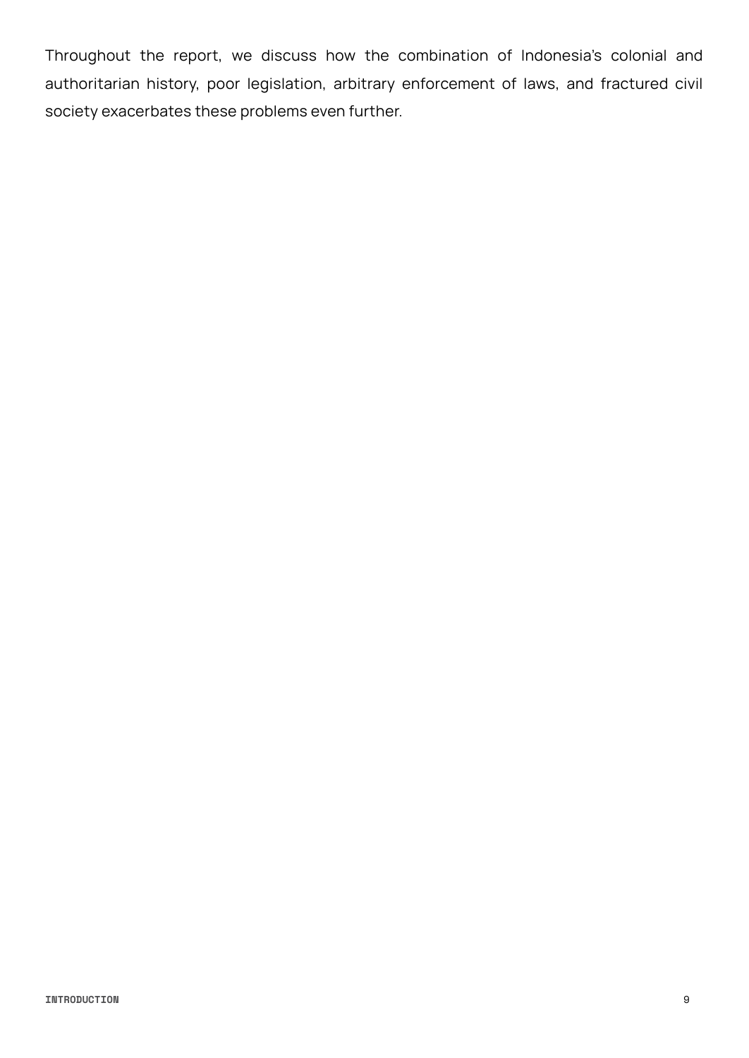Throughout the report, we discuss how the combination of Indonesia's colonial and authoritarian history, poor legislation, arbitrary enforcement of laws, and fractured civil society exacerbates these problems even further.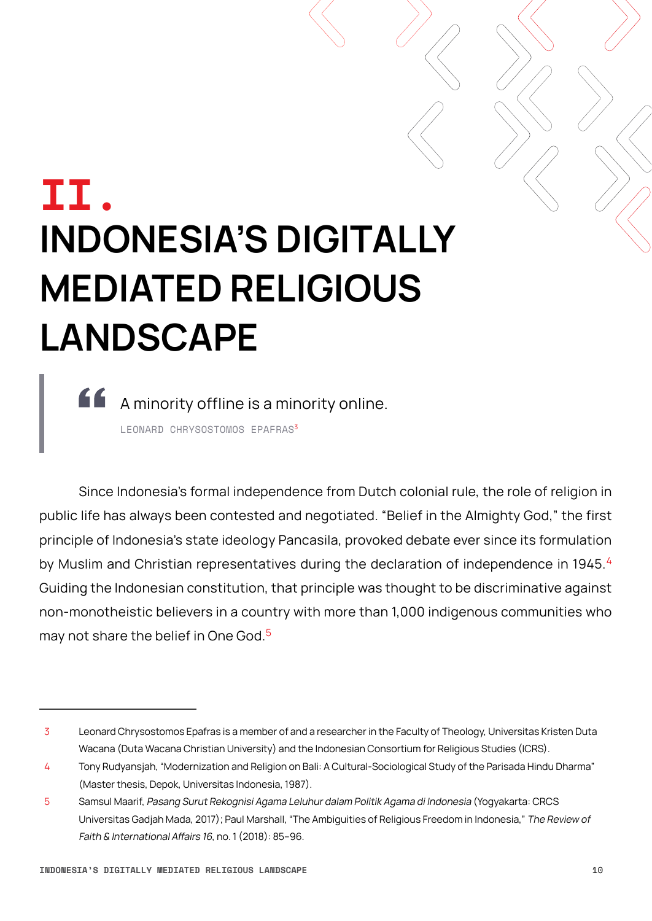# II. INDONESIA'S DIGITALLY MEDIATED RELIGIOUS LANDSCAPE

> A minority offline is a minority online.
>
> LEONARD CHRYSOSTOMOS EPAFRAS[3]

Since Indonesia's formal independence from Dutch colonial rule, the role of religion in public life has always been contested and negotiated. "Belief in the Almighty God," the first principle of Indonesia's state ideology Pancasila, provoked debate ever since its formulation by Muslim and Christian representatives during the declaration of independence in 1945.[4] Guiding the Indonesian constitution, that principle was thought to be discriminative against non-monotheistic believers in a country with more than 1,000 indigenous communities who may not share the belief in One God.[5]

---

3 Leonard Chrysostomos Epafras is a member of and a researcher in the Faculty of Theology, Universitas Kristen Duta Wacana (Duta Wacana Christian University) and the Indonesian Consortium for Religious Studies (ICRS).

4 Tony Rudyansjah, "Modernization and Religion on Bali: A Cultural-Sociological Study of the Parisada Hindu Dharma" (Master thesis, Depok, Universitas Indonesia, 1987).

5 Samsul Maarif, *Pasang Surut Rekognisi Agama Leluhur dalam Politik Agama di Indonesia* (Yogyakarta: CRCS Universitas Gadjah Mada, 2017); Paul Marshall, "The Ambiguities of Religious Freedom in Indonesia," *The Review of Faith & International Affairs 16*, no. 1 (2018): 85–96.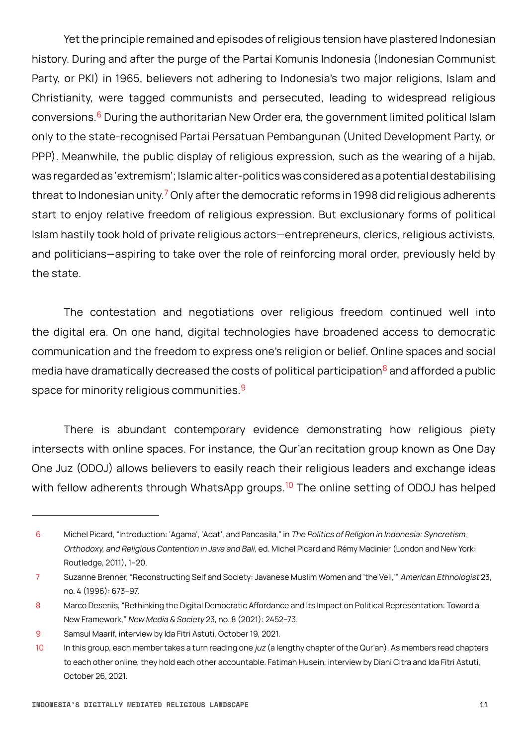Yet the principle remained and episodes of religious tension have plastered Indonesian history. During and after the purge of the Partai Komunis Indonesia (Indonesian Communist Party, or PKI) in 1965, believers not adhering to Indonesia's two major religions, Islam and Christianity, were tagged communists and persecuted, leading to widespread religious conversions.[6] During the authoritarian New Order era, the government limited political Islam only to the state-recognised Partai Persatuan Pembangunan (United Development Party, or PPP). Meanwhile, the public display of religious expression, such as the wearing of a hijab, was regarded as 'extremism'; Islamic alter-politics was considered as a potential destabilising threat to Indonesian unity.[7] Only after the democratic reforms in 1998 did religious adherents start to enjoy relative freedom of religious expression. But exclusionary forms of political Islam hastily took hold of private religious actors—entrepreneurs, clerics, religious activists, and politicians—aspiring to take over the role of reinforcing moral order, previously held by the state.

The contestation and negotiations over religious freedom continued well into the digital era. On one hand, digital technologies have broadened access to democratic communication and the freedom to express one's religion or belief. Online spaces and social media have dramatically decreased the costs of political participation[8] and afforded a public space for minority religious communities.[9]

There is abundant contemporary evidence demonstrating how religious piety intersects with online spaces. For instance, the Qur'an recitation group known as One Day One Juz (ODOJ) allows believers to easily reach their religious leaders and exchange ideas with fellow adherents through WhatsApp groups.[10] The online setting of ODOJ has helped

---

6 Michel Picard, "Introduction: 'Agama', 'Adat', and Pancasila," in *The Politics of Religion in Indonesia: Syncretism, Orthodoxy, and Religious Contention in Java and Bali*, ed. Michel Picard and Rémy Madinier (London and New York: Routledge, 2011), 1–20.

7 Suzanne Brenner, "Reconstructing Self and Society: Javanese Muslim Women and 'the Veil,'" *American Ethnologist* 23, no. 4 (1996): 673–97.

8 Marco Deseriis, "Rethinking the Digital Democratic Affordance and Its Impact on Political Representation: Toward a New Framework," *New Media & Society* 23, no. 8 (2021): 2452–73.

9 Samsul Maarif, interview by Ida Fitri Astuti, October 19, 2021.

10 In this group, each member takes a turn reading one *juz* (a lengthy chapter of the Qur'an). As members read chapters to each other online, they hold each other accountable. Fatimah Husein, interview by Diani Citra and Ida Fitri Astuti, October 26, 2021.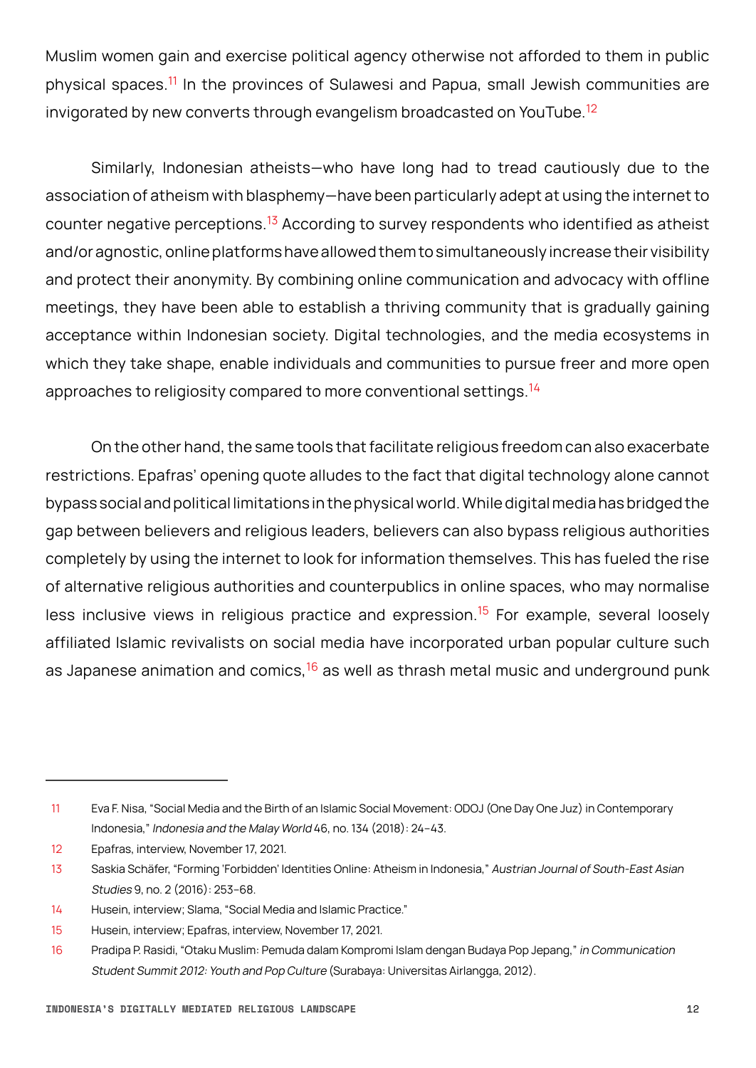Muslim women gain and exercise political agency otherwise not afforded to them in public physical spaces.[11] In the provinces of Sulawesi and Papua, small Jewish communities are invigorated by new converts through evangelism broadcasted on YouTube.[12]

Similarly, Indonesian atheists—who have long had to tread cautiously due to the association of atheism with blasphemy—have been particularly adept at using the internet to counter negative perceptions.[13] According to survey respondents who identified as atheist and/or agnostic, online platforms have allowed them to simultaneously increase their visibility and protect their anonymity. By combining online communication and advocacy with offline meetings, they have been able to establish a thriving community that is gradually gaining acceptance within Indonesian society. Digital technologies, and the media ecosystems in which they take shape, enable individuals and communities to pursue freer and more open approaches to religiosity compared to more conventional settings.[14]

On the other hand, the same tools that facilitate religious freedom can also exacerbate restrictions. Epafras' opening quote alludes to the fact that digital technology alone cannot bypass social and political limitations in the physical world. While digital media has bridged the gap between believers and religious leaders, believers can also bypass religious authorities completely by using the internet to look for information themselves. This has fueled the rise of alternative religious authorities and counterpublics in online spaces, who may normalise less inclusive views in religious practice and expression.[15] For example, several loosely affiliated Islamic revivalists on social media have incorporated urban popular culture such as Japanese animation and comics,[16] as well as thrash metal music and underground punk

---

11 Eva F. Nisa, "Social Media and the Birth of an Islamic Social Movement: ODOJ (One Day One Juz) in Contemporary Indonesia," *Indonesia and the Malay World* 46, no. 134 (2018): 24–43.

12 Epafras, interview, November 17, 2021.

13 Saskia Schäfer, "Forming 'Forbidden' Identities Online: Atheism in Indonesia," *Austrian Journal of South-East Asian Studies* 9, no. 2 (2016): 253–68.

14 Husein, interview; Slama, "Social Media and Islamic Practice."

15 Husein, interview; Epafras, interview, November 17, 2021.

16 Pradipa P. Rasidi, "Otaku Muslim: Pemuda dalam Kompromi Islam dengan Budaya Pop Jepang," *in Communication Student Summit 2012: Youth and Pop Culture* (Surabaya: Universitas Airlangga, 2012).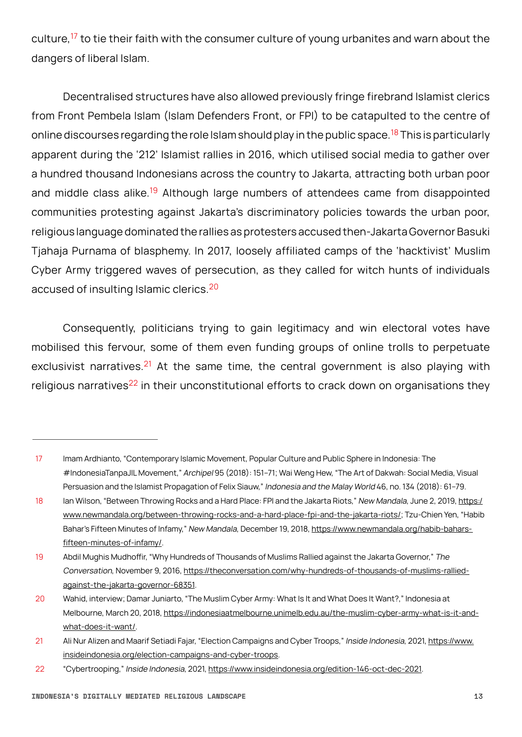culture,[17] to tie their faith with the consumer culture of young urbanites and warn about the dangers of liberal Islam.

Decentralised structures have also allowed previously fringe firebrand Islamist clerics from Front Pembela Islam (Islam Defenders Front, or FPI) to be catapulted to the centre of online discourses regarding the role Islam should play in the public space.[18] This is particularly apparent during the '212' Islamist rallies in 2016, which utilised social media to gather over a hundred thousand Indonesians across the country to Jakarta, attracting both urban poor and middle class alike.[19] Although large numbers of attendees came from disappointed communities protesting against Jakarta's discriminatory policies towards the urban poor, religious language dominated the rallies as protesters accused then-Jakarta Governor Basuki Tjahaja Purnama of blasphemy. In 2017, loosely affiliated camps of the 'hacktivist' Muslim Cyber Army triggered waves of persecution, as they called for witch hunts of individuals accused of insulting Islamic clerics.[20]

Consequently, politicians trying to gain legitimacy and win electoral votes have mobilised this fervour, some of them even funding groups of online trolls to perpetuate exclusivist narratives.[21] At the same time, the central government is also playing with religious narratives[22] in their unconstitutional efforts to crack down on organisations they

---

17 Imam Ardhianto, "Contemporary Islamic Movement, Popular Culture and Public Sphere in Indonesia: The #IndonesiaTanpaJIL Movement," *Archipel* 95 (2018): 151–71; Wai Weng Hew, "The Art of Dakwah: Social Media, Visual Persuasion and the Islamist Propagation of Felix Siauw," *Indonesia and the Malay World* 46, no. 134 (2018): 61–79.

18 Ian Wilson, "Between Throwing Rocks and a Hard Place: FPI and the Jakarta Riots," *New Mandala*, June 2, 2019, https:/www.newmandala.org/between-throwing-rocks-and-a-hard-place-fpi-and-the-jakarta-riots/; Tzu-Chien Yen, "Habib Bahar's Fifteen Minutes of Infamy," *New Mandala*, December 19, 2018, https://www.newmandala.org/habib-bahars-fifteen-minutes-of-infamy/.

19 Abdil Mughis Mudhoffir, "Why Hundreds of Thousands of Muslims Rallied against the Jakarta Governor," *The Conversation*, November 9, 2016, https://theconversation.com/why-hundreds-of-thousands-of-muslims-rallied-against-the-jakarta-governor-68351.

20 Wahid, interview; Damar Juniarto, "The Muslim Cyber Army: What Is It and What Does It Want?," Indonesia at Melbourne, March 20, 2018, https://indonesiaatmelbourne.unimelb.edu.au/the-muslim-cyber-army-what-is-it-and-what-does-it-want/.

21 Ali Nur Alizen and Maarif Setiadi Fajar, "Election Campaigns and Cyber Troops," *Inside Indonesia*, 2021, https://www.insideindonesia.org/election-campaigns-and-cyber-troops.

22 "Cybertrooping," *Inside Indonesia*, 2021, https://www.insideindonesia.org/edition-146-oct-dec-2021.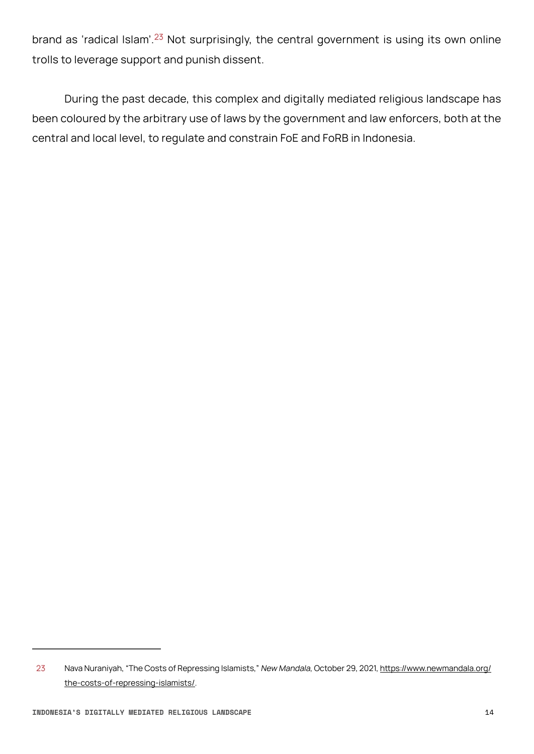brand as 'radical Islam'.[23] Not surprisingly, the central government is using its own online trolls to leverage support and punish dissent.

During the past decade, this complex and digitally mediated religious landscape has been coloured by the arbitrary use of laws by the government and law enforcers, both at the central and local level, to regulate and constrain FoE and FoRB in Indonesia.

---

23 Nava Nuraniyah, "The Costs of Repressing Islamists," *New Mandala*, October 29, 2021, https://www.newmandala.org/the-costs-of-repressing-islamists/.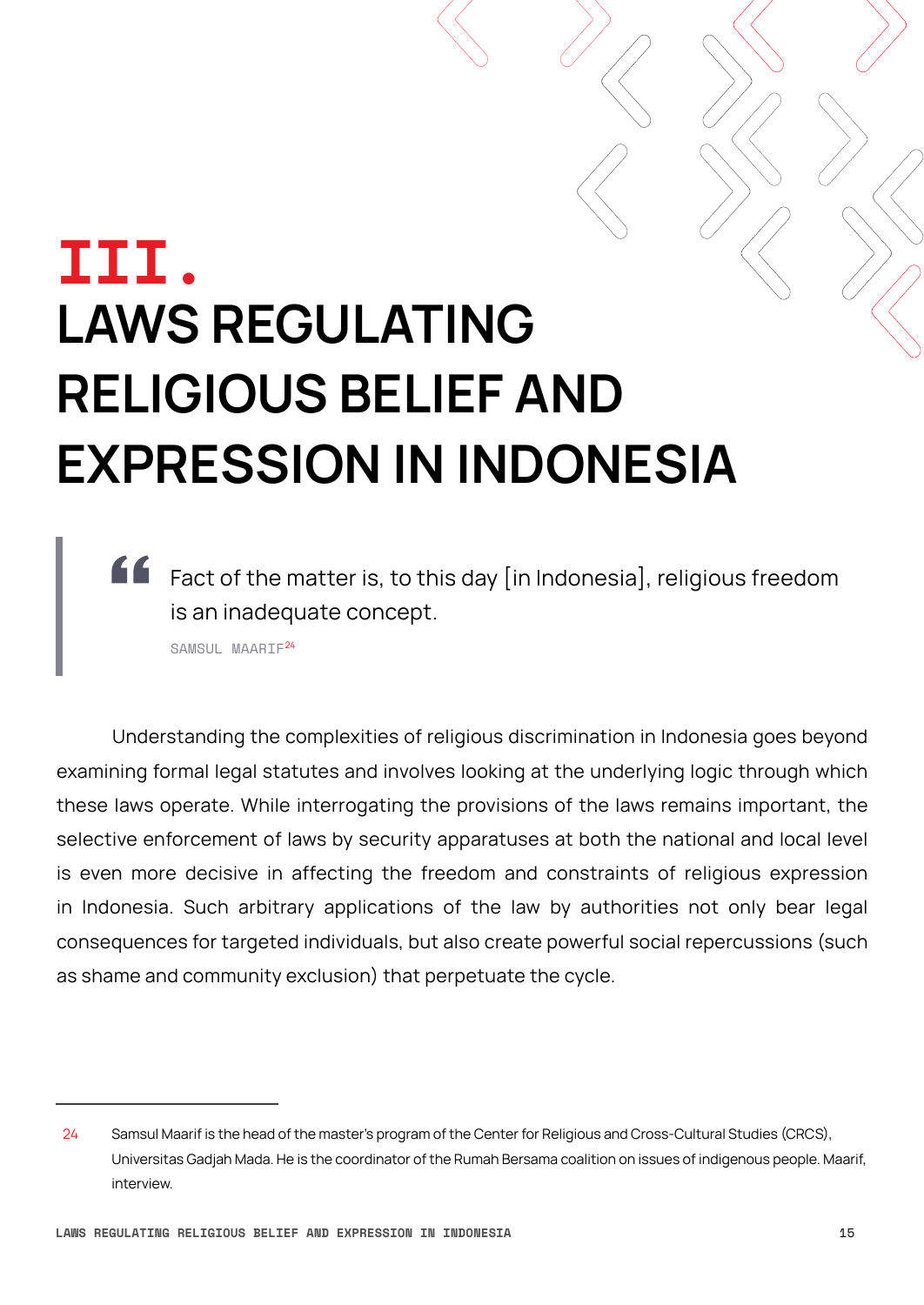# III.

# LAWS REGULATING RELIGIOUS BELIEF AND EXPRESSION IN INDONESIA

> Fact of the matter is, to this day [in Indonesia], religious freedom is an inadequate concept.
>
> SAMSUL MAARIF[24]

Understanding the complexities of religious discrimination in Indonesia goes beyond examining formal legal statutes and involves looking at the underlying logic through which these laws operate. While interrogating the provisions of the laws remains important, the selective enforcement of laws by security apparatuses at both the national and local level is even more decisive in affecting the freedom and constraints of religious expression in Indonesia. Such arbitrary applications of the law by authorities not only bear legal consequences for targeted individuals, but also create powerful social repercussions (such as shame and community exclusion) that perpetuate the cycle.

---

24 Samsul Maarif is the head of the master's program of the Center for Religious and Cross-Cultural Studies (CRCS), Universitas Gadjah Mada. He is the coordinator of the Rumah Bersama coalition on issues of indigenous people. Maarif, interview.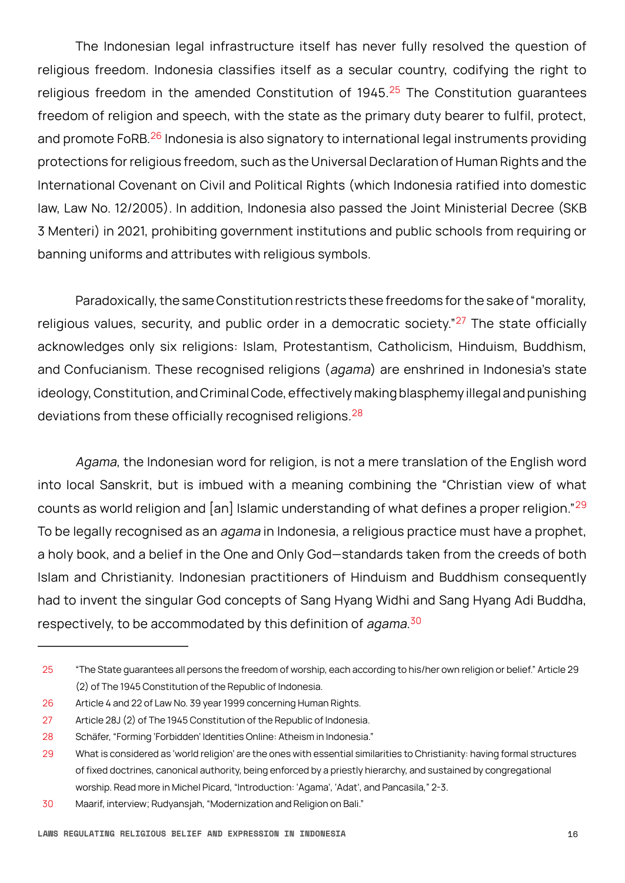The Indonesian legal infrastructure itself has never fully resolved the question of religious freedom. Indonesia classifies itself as a secular country, codifying the right to religious freedom in the amended Constitution of 1945.[25] The Constitution guarantees freedom of religion and speech, with the state as the primary duty bearer to fulfil, protect, and promote FoRB.[26] Indonesia is also signatory to international legal instruments providing protections for religious freedom, such as the Universal Declaration of Human Rights and the International Covenant on Civil and Political Rights (which Indonesia ratified into domestic law, Law No. 12/2005). In addition, Indonesia also passed the Joint Ministerial Decree (SKB 3 Menteri) in 2021, prohibiting government institutions and public schools from requiring or banning uniforms and attributes with religious symbols.

Paradoxically, the same Constitution restricts these freedoms for the sake of "morality, religious values, security, and public order in a democratic society."[27] The state officially acknowledges only six religions: Islam, Protestantism, Catholicism, Hinduism, Buddhism, and Confucianism. These recognised religions (*agama*) are enshrined in Indonesia's state ideology, Constitution, and Criminal Code, effectively making blasphemy illegal and punishing deviations from these officially recognised religions.[28]

*Agama*, the Indonesian word for religion, is not a mere translation of the English word into local Sanskrit, but is imbued with a meaning combining the "Christian view of what counts as world religion and [an] Islamic understanding of what defines a proper religion."[29] To be legally recognised as an *agama* in Indonesia, a religious practice must have a prophet, a holy book, and a belief in the One and Only God—standards taken from the creeds of both Islam and Christianity. Indonesian practitioners of Hinduism and Buddhism consequently had to invent the singular God concepts of Sang Hyang Widhi and Sang Hyang Adi Buddha, respectively, to be accommodated by this definition of *agama*.[30]

---

25 "The State guarantees all persons the freedom of worship, each according to his/her own religion or belief." Article 29 (2) of The 1945 Constitution of the Republic of Indonesia.

26 Article 4 and 22 of Law No. 39 year 1999 concerning Human Rights.

27 Article 28J (2) of The 1945 Constitution of the Republic of Indonesia.

28 Schäfer, "Forming 'Forbidden' Identities Online: Atheism in Indonesia."

29 What is considered as 'world religion' are the ones with essential similarities to Christianity: having formal structures of fixed doctrines, canonical authority, being enforced by a priestly hierarchy, and sustained by congregational worship. Read more in Michel Picard, "Introduction: 'Agama', 'Adat', and Pancasila," 2-3.

30 Maarif, interview; Rudyansjah, "Modernization and Religion on Bali."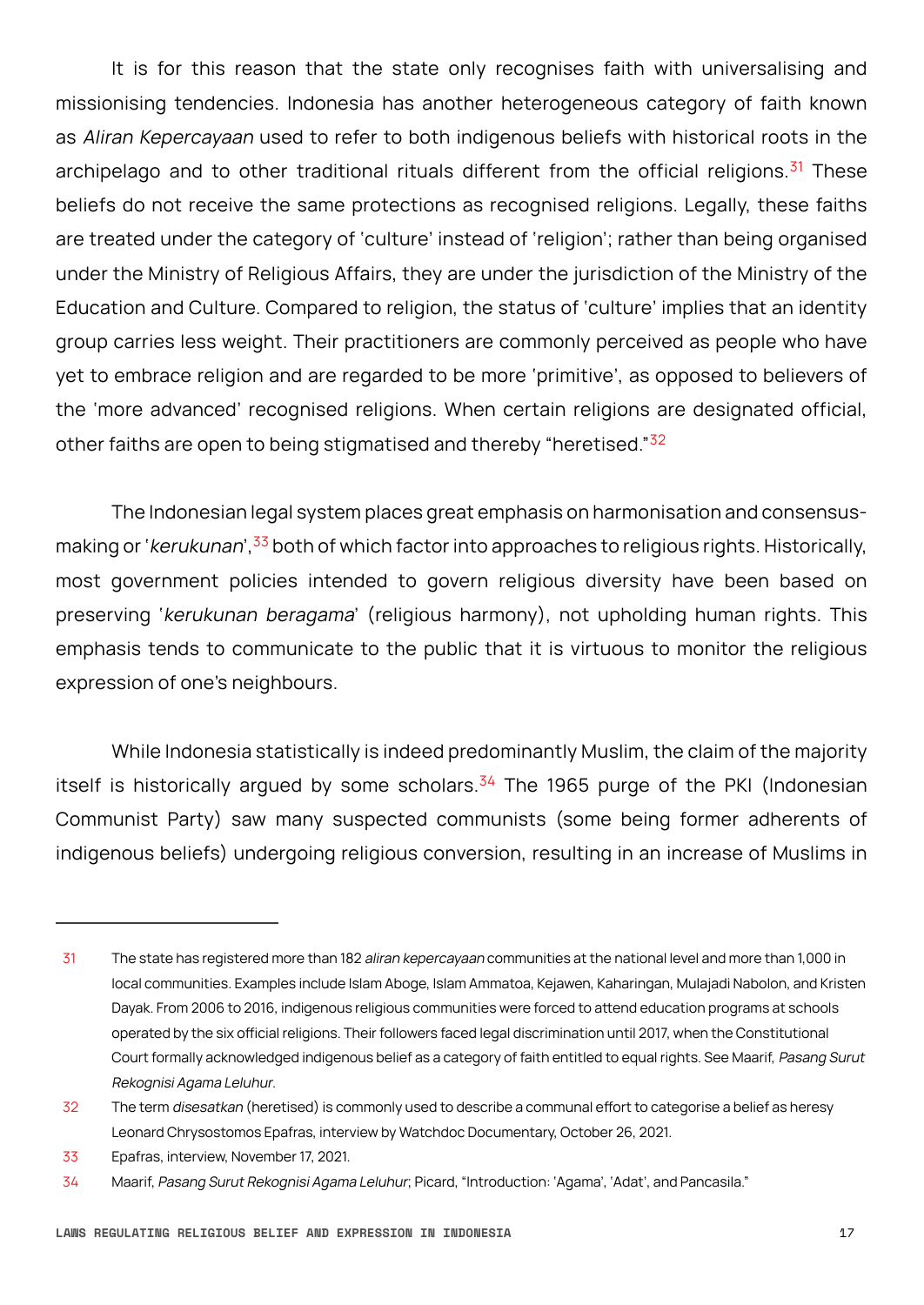It is for this reason that the state only recognises faith with universalising and missionising tendencies. Indonesia has another heterogeneous category of faith known as *Aliran Kepercayaan* used to refer to both indigenous beliefs with historical roots in the archipelago and to other traditional rituals different from the official religions.[31] These beliefs do not receive the same protections as recognised religions. Legally, these faiths are treated under the category of 'culture' instead of 'religion'; rather than being organised under the Ministry of Religious Affairs, they are under the jurisdiction of the Ministry of the Education and Culture. Compared to religion, the status of 'culture' implies that an identity group carries less weight. Their practitioners are commonly perceived as people who have yet to embrace religion and are regarded to be more 'primitive', as opposed to believers of the 'more advanced' recognised religions. When certain religions are designated official, other faiths are open to being stigmatised and thereby "heretised."[32]

The Indonesian legal system places great emphasis on harmonisation and consensus-making or '*kerukunan*',[33] both of which factor into approaches to religious rights. Historically, most government policies intended to govern religious diversity have been based on preserving '*kerukunan beragama*' (religious harmony), not upholding human rights. This emphasis tends to communicate to the public that it is virtuous to monitor the religious expression of one's neighbours.

While Indonesia statistically is indeed predominantly Muslim, the claim of the majority itself is historically argued by some scholars.[34] The 1965 purge of the PKI (Indonesian Communist Party) saw many suspected communists (some being former adherents of indigenous beliefs) undergoing religious conversion, resulting in an increase of Muslims in

---

31 The state has registered more than 182 *aliran kepercayaan* communities at the national level and more than 1,000 in local communities. Examples include Islam Aboge, Islam Ammatoa, Kejawen, Kaharingan, Mulajadi Nabolon, and Kristen Dayak. From 2006 to 2016, indigenous religious communities were forced to attend education programs at schools operated by the six official religions. Their followers faced legal discrimination until 2017, when the Constitutional Court formally acknowledged indigenous belief as a category of faith entitled to equal rights. See Maarif, *Pasang Surut Rekognisi Agama Leluhur*.

32 The term *disesatkan* (heretised) is commonly used to describe a communal effort to categorise a belief as heresy Leonard Chrysostomos Epafras, interview by Watchdoc Documentary, October 26, 2021.

33 Epafras, interview, November 17, 2021.

34 Maarif, *Pasang Surut Rekognisi Agama Leluhur*; Picard, "Introduction: 'Agama', 'Adat', and Pancasila."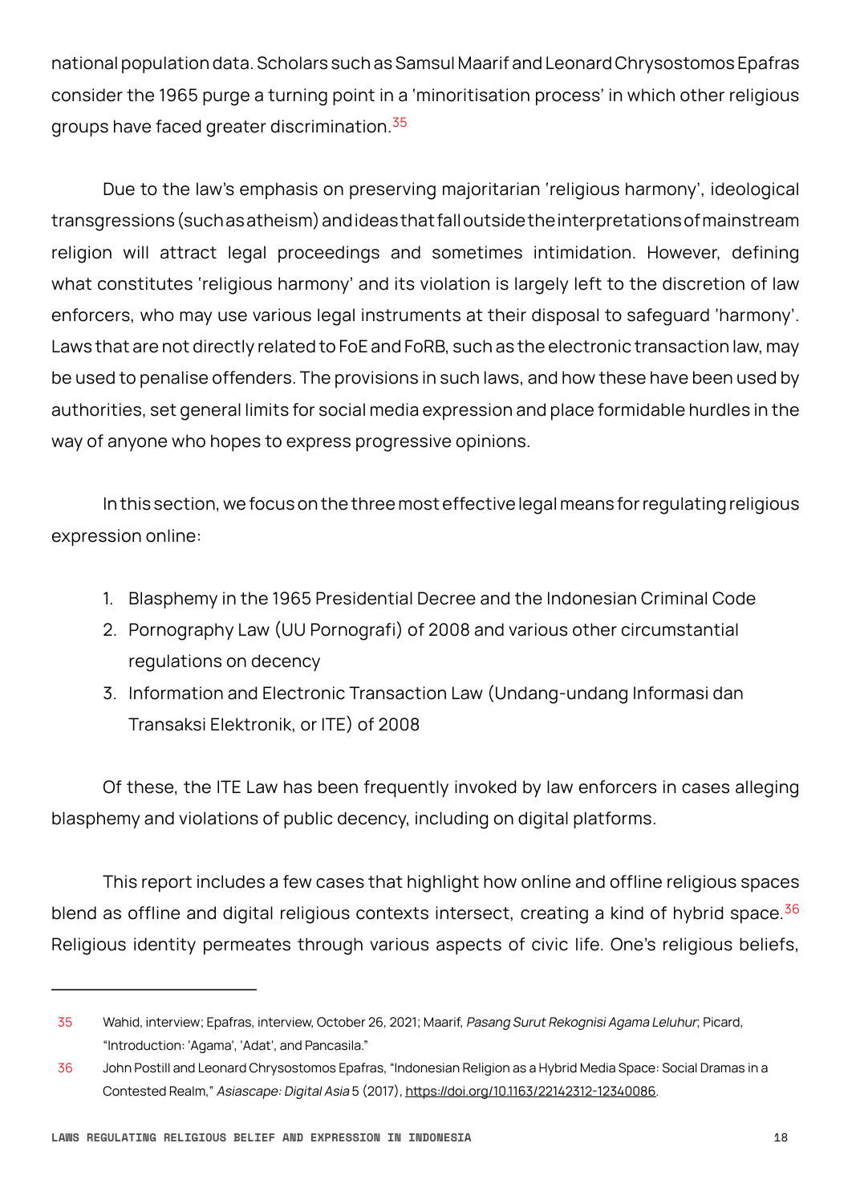national population data. Scholars such as Samsul Maarif and Leonard Chrysostomos Epafras consider the 1965 purge a turning point in a 'minoritisation process' in which other religious groups have faced greater discrimination.[35]

Due to the law's emphasis on preserving majoritarian 'religious harmony', ideological transgressions (such as atheism) and ideas that fall outside the interpretations of mainstream religion will attract legal proceedings and sometimes intimidation. However, defining what constitutes 'religious harmony' and its violation is largely left to the discretion of law enforcers, who may use various legal instruments at their disposal to safeguard 'harmony'. Laws that are not directly related to FoE and FoRB, such as the electronic transaction law, may be used to penalise offenders. The provisions in such laws, and how these have been used by authorities, set general limits for social media expression and place formidable hurdles in the way of anyone who hopes to express progressive opinions.

In this section, we focus on the three most effective legal means for regulating religious expression online:

1. Blasphemy in the 1965 Presidential Decree and the Indonesian Criminal Code
2. Pornography Law (UU Pornografi) of 2008 and various other circumstantial regulations on decency
3. Information and Electronic Transaction Law (Undang-undang Informasi dan Transaksi Elektronik, or ITE) of 2008

Of these, the ITE Law has been frequently invoked by law enforcers in cases alleging blasphemy and violations of public decency, including on digital platforms.

This report includes a few cases that highlight how online and offline religious spaces blend as offline and digital religious contexts intersect, creating a kind of hybrid space.[36] Religious identity permeates through various aspects of civic life. One's religious beliefs,

---

[35] Wahid, interview; Epafras, interview, October 26, 2021; Maarif, *Pasang Surut Rekognisi Agama Leluhur*; Picard, "Introduction: 'Agama', 'Adat', and Pancasila."

[36] John Postill and Leonard Chrysostomos Epafras, "Indonesian Religion as a Hybrid Media Space: Social Dramas in a Contested Realm," *Asiascape: Digital Asia* 5 (2017), https://doi.org/10.1163/22142312-12340086.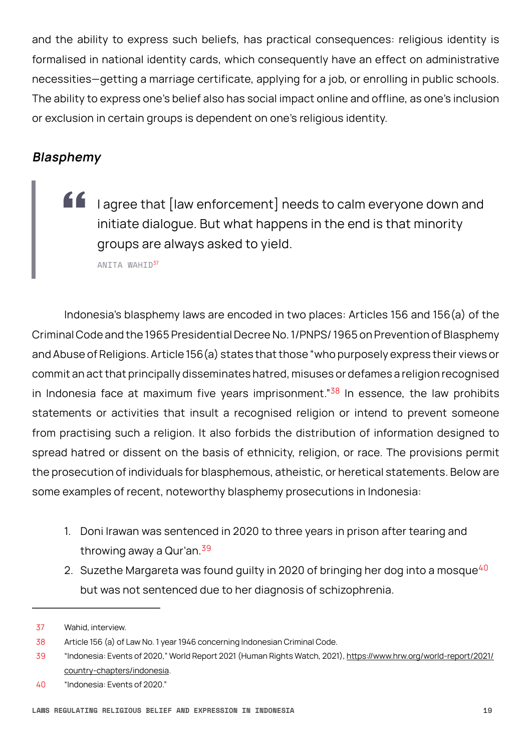and the ability to express such beliefs, has practical consequences: religious identity is formalised in national identity cards, which consequently have an effect on administrative necessities—getting a marriage certificate, applying for a job, or enrolling in public schools. The ability to express one's belief also has social impact online and offline, as one's inclusion or exclusion in certain groups is dependent on one's religious identity.

### *Blasphemy*

> I agree that [law enforcement] needs to calm everyone down and initiate dialogue. But what happens in the end is that minority groups are always asked to yield.
>
> ANITA WAHID[37]

Indonesia's blasphemy laws are encoded in two places: Articles 156 and 156(a) of the Criminal Code and the 1965 Presidential Decree No. 1/PNPS/ 1965 on Prevention of Blasphemy and Abuse of Religions. Article 156(a) states that those "who purposely express their views or commit an act that principally disseminates hatred, misuses or defames a religion recognised in Indonesia face at maximum five years imprisonment."[38] In essence, the law prohibits statements or activities that insult a recognised religion or intend to prevent someone from practising such a religion. It also forbids the distribution of information designed to spread hatred or dissent on the basis of ethnicity, religion, or race. The provisions permit the prosecution of individuals for blasphemous, atheistic, or heretical statements. Below are some examples of recent, noteworthy blasphemy prosecutions in Indonesia:

1. Doni Irawan was sentenced in 2020 to three years in prison after tearing and throwing away a Qur'an.[39]
2. Suzethe Margareta was found guilty in 2020 of bringing her dog into a mosque[40] but was not sentenced due to her diagnosis of schizophrenia.

---

37 Wahid, interview.

38 Article 156 (a) of Law No. 1 year 1946 concerning Indonesian Criminal Code.

39 "Indonesia: Events of 2020," World Report 2021 (Human Rights Watch, 2021), https://www.hrw.org/world-report/2021/country-chapters/indonesia.

40 "Indonesia: Events of 2020."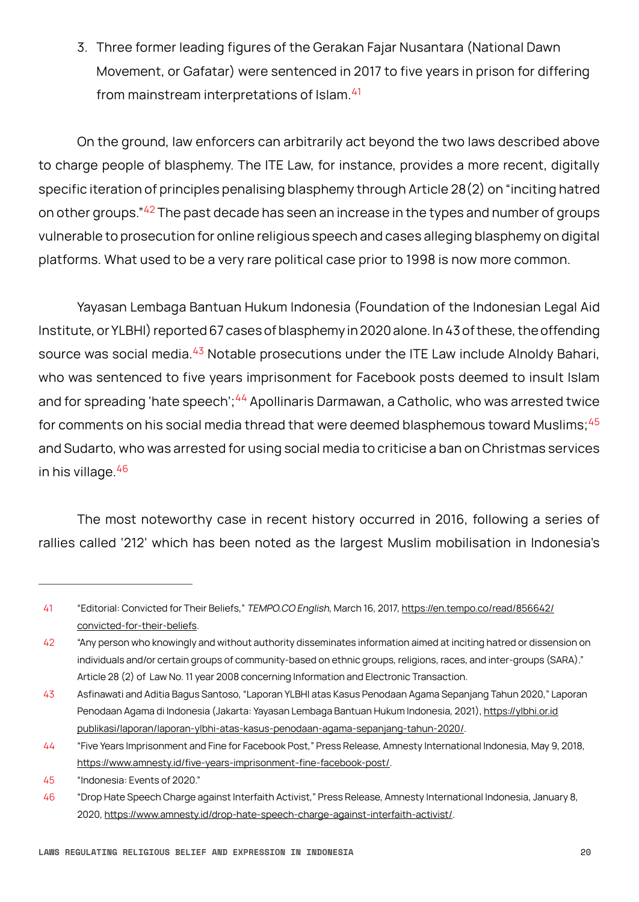3. Three former leading figures of the Gerakan Fajar Nusantara (National Dawn Movement, or Gafatar) were sentenced in 2017 to five years in prison for differing from mainstream interpretations of Islam.[41]

On the ground, law enforcers can arbitrarily act beyond the two laws described above to charge people of blasphemy. The ITE Law, for instance, provides a more recent, digitally specific iteration of principles penalising blasphemy through Article 28(2) on "inciting hatred on other groups."[42] The past decade has seen an increase in the types and number of groups vulnerable to prosecution for online religious speech and cases alleging blasphemy on digital platforms. What used to be a very rare political case prior to 1998 is now more common.

Yayasan Lembaga Bantuan Hukum Indonesia (Foundation of the Indonesian Legal Aid Institute, or YLBHI) reported 67 cases of blasphemy in 2020 alone. In 43 of these, the offending source was social media.[43] Notable prosecutions under the ITE Law include Alnoldy Bahari, who was sentenced to five years imprisonment for Facebook posts deemed to insult Islam and for spreading 'hate speech';[44] Apollinaris Darmawan, a Catholic, who was arrested twice for comments on his social media thread that were deemed blasphemous toward Muslims;[45] and Sudarto, who was arrested for using social media to criticise a ban on Christmas services in his village.[46]

The most noteworthy case in recent history occurred in 2016, following a series of rallies called '212' which has been noted as the largest Muslim mobilisation in Indonesia's

---

41 "Editorial: Convicted for Their Beliefs," *TEMPO.CO English*, March 16, 2017, https://en.tempo.co/read/856642/convicted-for-their-beliefs.

42 "Any person who knowingly and without authority disseminates information aimed at inciting hatred or dissension on individuals and/or certain groups of community-based on ethnic groups, religions, races, and inter-groups (SARA)." Article 28 (2) of Law No. 11 year 2008 concerning Information and Electronic Transaction.

43 Asfinawati and Aditia Bagus Santoso, "Laporan YLBHI atas Kasus Penodaan Agama Sepanjang Tahun 2020," Laporan Penodaan Agama di Indonesia (Jakarta: Yayasan Lembaga Bantuan Hukum Indonesia, 2021), https://ylbhi.or.id publikasi/laporan/laporan-ylbhi-atas-kasus-penodaan-agama-sepanjang-tahun-2020/.

44 "Five Years Imprisonment and Fine for Facebook Post," Press Release, Amnesty International Indonesia, May 9, 2018, https://www.amnesty.id/five-years-imprisonment-fine-facebook-post/.

45 "Indonesia: Events of 2020."

46 "Drop Hate Speech Charge against Interfaith Activist," Press Release, Amnesty International Indonesia, January 8, 2020, https://www.amnesty.id/drop-hate-speech-charge-against-interfaith-activist/.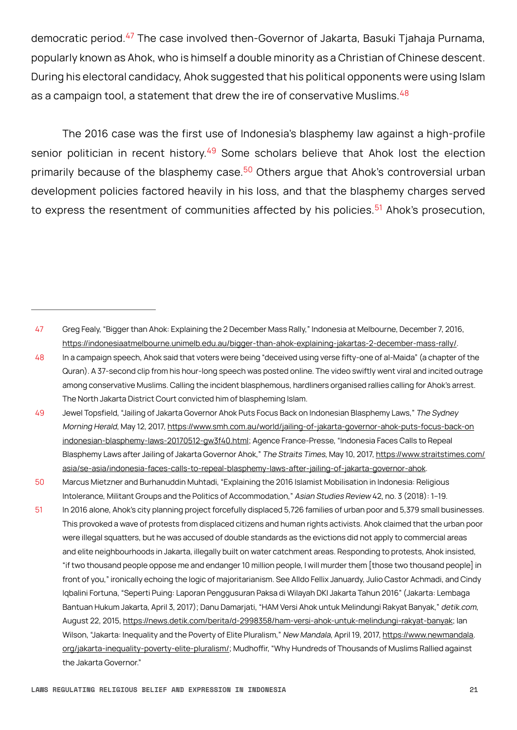democratic period.[47] The case involved then-Governor of Jakarta, Basuki Tjahaja Purnama, popularly known as Ahok, who is himself a double minority as a Christian of Chinese descent. During his electoral candidacy, Ahok suggested that his political opponents were using Islam as a campaign tool, a statement that drew the ire of conservative Muslims.[48]

The 2016 case was the first use of Indonesia's blasphemy law against a high-profile senior politician in recent history.[49] Some scholars believe that Ahok lost the election primarily because of the blasphemy case.[50] Others argue that Ahok's controversial urban development policies factored heavily in his loss, and that the blasphemy charges served to express the resentment of communities affected by his policies.[51] Ahok's prosecution,

---

47 Greg Fealy, "Bigger than Ahok: Explaining the 2 December Mass Rally," Indonesia at Melbourne, December 7, 2016, https://indonesiaatmelbourne.unimelb.edu.au/bigger-than-ahok-explaining-jakartas-2-december-mass-rally/.

48 In a campaign speech, Ahok said that voters were being "deceived using verse fifty-one of al-Maida" (a chapter of the Quran). A 37-second clip from his hour-long speech was posted online. The video swiftly went viral and incited outrage among conservative Muslims. Calling the incident blasphemous, hardliners organised rallies calling for Ahok's arrest. The North Jakarta District Court convicted him of blaspheming Islam.

49 Jewel Topsfield, "Jailing of Jakarta Governor Ahok Puts Focus Back on Indonesian Blasphemy Laws," *The Sydney Morning Herald*, May 12, 2017, https://www.smh.com.au/world/jailing-of-jakarta-governor-ahok-puts-focus-back-on indonesian-blasphemy-laws-20170512-gw3f40.html; Agence France-Presse, "Indonesia Faces Calls to Repeal Blasphemy Laws after Jailing of Jakarta Governor Ahok," *The Straits Times*, May 10, 2017, https://www.straitstimes.com/asia/se-asia/indonesia-faces-calls-to-repeal-blasphemy-laws-after-jailing-of-jakarta-governor-ahok.

50 Marcus Mietzner and Burhanuddin Muhtadi, "Explaining the 2016 Islamist Mobilisation in Indonesia: Religious Intolerance, Militant Groups and the Politics of Accommodation," *Asian Studies Review* 42, no. 3 (2018): 1–19.

51 In 2016 alone, Ahok's city planning project forcefully displaced 5,726 families of urban poor and 5,379 small businesses. This provoked a wave of protests from displaced citizens and human rights activists. Ahok claimed that the urban poor were illegal squatters, but he was accused of double standards as the evictions did not apply to commercial areas and elite neighbourhoods in Jakarta, illegally built on water catchment areas. Responding to protests, Ahok insisted, "if two thousand people oppose me and endanger 10 million people, I will murder them [those two thousand people] in front of you," ironically echoing the logic of majoritarianism. See Alldo Fellix Januardy, Julio Castor Achmadi, and Cindy Iqbalini Fortuna, "Seperti Puing: Laporan Penggusuran Paksa di Wilayah DKI Jakarta Tahun 2016" (Jakarta: Lembaga Bantuan Hukum Jakarta, April 3, 2017); Danu Damarjati, "HAM Versi Ahok untuk Melindungi Rakyat Banyak," *detik.com*, August 22, 2015, https://news.detik.com/berita/d-2998358/ham-versi-ahok-untuk-melindungi-rakyat-banyak; Ian Wilson, "Jakarta: Inequality and the Poverty of Elite Pluralism," *New Mandala*, April 19, 2017, https://www.newmandala.org/jakarta-inequality-poverty-elite-pluralism/; Mudhoffir, "Why Hundreds of Thousands of Muslims Rallied against the Jakarta Governor."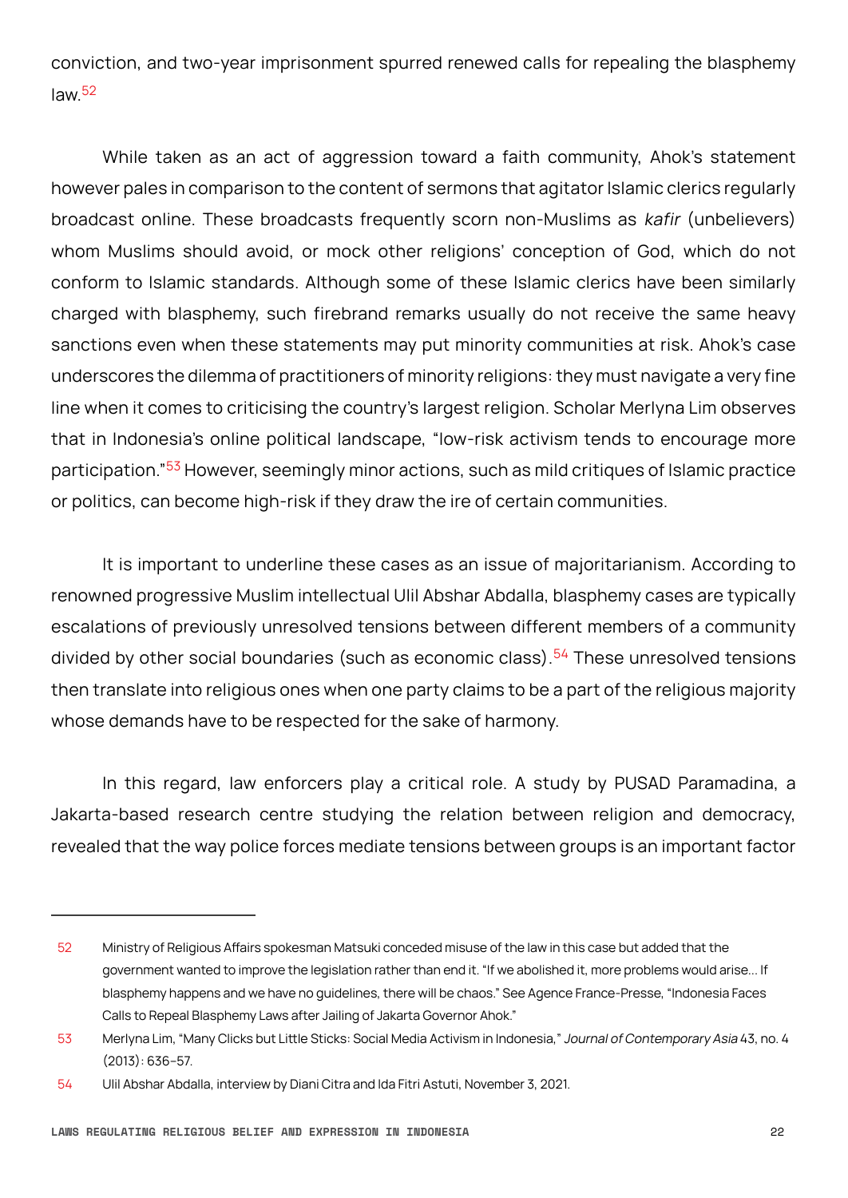conviction, and two-year imprisonment spurred renewed calls for repealing the blasphemy law.[52]

While taken as an act of aggression toward a faith community, Ahok's statement however pales in comparison to the content of sermons that agitator Islamic clerics regularly broadcast online. These broadcasts frequently scorn non-Muslims as *kafir* (unbelievers) whom Muslims should avoid, or mock other religions' conception of God, which do not conform to Islamic standards. Although some of these Islamic clerics have been similarly charged with blasphemy, such firebrand remarks usually do not receive the same heavy sanctions even when these statements may put minority communities at risk. Ahok's case underscores the dilemma of practitioners of minority religions: they must navigate a very fine line when it comes to criticising the country's largest religion. Scholar Merlyna Lim observes that in Indonesia's online political landscape, "low-risk activism tends to encourage more participation."[53] However, seemingly minor actions, such as mild critiques of Islamic practice or politics, can become high-risk if they draw the ire of certain communities.

It is important to underline these cases as an issue of majoritarianism. According to renowned progressive Muslim intellectual Ulil Abshar Abdalla, blasphemy cases are typically escalations of previously unresolved tensions between different members of a community divided by other social boundaries (such as economic class).[54] These unresolved tensions then translate into religious ones when one party claims to be a part of the religious majority whose demands have to be respected for the sake of harmony.

In this regard, law enforcers play a critical role. A study by PUSAD Paramadina, a Jakarta-based research centre studying the relation between religion and democracy, revealed that the way police forces mediate tensions between groups is an important factor

---

[52] Ministry of Religious Affairs spokesman Matsuki conceded misuse of the law in this case but added that the government wanted to improve the legislation rather than end it. "If we abolished it, more problems would arise... If blasphemy happens and we have no guidelines, there will be chaos." See Agence France-Presse, "Indonesia Faces Calls to Repeal Blasphemy Laws after Jailing of Jakarta Governor Ahok."

[53] Merlyna Lim, "Many Clicks but Little Sticks: Social Media Activism in Indonesia," *Journal of Contemporary Asia* 43, no. 4 (2013): 636–57.

[54] Ulil Abshar Abdalla, interview by Diani Citra and Ida Fitri Astuti, November 3, 2021.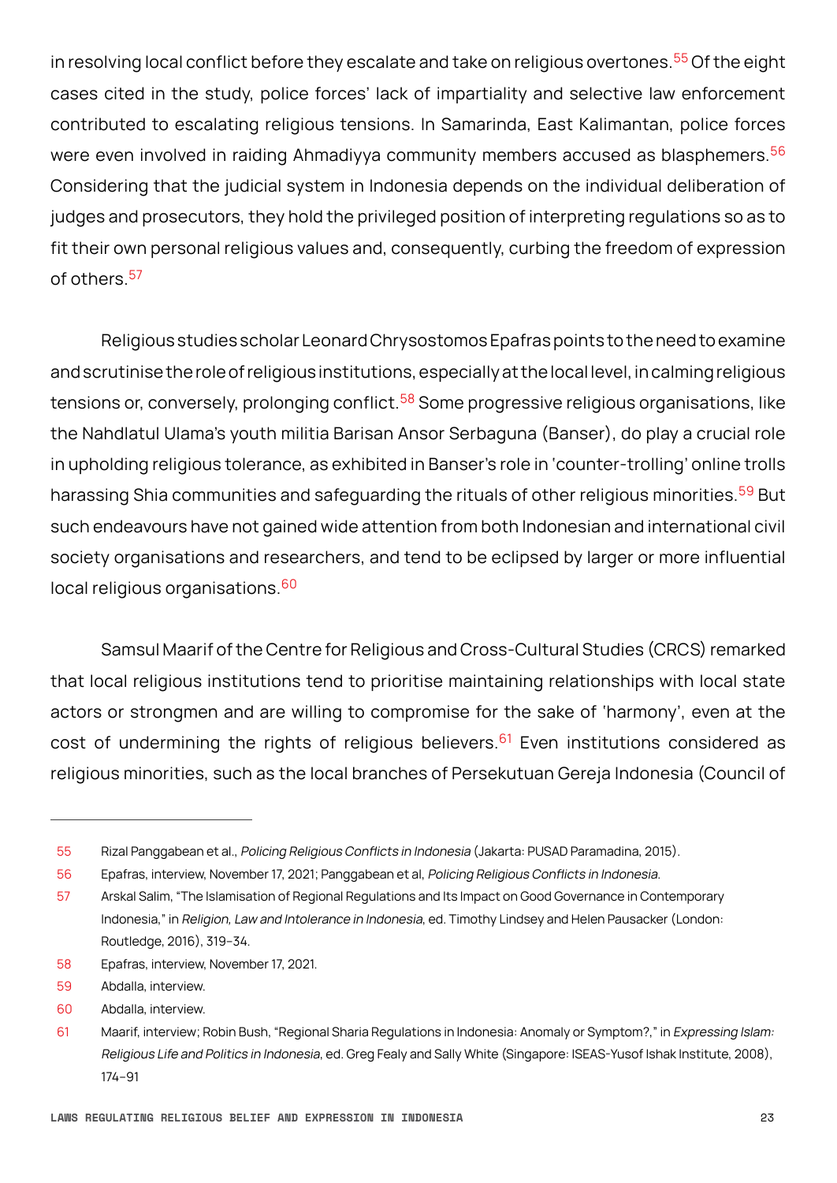in resolving local conflict before they escalate and take on religious overtones.[55] Of the eight cases cited in the study, police forces' lack of impartiality and selective law enforcement contributed to escalating religious tensions. In Samarinda, East Kalimantan, police forces were even involved in raiding Ahmadiyya community members accused as blasphemers.[56] Considering that the judicial system in Indonesia depends on the individual deliberation of judges and prosecutors, they hold the privileged position of interpreting regulations so as to fit their own personal religious values and, consequently, curbing the freedom of expression of others.[57]

Religious studies scholar Leonard Chrysostomos Epafras points to the need to examine and scrutinise the role of religious institutions, especially at the local level, in calming religious tensions or, conversely, prolonging conflict.[58] Some progressive religious organisations, like the Nahdlatul Ulama's youth militia Barisan Ansor Serbaguna (Banser), do play a crucial role in upholding religious tolerance, as exhibited in Banser's role in 'counter-trolling' online trolls harassing Shia communities and safeguarding the rituals of other religious minorities.[59] But such endeavours have not gained wide attention from both Indonesian and international civil society organisations and researchers, and tend to be eclipsed by larger or more influential local religious organisations.[60]

Samsul Maarif of the Centre for Religious and Cross-Cultural Studies (CRCS) remarked that local religious institutions tend to prioritise maintaining relationships with local state actors or strongmen and are willing to compromise for the sake of 'harmony', even at the cost of undermining the rights of religious believers.[61] Even institutions considered as religious minorities, such as the local branches of Persekutuan Gereja Indonesia (Council of

---

55 Rizal Panggabean et al., *Policing Religious Conflicts in Indonesia* (Jakarta: PUSAD Paramadina, 2015).

56 Epafras, interview, November 17, 2021; Panggabean et al, *Policing Religious Conflicts in Indonesia*.

57 Arskal Salim, "The Islamisation of Regional Regulations and Its Impact on Good Governance in Contemporary Indonesia," in *Religion, Law and Intolerance in Indonesia*, ed. Timothy Lindsey and Helen Pausacker (London: Routledge, 2016), 319–34.

58 Epafras, interview, November 17, 2021.

59 Abdalla, interview.

60 Abdalla, interview.

61 Maarif, interview; Robin Bush, "Regional Sharia Regulations in Indonesia: Anomaly or Symptom?," in *Expressing Islam: Religious Life and Politics in Indonesia*, ed. Greg Fealy and Sally White (Singapore: ISEAS-Yusof Ishak Institute, 2008), 174–91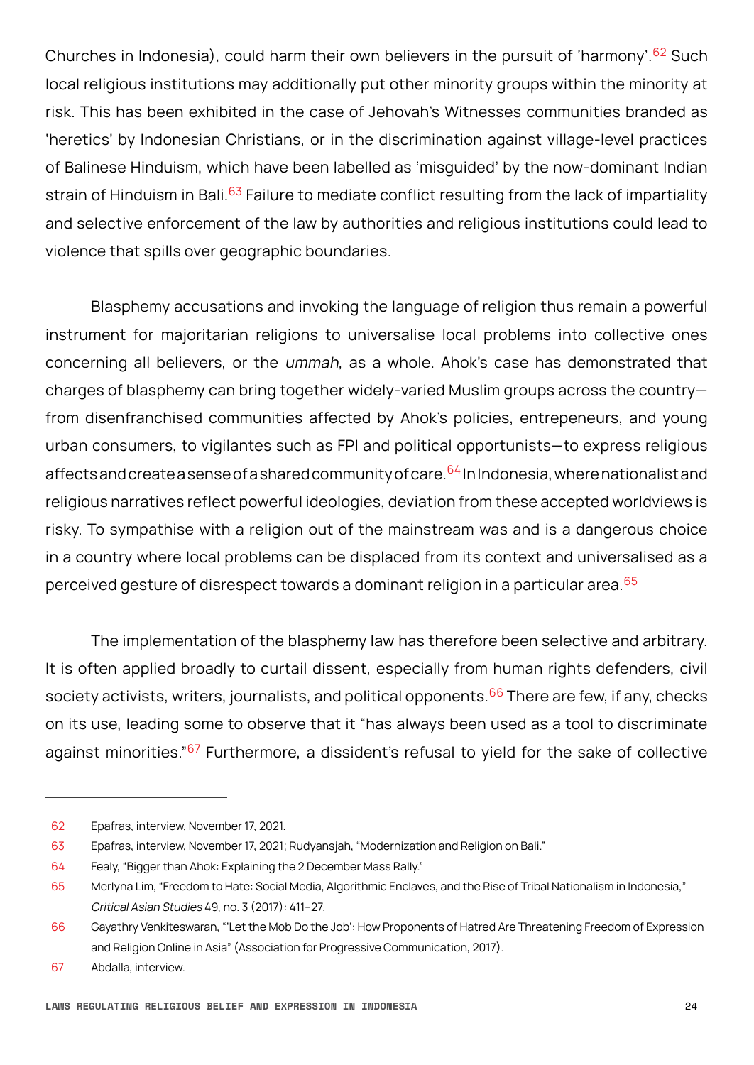Churches in Indonesia), could harm their own believers in the pursuit of 'harmony'.[62] Such local religious institutions may additionally put other minority groups within the minority at risk. This has been exhibited in the case of Jehovah's Witnesses communities branded as 'heretics' by Indonesian Christians, or in the discrimination against village-level practices of Balinese Hinduism, which have been labelled as 'misguided' by the now-dominant Indian strain of Hinduism in Bali.[63] Failure to mediate conflict resulting from the lack of impartiality and selective enforcement of the law by authorities and religious institutions could lead to violence that spills over geographic boundaries.

Blasphemy accusations and invoking the language of religion thus remain a powerful instrument for majoritarian religions to universalise local problems into collective ones concerning all believers, or the *ummah*, as a whole. Ahok's case has demonstrated that charges of blasphemy can bring together widely-varied Muslim groups across the country—from disenfranchised communities affected by Ahok's policies, entrepeneurs, and young urban consumers, to vigilantes such as FPI and political opportunists—to express religious affects and create a sense of a shared community of care.[64] In Indonesia, where nationalist and religious narratives reflect powerful ideologies, deviation from these accepted worldviews is risky. To sympathise with a religion out of the mainstream was and is a dangerous choice in a country where local problems can be displaced from its context and universalised as a perceived gesture of disrespect towards a dominant religion in a particular area.[65]

The implementation of the blasphemy law has therefore been selective and arbitrary. It is often applied broadly to curtail dissent, especially from human rights defenders, civil society activists, writers, journalists, and political opponents.[66] There are few, if any, checks on its use, leading some to observe that it "has always been used as a tool to discriminate against minorities."[67] Furthermore, a dissident's refusal to yield for the sake of collective

---

62 Epafras, interview, November 17, 2021.

63 Epafras, interview, November 17, 2021; Rudyansjah, "Modernization and Religion on Bali."

64 Fealy, "Bigger than Ahok: Explaining the 2 December Mass Rally."

65 Merlyna Lim, "Freedom to Hate: Social Media, Algorithmic Enclaves, and the Rise of Tribal Nationalism in Indonesia," *Critical Asian Studies* 49, no. 3 (2017): 411–27.

66 Gayathry Venkiteswaran, "'Let the Mob Do the Job': How Proponents of Hatred Are Threatening Freedom of Expression and Religion Online in Asia" (Association for Progressive Communication, 2017).

67 Abdalla, interview.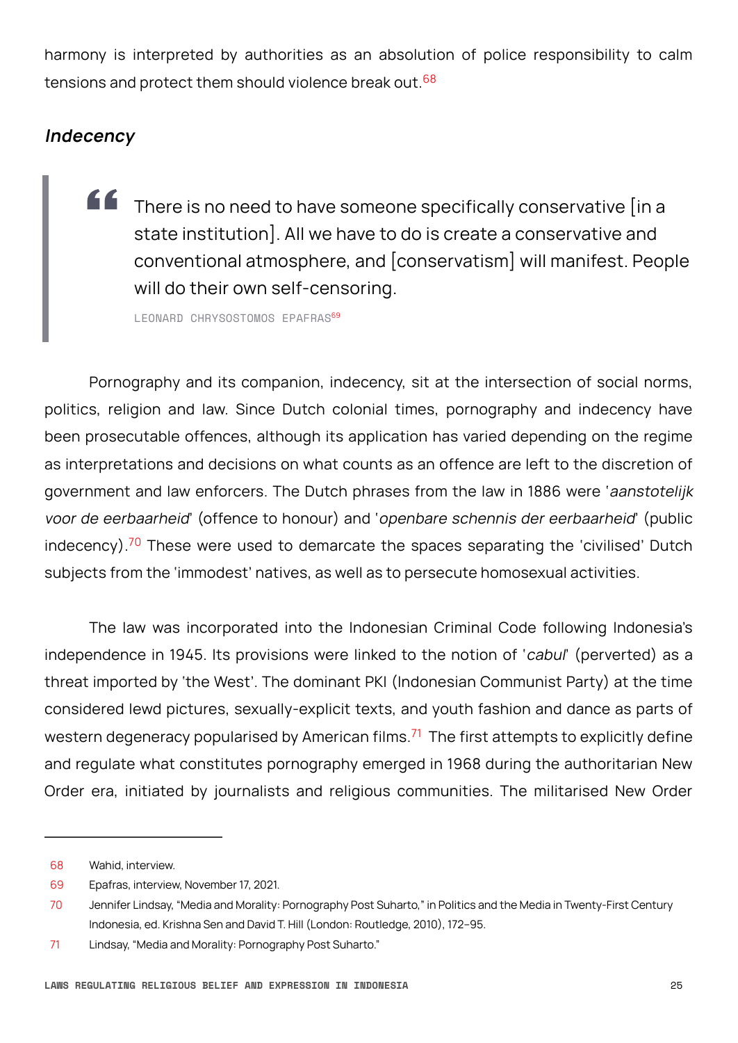harmony is interpreted by authorities as an absolution of police responsibility to calm tensions and protect them should violence break out.[68]

### *Indecency*

> There is no need to have someone specifically conservative [in a state institution]. All we have to do is create a conservative and conventional atmosphere, and [conservatism] will manifest. People will do their own self-censoring.
>
> LEONARD CHRYSOSTOMOS EPAFRAS[69]

Pornography and its companion, indecency, sit at the intersection of social norms, politics, religion and law. Since Dutch colonial times, pornography and indecency have been prosecutable offences, although its application has varied depending on the regime as interpretations and decisions on what counts as an offence are left to the discretion of government and law enforcers. The Dutch phrases from the law in 1886 were '*aanstotelijk voor de eerbaarheid*' (offence to honour) and '*openbare schennis der eerbaarheid*' (public indecency).[70] These were used to demarcate the spaces separating the 'civilised' Dutch subjects from the 'immodest' natives, as well as to persecute homosexual activities.

The law was incorporated into the Indonesian Criminal Code following Indonesia's independence in 1945. Its provisions were linked to the notion of '*cabul*' (perverted) as a threat imported by 'the West'. The dominant PKI (Indonesian Communist Party) at the time considered lewd pictures, sexually-explicit texts, and youth fashion and dance as parts of western degeneracy popularised by American films.[71] The first attempts to explicitly define and regulate what constitutes pornography emerged in 1968 during the authoritarian New Order era, initiated by journalists and religious communities. The militarised New Order

---

68 Wahid, interview.

69 Epafras, interview, November 17, 2021.

70 Jennifer Lindsay, "Media and Morality: Pornography Post Suharto," in Politics and the Media in Twenty-First Century Indonesia, ed. Krishna Sen and David T. Hill (London: Routledge, 2010), 172–95.

71 Lindsay, "Media and Morality: Pornography Post Suharto."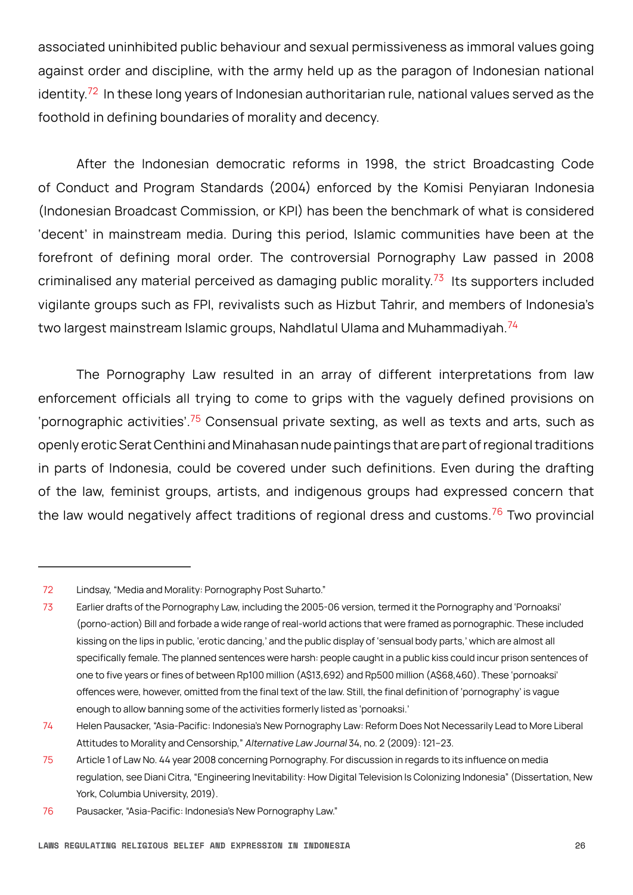associated uninhibited public behaviour and sexual permissiveness as immoral values going against order and discipline, with the army held up as the paragon of Indonesian national identity.[72] In these long years of Indonesian authoritarian rule, national values served as the foothold in defining boundaries of morality and decency.

After the Indonesian democratic reforms in 1998, the strict Broadcasting Code of Conduct and Program Standards (2004) enforced by the Komisi Penyiaran Indonesia (Indonesian Broadcast Commission, or KPI) has been the benchmark of what is considered 'decent' in mainstream media. During this period, Islamic communities have been at the forefront of defining moral order. The controversial Pornography Law passed in 2008 criminalised any material perceived as damaging public morality.[73] Its supporters included vigilante groups such as FPI, revivalists such as Hizbut Tahrir, and members of Indonesia's two largest mainstream Islamic groups, Nahdlatul Ulama and Muhammadiyah.[74]

The Pornography Law resulted in an array of different interpretations from law enforcement officials all trying to come to grips with the vaguely defined provisions on 'pornographic activities'.[75] Consensual private sexting, as well as texts and arts, such as openly erotic Serat Centhini and Minahasan nude paintings that are part of regional traditions in parts of Indonesia, could be covered under such definitions. Even during the drafting of the law, feminist groups, artists, and indigenous groups had expressed concern that the law would negatively affect traditions of regional dress and customs.[76] Two provincial

---

72 Lindsay, "Media and Morality: Pornography Post Suharto."

73 Earlier drafts of the Pornography Law, including the 2005-06 version, termed it the Pornography and 'Pornoaksi' (porno-action) Bill and forbade a wide range of real-world actions that were framed as pornographic. These included kissing on the lips in public, 'erotic dancing,' and the public display of 'sensual body parts,' which are almost all specifically female. The planned sentences were harsh: people caught in a public kiss could incur prison sentences of one to five years or fines of between Rp100 million (A$13,692) and Rp500 million (A$68,460). These 'pornoaksi' offences were, however, omitted from the final text of the law. Still, the final definition of 'pornography' is vague enough to allow banning some of the activities formerly listed as 'pornoaksi.'

74 Helen Pausacker, "Asia-Pacific: Indonesia's New Pornography Law: Reform Does Not Necessarily Lead to More Liberal Attitudes to Morality and Censorship," *Alternative Law Journal* 34, no. 2 (2009): 121–23.

75 Article 1 of Law No. 44 year 2008 concerning Pornography. For discussion in regards to its influence on media regulation, see Diani Citra, "Engineering Inevitability: How Digital Television Is Colonizing Indonesia" (Dissertation, New York, Columbia University, 2019).

76 Pausacker, "Asia-Pacific: Indonesia's New Pornography Law."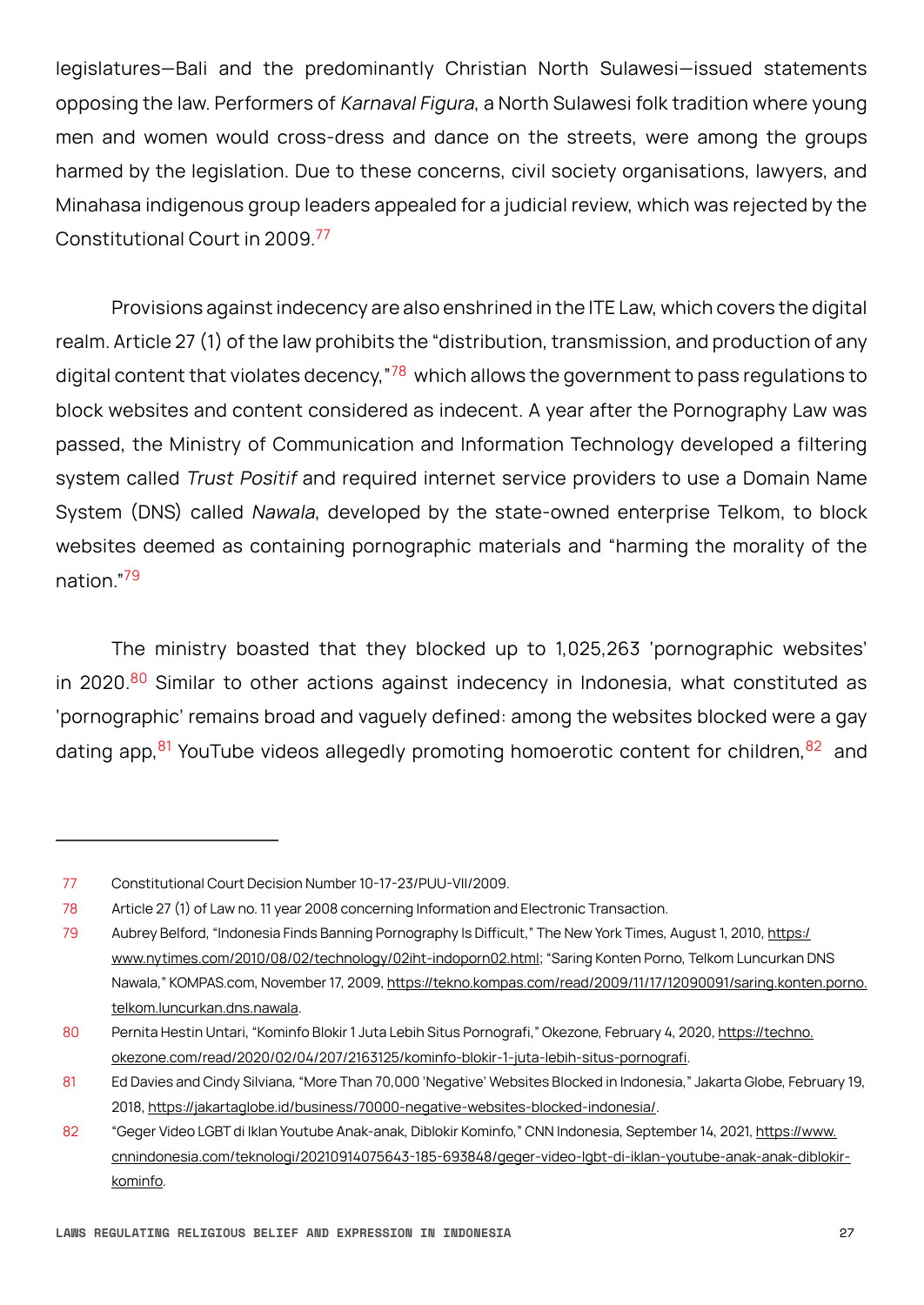legislatures—Bali and the predominantly Christian North Sulawesi—issued statements opposing the law. Performers of *Karnaval Figura*, a North Sulawesi folk tradition where young men and women would cross-dress and dance on the streets, were among the groups harmed by the legislation. Due to these concerns, civil society organisations, lawyers, and Minahasa indigenous group leaders appealed for a judicial review, which was rejected by the Constitutional Court in 2009.[77]

Provisions against indecency are also enshrined in the ITE Law, which covers the digital realm. Article 27 (1) of the law prohibits the "distribution, transmission, and production of any digital content that violates decency,"[78] which allows the government to pass regulations to block websites and content considered as indecent. A year after the Pornography Law was passed, the Ministry of Communication and Information Technology developed a filtering system called *Trust Positif* and required internet service providers to use a Domain Name System (DNS) called *Nawala*, developed by the state-owned enterprise Telkom, to block websites deemed as containing pornographic materials and "harming the morality of the nation."[79]

The ministry boasted that they blocked up to 1,025,263 'pornographic websites' in 2020.[80] Similar to other actions against indecency in Indonesia, what constituted as 'pornographic' remains broad and vaguely defined: among the websites blocked were a gay dating app,[81] YouTube videos allegedly promoting homoerotic content for children,[82] and

---

77 Constitutional Court Decision Number 10-17-23/PUU-VII/2009.

78 Article 27 (1) of Law no. 11 year 2008 concerning Information and Electronic Transaction.

79 Aubrey Belford, "Indonesia Finds Banning Pornography Is Difficult," The New York Times, August 1, 2010, https://www.nytimes.com/2010/08/02/technology/02iht-indoporn02.html; "Saring Konten Porno, Telkom Luncurkan DNS Nawala," KOMPAS.com, November 17, 2009, https://tekno.kompas.com/read/2009/11/17/12090091/saring.konten.porno.telkom.luncurkan.dns.nawala.

80 Pernita Hestin Untari, "Kominfo Blokir 1 Juta Lebih Situs Pornografi," Okezone, February 4, 2020, https://techno.okezone.com/read/2020/02/04/207/2163125/kominfo-blokir-1-juta-lebih-situs-pornografi.

81 Ed Davies and Cindy Silviana, "More Than 70,000 'Negative' Websites Blocked in Indonesia," Jakarta Globe, February 19, 2018, https://jakartaglobe.id/business/70000-negative-websites-blocked-indonesia/.

82 "Geger Video LGBT di Iklan Youtube Anak-anak, Diblokir Kominfo," CNN Indonesia, September 14, 2021, https://www.cnnindonesia.com/teknologi/20210914075643-185-693848/geger-video-lgbt-di-iklan-youtube-anak-anak-diblokir-kominfo.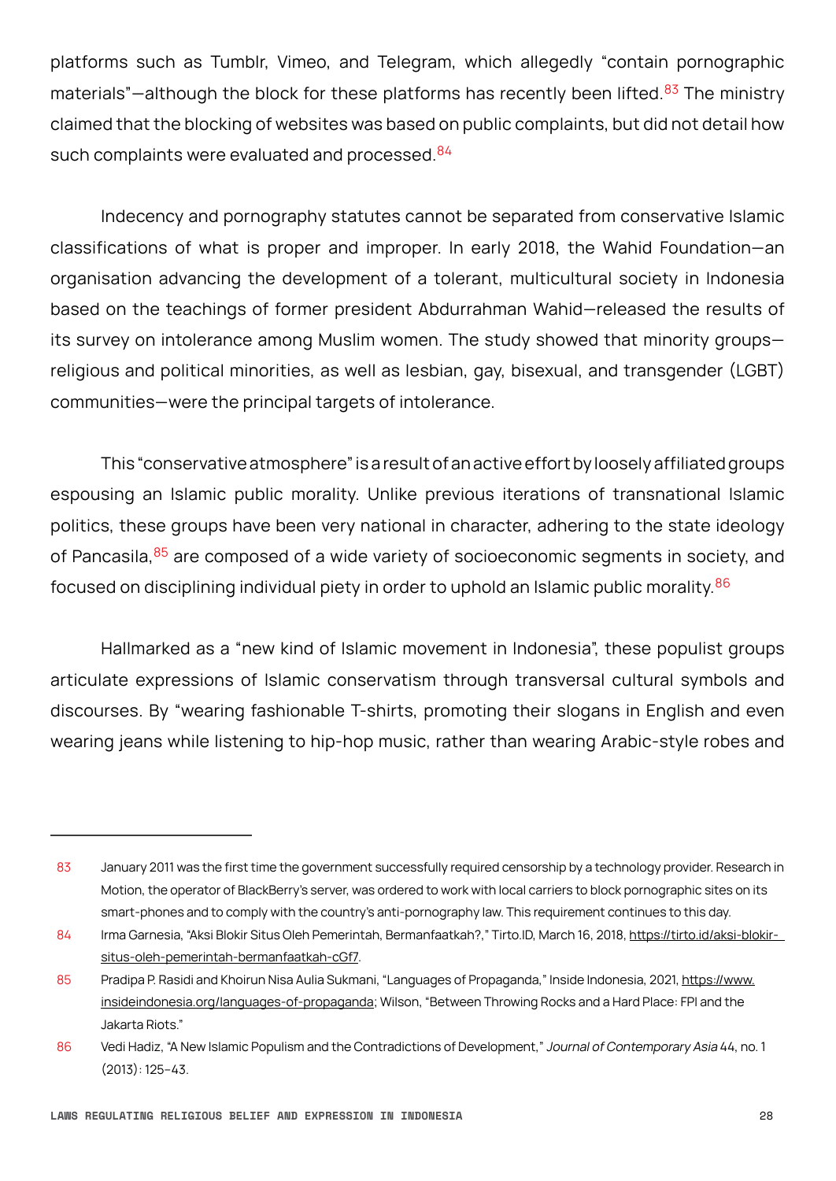platforms such as Tumblr, Vimeo, and Telegram, which allegedly "contain pornographic materials"—although the block for these platforms has recently been lifted.[83] The ministry claimed that the blocking of websites was based on public complaints, but did not detail how such complaints were evaluated and processed.[84]

Indecency and pornography statutes cannot be separated from conservative Islamic classifications of what is proper and improper. In early 2018, the Wahid Foundation—an organisation advancing the development of a tolerant, multicultural society in Indonesia based on the teachings of former president Abdurrahman Wahid—released the results of its survey on intolerance among Muslim women. The study showed that minority groups—religious and political minorities, as well as lesbian, gay, bisexual, and transgender (LGBT) communities—were the principal targets of intolerance.

This "conservative atmosphere" is a result of an active effort by loosely affiliated groups espousing an Islamic public morality. Unlike previous iterations of transnational Islamic politics, these groups have been very national in character, adhering to the state ideology of Pancasila,[85] are composed of a wide variety of socioeconomic segments in society, and focused on disciplining individual piety in order to uphold an Islamic public morality.[86]

Hallmarked as a "new kind of Islamic movement in Indonesia", these populist groups articulate expressions of Islamic conservatism through transversal cultural symbols and discourses. By "wearing fashionable T-shirts, promoting their slogans in English and even wearing jeans while listening to hip-hop music, rather than wearing Arabic-style robes and

---

83 January 2011 was the first time the government successfully required censorship by a technology provider. Research in Motion, the operator of BlackBerry's server, was ordered to work with local carriers to block pornographic sites on its smart-phones and to comply with the country's anti-pornography law. This requirement continues to this day.

84 Irma Garnesia, "Aksi Blokir Situs Oleh Pemerintah, Bermanfaatkah?," Tirto.ID, March 16, 2018, https://tirto.id/aksi-blokir-situs-oleh-pemerintah-bermanfaatkah-cGf7.

85 Pradipa P. Rasidi and Khoirun Nisa Aulia Sukmani, "Languages of Propaganda," Inside Indonesia, 2021, https://www.insideindonesia.org/languages-of-propaganda; Wilson, "Between Throwing Rocks and a Hard Place: FPI and the Jakarta Riots."

86 Vedi Hadiz, "A New Islamic Populism and the Contradictions of Development," *Journal of Contemporary Asia* 44, no. 1 (2013): 125–43.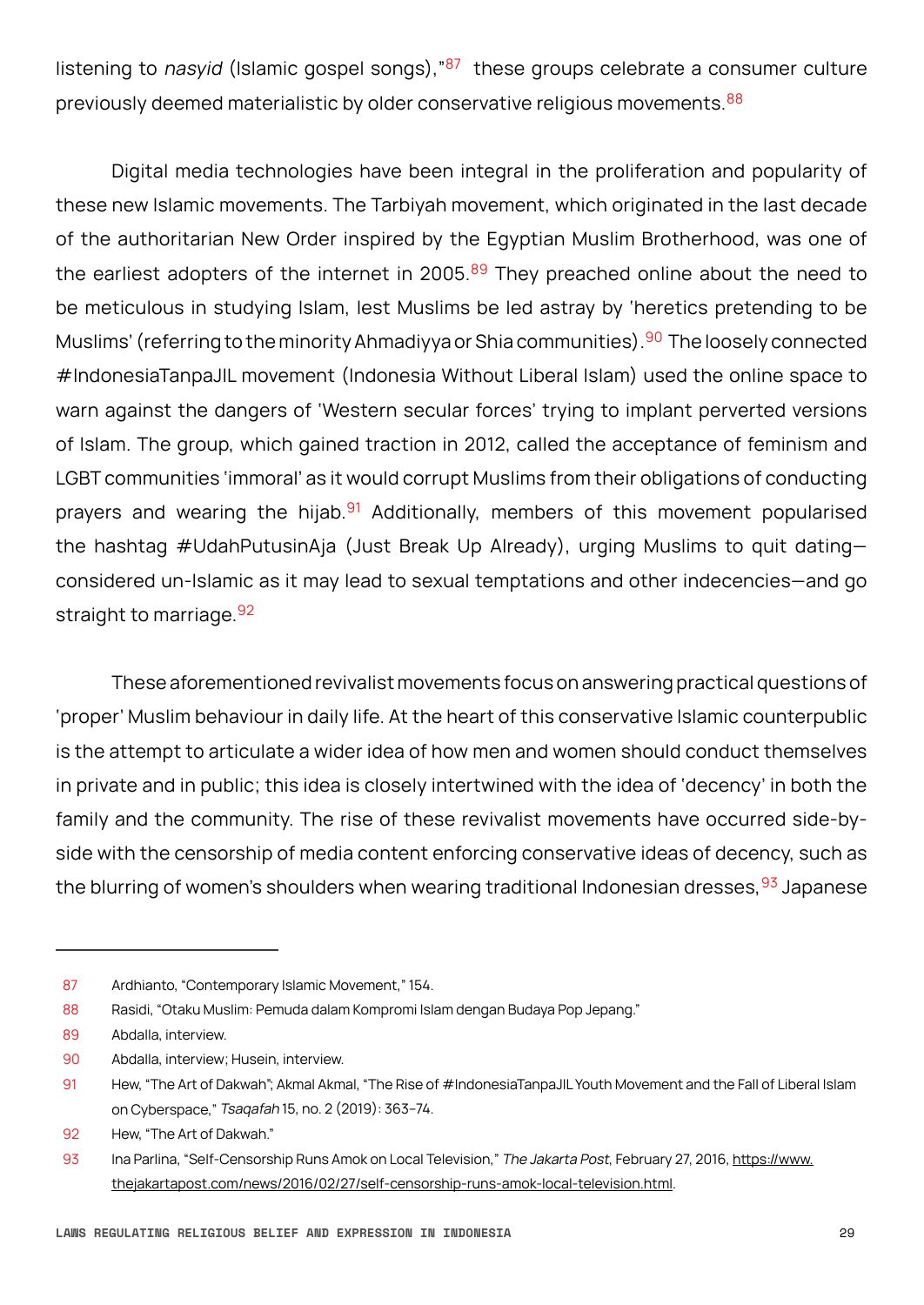listening to *nasyid* (Islamic gospel songs),"[87] these groups celebrate a consumer culture previously deemed materialistic by older conservative religious movements.[88]

Digital media technologies have been integral in the proliferation and popularity of these new Islamic movements. The Tarbiyah movement, which originated in the last decade of the authoritarian New Order inspired by the Egyptian Muslim Brotherhood, was one of the earliest adopters of the internet in 2005.[89] They preached online about the need to be meticulous in studying Islam, lest Muslims be led astray by 'heretics pretending to be Muslims' (referring to the minority Ahmadiyya or Shia communities).[90] The loosely connected #IndonesiaTanpaJIL movement (Indonesia Without Liberal Islam) used the online space to warn against the dangers of 'Western secular forces' trying to implant perverted versions of Islam. The group, which gained traction in 2012, called the acceptance of feminism and LGBT communities 'immoral' as it would corrupt Muslims from their obligations of conducting prayers and wearing the hijab.[91] Additionally, members of this movement popularised the hashtag #UdahPutusinAja (Just Break Up Already), urging Muslims to quit dating—considered un-Islamic as it may lead to sexual temptations and other indecencies—and go straight to marriage.[92]

These aforementioned revivalist movements focus on answering practical questions of 'proper' Muslim behaviour in daily life. At the heart of this conservative Islamic counterpublic is the attempt to articulate a wider idea of how men and women should conduct themselves in private and in public; this idea is closely intertwined with the idea of 'decency' in both the family and the community. The rise of these revivalist movements have occurred side-by-side with the censorship of media content enforcing conservative ideas of decency, such as the blurring of women's shoulders when wearing traditional Indonesian dresses,[93] Japanese

---

87 Ardhianto, "Contemporary Islamic Movement," 154.

88 Rasidi, "Otaku Muslim: Pemuda dalam Kompromi Islam dengan Budaya Pop Jepang."

89 Abdalla, interview.

90 Abdalla, interview; Husein, interview.

91 Hew, "The Art of Dakwah"; Akmal Akmal, "The Rise of #IndonesiaTanpaJIL Youth Movement and the Fall of Liberal Islam on Cyberspace," *Tsaqafah* 15, no. 2 (2019): 363–74.

92 Hew, "The Art of Dakwah."

93 Ina Parlina, "Self-Censorship Runs Amok on Local Television," *The Jakarta Post*, February 27, 2016, https://www.thejakartapost.com/news/2016/02/27/self-censorship-runs-amok-local-television.html.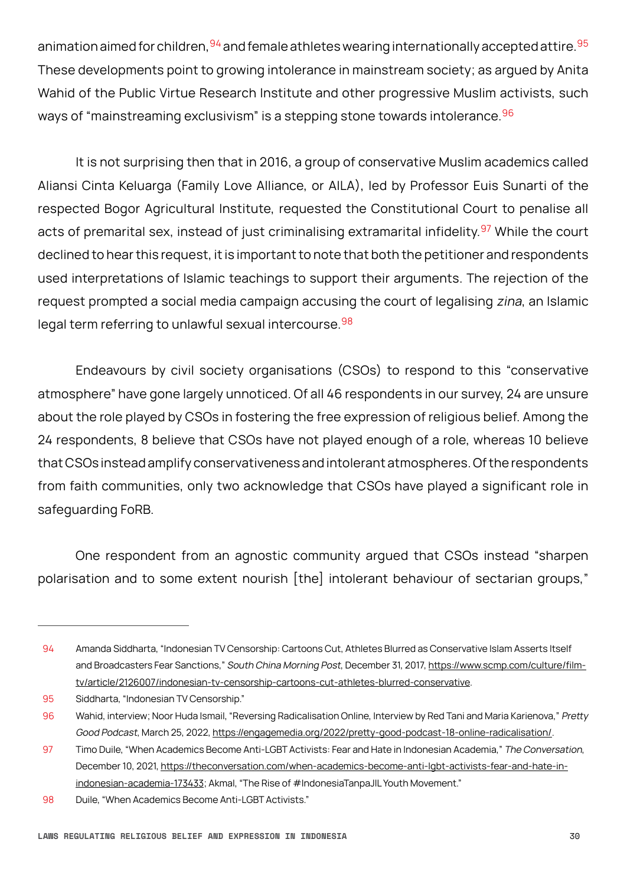animation aimed for children,[94] and female athletes wearing internationally accepted attire.[95] These developments point to growing intolerance in mainstream society; as argued by Anita Wahid of the Public Virtue Research Institute and other progressive Muslim activists, such ways of "mainstreaming exclusivism" is a stepping stone towards intolerance.[96]

It is not surprising then that in 2016, a group of conservative Muslim academics called Aliansi Cinta Keluarga (Family Love Alliance, or AILA), led by Professor Euis Sunarti of the respected Bogor Agricultural Institute, requested the Constitutional Court to penalise all acts of premarital sex, instead of just criminalising extramarital infidelity.[97] While the court declined to hear this request, it is important to note that both the petitioner and respondents used interpretations of Islamic teachings to support their arguments. The rejection of the request prompted a social media campaign accusing the court of legalising *zina*, an Islamic legal term referring to unlawful sexual intercourse.[98]

Endeavours by civil society organisations (CSOs) to respond to this "conservative atmosphere" have gone largely unnoticed. Of all 46 respondents in our survey, 24 are unsure about the role played by CSOs in fostering the free expression of religious belief. Among the 24 respondents, 8 believe that CSOs have not played enough of a role, whereas 10 believe that CSOs instead amplify conservativeness and intolerant atmospheres. Of the respondents from faith communities, only two acknowledge that CSOs have played a significant role in safeguarding FoRB.

One respondent from an agnostic community argued that CSOs instead "sharpen polarisation and to some extent nourish [the] intolerant behaviour of sectarian groups,"

---

94 Amanda Siddharta, "Indonesian TV Censorship: Cartoons Cut, Athletes Blurred as Conservative Islam Asserts Itself and Broadcasters Fear Sanctions," *South China Morning Post*, December 31, 2017, https://www.scmp.com/culture/film-tv/article/2126007/indonesian-tv-censorship-cartoons-cut-athletes-blurred-conservative.

95 Siddharta, "Indonesian TV Censorship."

96 Wahid, interview; Noor Huda Ismail, "Reversing Radicalisation Online, Interview by Red Tani and Maria Karienova," *Pretty Good Podcast*, March 25, 2022, https://engagemedia.org/2022/pretty-good-podcast-18-online-radicalisation/.

97 Timo Duile, "When Academics Become Anti-LGBT Activists: Fear and Hate in Indonesian Academia," *The Conversation*, December 10, 2021, https://theconversation.com/when-academics-become-anti-lgbt-activists-fear-and-hate-in-indonesian-academia-173433; Akmal, "The Rise of #IndonesiaTanpaJIL Youth Movement."

98 Duile, "When Academics Become Anti-LGBT Activists."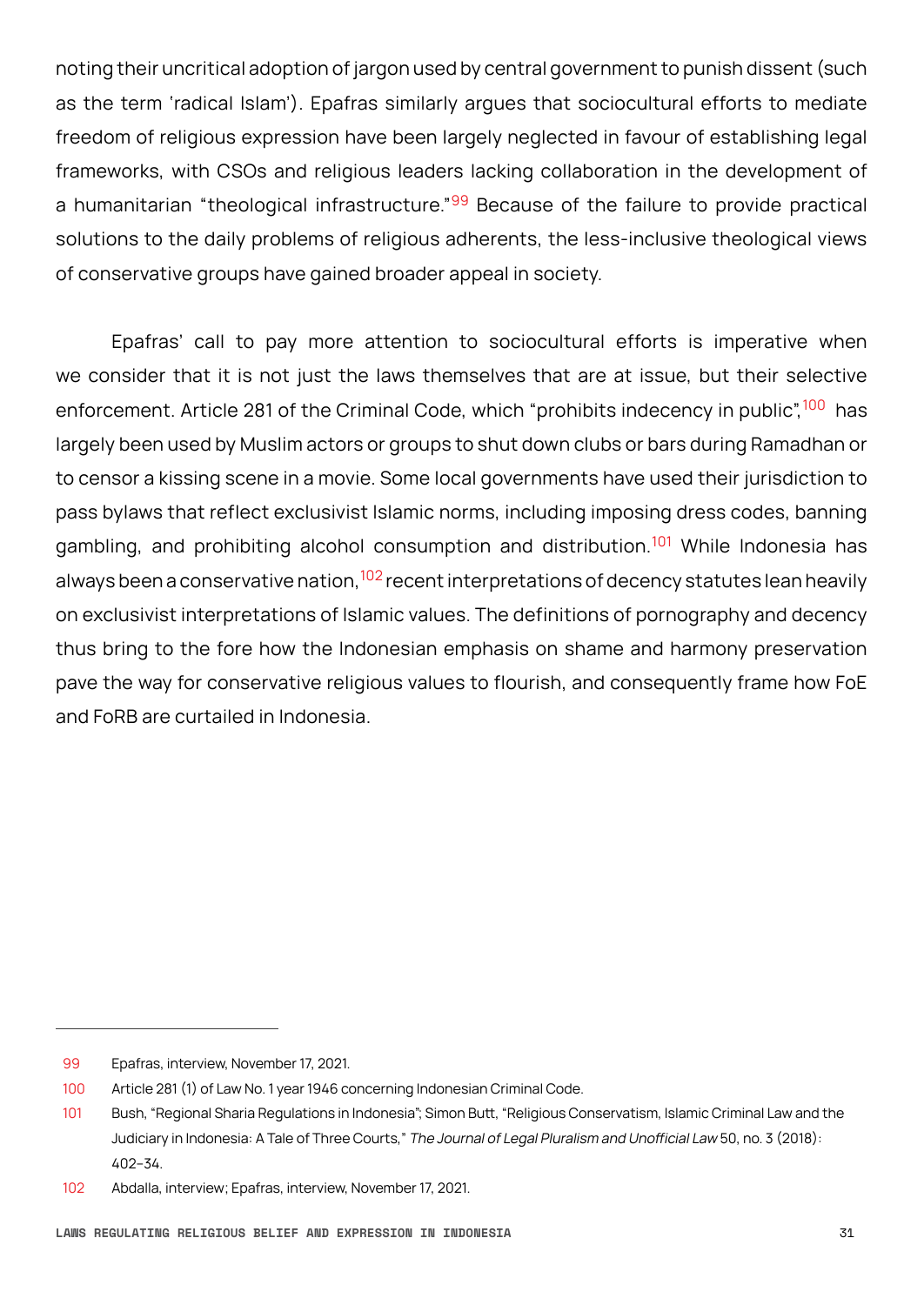noting their uncritical adoption of jargon used by central government to punish dissent (such as the term 'radical Islam'). Epafras similarly argues that sociocultural efforts to mediate freedom of religious expression have been largely neglected in favour of establishing legal frameworks, with CSOs and religious leaders lacking collaboration in the development of a humanitarian "theological infrastructure."[99] Because of the failure to provide practical solutions to the daily problems of religious adherents, the less-inclusive theological views of conservative groups have gained broader appeal in society.

Epafras' call to pay more attention to sociocultural efforts is imperative when we consider that it is not just the laws themselves that are at issue, but their selective enforcement. Article 281 of the Criminal Code, which "prohibits indecency in public",[100] has largely been used by Muslim actors or groups to shut down clubs or bars during Ramadhan or to censor a kissing scene in a movie. Some local governments have used their jurisdiction to pass bylaws that reflect exclusivist Islamic norms, including imposing dress codes, banning gambling, and prohibiting alcohol consumption and distribution.[101] While Indonesia has always been a conservative nation,[102] recent interpretations of decency statutes lean heavily on exclusivist interpretations of Islamic values. The definitions of pornography and decency thus bring to the fore how the Indonesian emphasis on shame and harmony preservation pave the way for conservative religious values to flourish, and consequently frame how FoE and FoRB are curtailed in Indonesia.

---

99 Epafras, interview, November 17, 2021.

100 Article 281 (1) of Law No. 1 year 1946 concerning Indonesian Criminal Code.

101 Bush, "Regional Sharia Regulations in Indonesia"; Simon Butt, "Religious Conservatism, Islamic Criminal Law and the Judiciary in Indonesia: A Tale of Three Courts," *The Journal of Legal Pluralism and Unofficial Law* 50, no. 3 (2018): 402–34.

102 Abdalla, interview; Epafras, interview, November 17, 2021.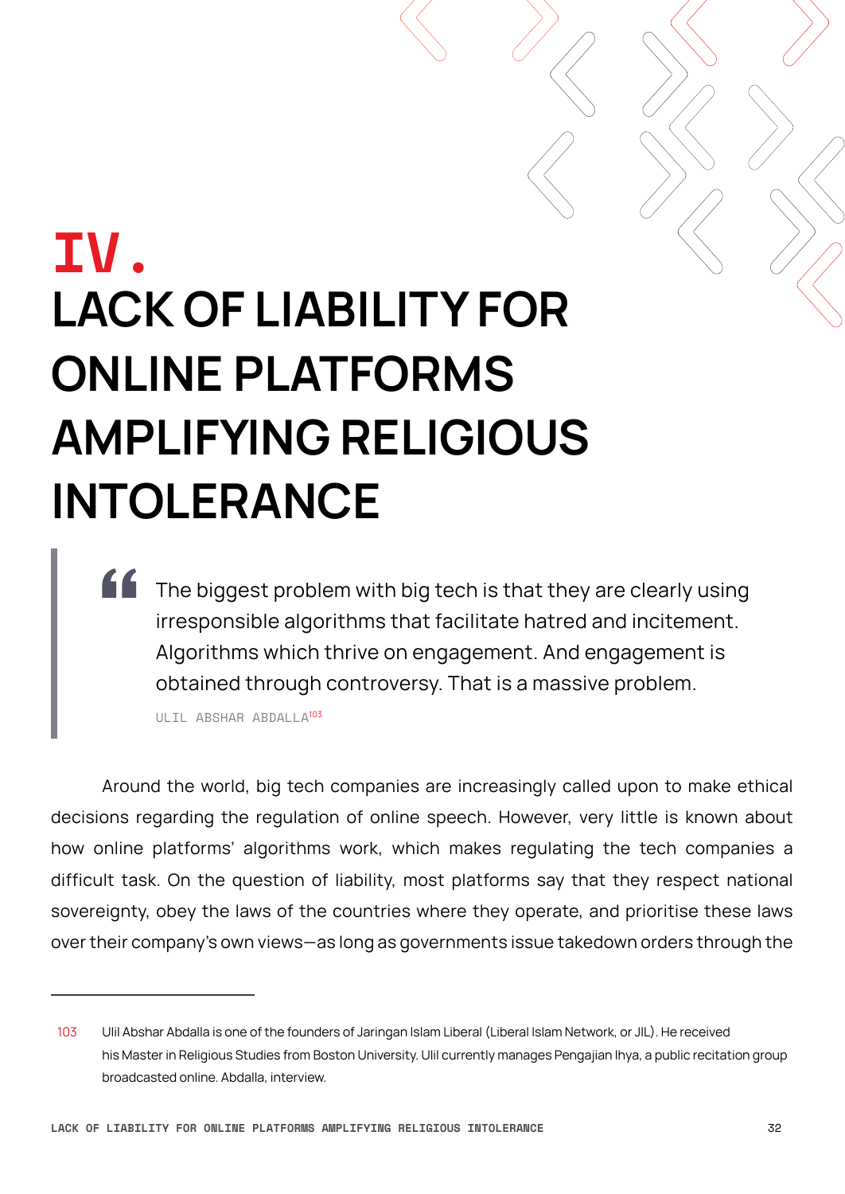# IV. LACK OF LIABILITY FOR ONLINE PLATFORMS AMPLIFYING RELIGIOUS INTOLERANCE

> The biggest problem with big tech is that they are clearly using irresponsible algorithms that facilitate hatred and incitement. Algorithms which thrive on engagement. And engagement is obtained through controversy. That is a massive problem.
>
> ULIL ABSHAR ABDALLA[103]

Around the world, big tech companies are increasingly called upon to make ethical decisions regarding the regulation of online speech. However, very little is known about how online platforms' algorithms work, which makes regulating the tech companies a difficult task. On the question of liability, most platforms say that they respect national sovereignty, obey the laws of the countries where they operate, and prioritise these laws over their company's own views—as long as governments issue takedown orders through the

---

103 Ulil Abshar Abdalla is one of the founders of Jaringan Islam Liberal (Liberal Islam Network, or JIL). He received his Master in Religious Studies from Boston University. Ulil currently manages Pengajian Ihya, a public recitation group broadcasted online. Abdalla, interview.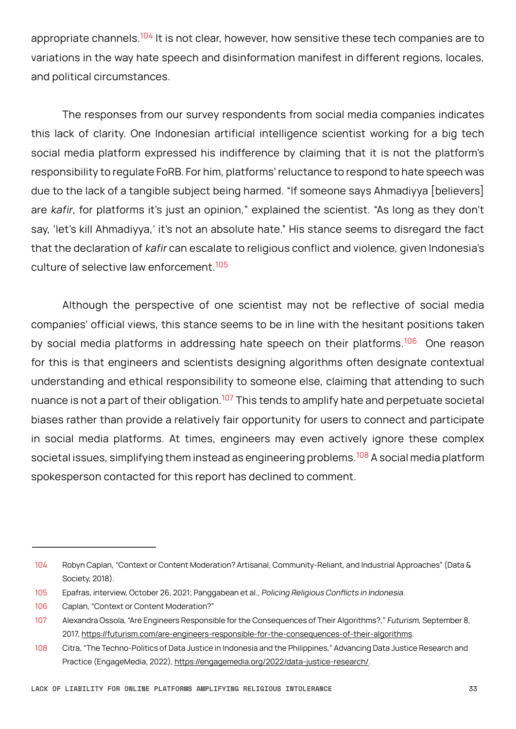appropriate channels.[104] It is not clear, however, how sensitive these tech companies are to variations in the way hate speech and disinformation manifest in different regions, locales, and political circumstances.

The responses from our survey respondents from social media companies indicates this lack of clarity. One Indonesian artificial intelligence scientist working for a big tech social media platform expressed his indifference by claiming that it is not the platform's responsibility to regulate FoRB. For him, platforms' reluctance to respond to hate speech was due to the lack of a tangible subject being harmed. "If someone says Ahmadiyya [believers] are *kafir*, for platforms it's just an opinion," explained the scientist. "As long as they don't say, 'let's kill Ahmadiyya,' it's not an absolute hate." His stance seems to disregard the fact that the declaration of *kafir* can escalate to religious conflict and violence, given Indonesia's culture of selective law enforcement.[105]

Although the perspective of one scientist may not be reflective of social media companies' official views, this stance seems to be in line with the hesitant positions taken by social media platforms in addressing hate speech on their platforms.[106] One reason for this is that engineers and scientists designing algorithms often designate contextual understanding and ethical responsibility to someone else, claiming that attending to such nuance is not a part of their obligation.[107] This tends to amplify hate and perpetuate societal biases rather than provide a relatively fair opportunity for users to connect and participate in social media platforms. At times, engineers may even actively ignore these complex societal issues, simplifying them instead as engineering problems.[108] A social media platform spokesperson contacted for this report has declined to comment.

---

104 Robyn Caplan, "Context or Content Moderation? Artisanal, Community-Reliant, and Industrial Approaches" (Data & Society, 2018).

105 Epafras, interview, October 26, 2021; Panggabean et al., *Policing Religious Conflicts in Indonesia*.

106 Caplan, "Context or Content Moderation?"

107 Alexandra Ossola, "Are Engineers Responsible for the Consequences of Their Algorithms?," *Futurism*, September 8, 2017, https://futurism.com/are-engineers-responsible-for-the-consequences-of-their-algorithms.

108 Citra, "The Techno-Politics of Data Justice in Indonesia and the Philippines," Advancing Data Justice Research and Practice (EngageMedia, 2022), https://engagemedia.org/2022/data-justice-research/.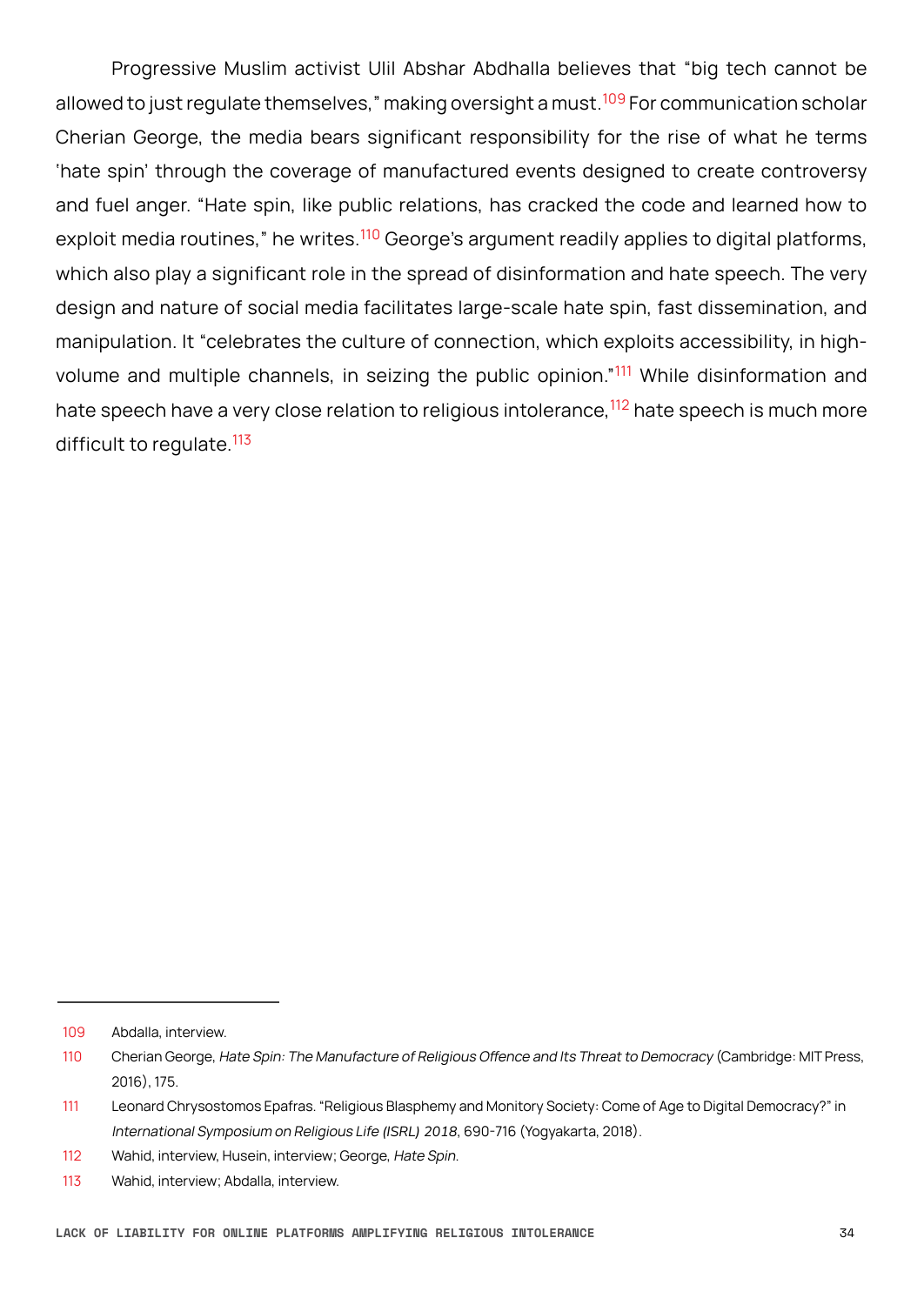Progressive Muslim activist Ulil Abshar Abdhalla believes that "big tech cannot be allowed to just regulate themselves," making oversight a must.[109] For communication scholar Cherian George, the media bears significant responsibility for the rise of what he terms 'hate spin' through the coverage of manufactured events designed to create controversy and fuel anger. "Hate spin, like public relations, has cracked the code and learned how to exploit media routines," he writes.[110] George's argument readily applies to digital platforms, which also play a significant role in the spread of disinformation and hate speech. The very design and nature of social media facilitates large-scale hate spin, fast dissemination, and manipulation. It "celebrates the culture of connection, which exploits accessibility, in high-volume and multiple channels, in seizing the public opinion."[111] While disinformation and hate speech have a very close relation to religious intolerance,[112] hate speech is much more difficult to regulate.[113]

---

109 Abdalla, interview.

110 Cherian George, *Hate Spin: The Manufacture of Religious Offence and Its Threat to Democracy* (Cambridge: MIT Press, 2016), 175.

111 Leonard Chrysostomos Epafras. "Religious Blasphemy and Monitory Society: Come of Age to Digital Democracy?" in *International Symposium on Religious Life (ISRL) 2018*, 690-716 (Yogyakarta, 2018).

112 Wahid, interview, Husein, interview; George, *Hate Spin*.

113 Wahid, interview; Abdalla, interview.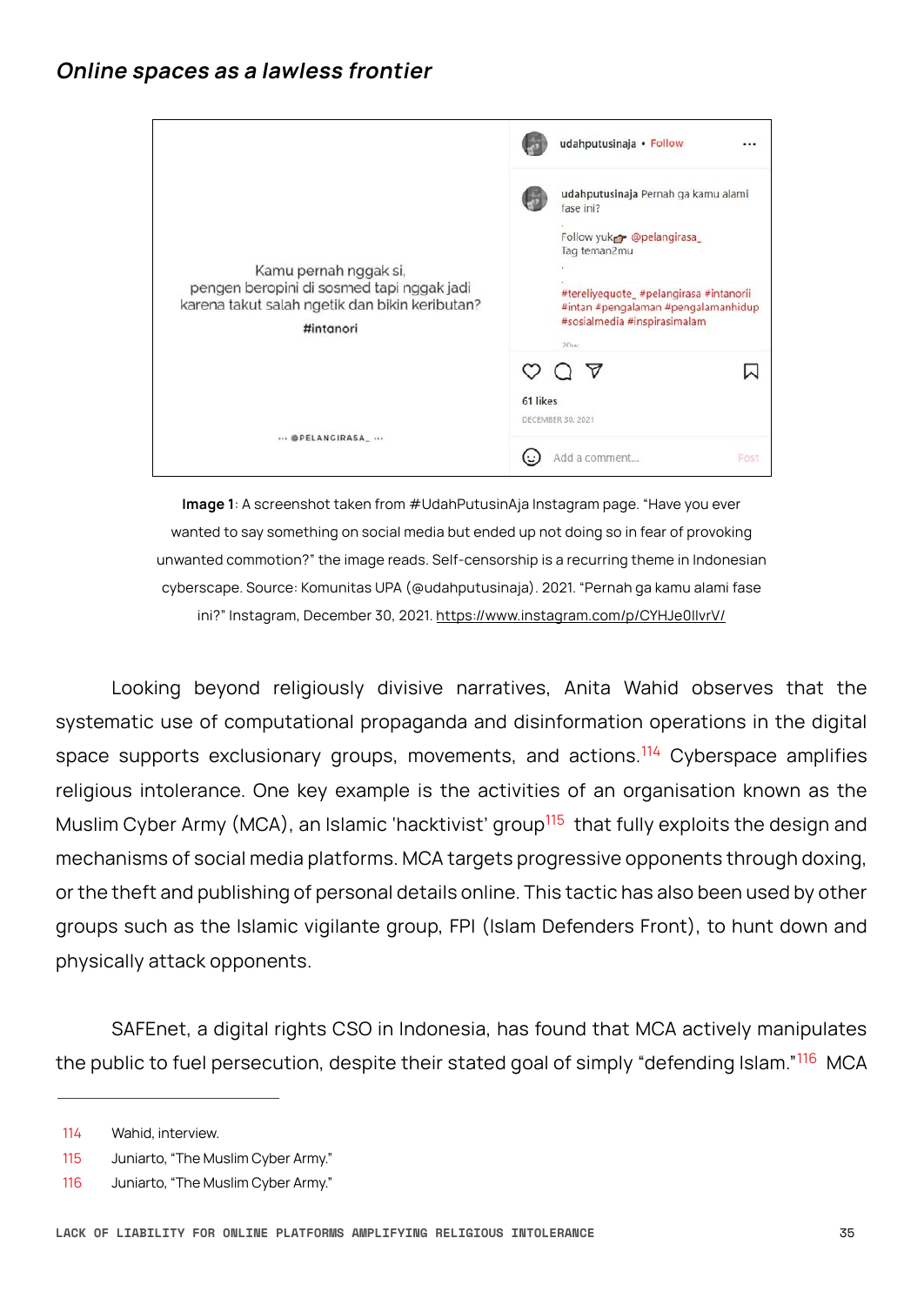## *Online spaces as a lawless frontier*

**Image 1**: A screenshot taken from #UdahPutusinAja Instagram page. "Have you ever wanted to say something on social media but ended up not doing so in fear of provoking unwanted commotion?" the image reads. Self-censorship is a recurring theme in Indonesian cyberscape. Source: Komunitas UPA (@udahputusinaja). 2021. "Pernah ga kamu alami fase ini?" Instagram, December 30, 2021. https://www.instagram.com/p/CYHJe0IlvrV/

Looking beyond religiously divisive narratives, Anita Wahid observes that the systematic use of computational propaganda and disinformation operations in the digital space supports exclusionary groups, movements, and actions.[114] Cyberspace amplifies religious intolerance. One key example is the activities of an organisation known as the Muslim Cyber Army (MCA), an Islamic 'hacktivist' group[115] that fully exploits the design and mechanisms of social media platforms. MCA targets progressive opponents through doxing, or the theft and publishing of personal details online. This tactic has also been used by other groups such as the Islamic vigilante group, FPI (Islam Defenders Front), to hunt down and physically attack opponents.

SAFEnet, a digital rights CSO in Indonesia, has found that MCA actively manipulates the public to fuel persecution, despite their stated goal of simply "defending Islam."[116] MCA

---

114 Wahid, interview.

115 Juniarto, "The Muslim Cyber Army."

116 Juniarto, "The Muslim Cyber Army."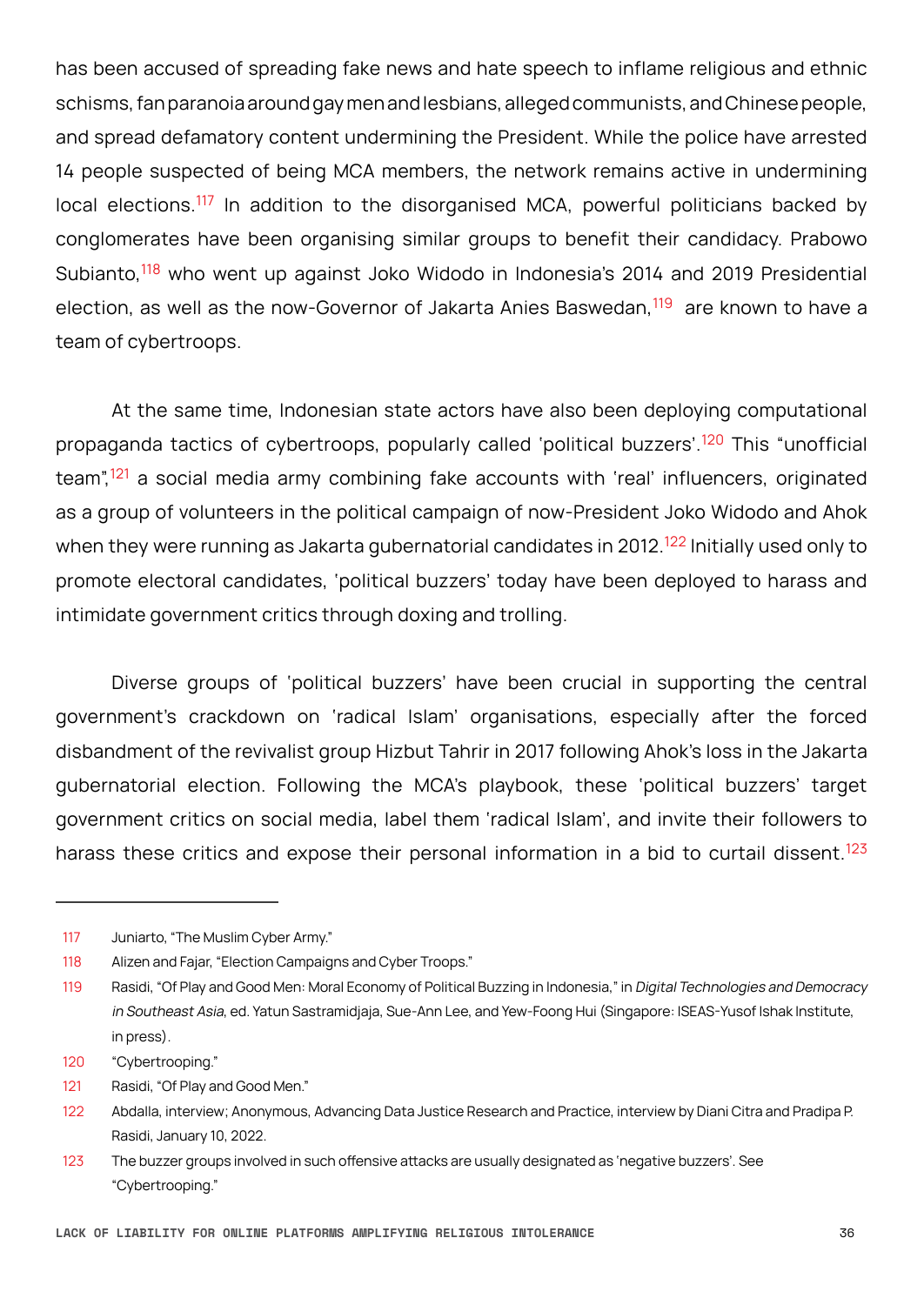has been accused of spreading fake news and hate speech to inflame religious and ethnic schisms, fan paranoia around gay men and lesbians, alleged communists, and Chinese people, and spread defamatory content undermining the President. While the police have arrested 14 people suspected of being MCA members, the network remains active in undermining local elections.[117] In addition to the disorganised MCA, powerful politicians backed by conglomerates have been organising similar groups to benefit their candidacy. Prabowo Subianto,[118] who went up against Joko Widodo in Indonesia's 2014 and 2019 Presidential election, as well as the now-Governor of Jakarta Anies Baswedan,[119] are known to have a team of cybertroops.

At the same time, Indonesian state actors have also been deploying computational propaganda tactics of cybertroops, popularly called 'political buzzers'.[120] This "unofficial team",[121] a social media army combining fake accounts with 'real' influencers, originated as a group of volunteers in the political campaign of now-President Joko Widodo and Ahok when they were running as Jakarta gubernatorial candidates in 2012.[122] Initially used only to promote electoral candidates, 'political buzzers' today have been deployed to harass and intimidate government critics through doxing and trolling.

Diverse groups of 'political buzzers' have been crucial in supporting the central government's crackdown on 'radical Islam' organisations, especially after the forced disbandment of the revivalist group Hizbut Tahrir in 2017 following Ahok's loss in the Jakarta gubernatorial election. Following the MCA's playbook, these 'political buzzers' target government critics on social media, label them 'radical Islam', and invite their followers to harass these critics and expose their personal information in a bid to curtail dissent.[123]

---

117 Juniarto, "The Muslim Cyber Army."

118 Alizen and Fajar, "Election Campaigns and Cyber Troops."

119 Rasidi, "Of Play and Good Men: Moral Economy of Political Buzzing in Indonesia," in *Digital Technologies and Democracy in Southeast Asia*, ed. Yatun Sastramidjaja, Sue-Ann Lee, and Yew-Foong Hui (Singapore: ISEAS-Yusof Ishak Institute, in press).

120 "Cybertrooping."

121 Rasidi, "Of Play and Good Men."

122 Abdalla, interview; Anonymous, Advancing Data Justice Research and Practice, interview by Diani Citra and Pradipa P. Rasidi, January 10, 2022.

123 The buzzer groups involved in such offensive attacks are usually designated as 'negative buzzers'. See "Cybertrooping."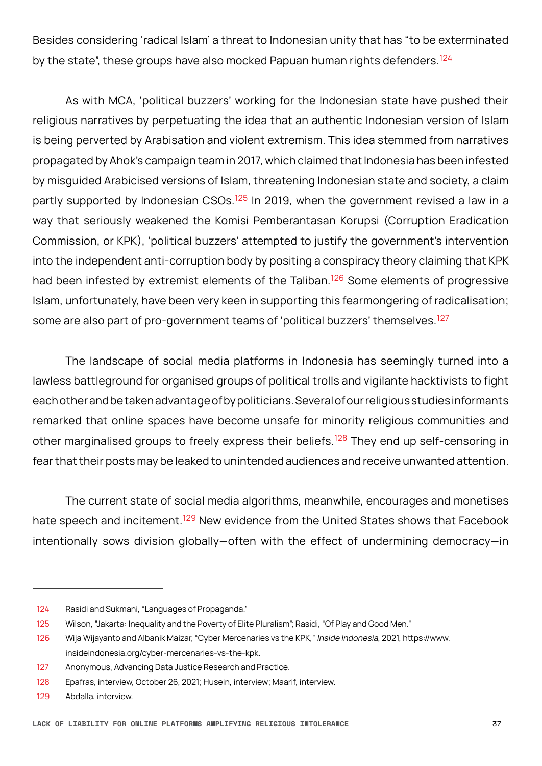Besides considering 'radical Islam' a threat to Indonesian unity that has "to be exterminated by the state", these groups have also mocked Papuan human rights defenders.[124]

As with MCA, 'political buzzers' working for the Indonesian state have pushed their religious narratives by perpetuating the idea that an authentic Indonesian version of Islam is being perverted by Arabisation and violent extremism. This idea stemmed from narratives propagated by Ahok's campaign team in 2017, which claimed that Indonesia has been infested by misguided Arabicised versions of Islam, threatening Indonesian state and society, a claim partly supported by Indonesian CSOs.[125] In 2019, when the government revised a law in a way that seriously weakened the Komisi Pemberantasan Korupsi (Corruption Eradication Commission, or KPK), 'political buzzers' attempted to justify the government's intervention into the independent anti-corruption body by positing a conspiracy theory claiming that KPK had been infested by extremist elements of the Taliban.[126] Some elements of progressive Islam, unfortunately, have been very keen in supporting this fearmongering of radicalisation; some are also part of pro-government teams of 'political buzzers' themselves.[127]

The landscape of social media platforms in Indonesia has seemingly turned into a lawless battleground for organised groups of political trolls and vigilante hacktivists to fight each other and be taken advantage of by politicians. Several of our religious studies informants remarked that online spaces have become unsafe for minority religious communities and other marginalised groups to freely express their beliefs.[128] They end up self-censoring in fear that their posts may be leaked to unintended audiences and receive unwanted attention.

The current state of social media algorithms, meanwhile, encourages and monetises hate speech and incitement.[129] New evidence from the United States shows that Facebook intentionally sows division globally—often with the effect of undermining democracy—in

---

124 Rasidi and Sukmani, "Languages of Propaganda."

125 Wilson, "Jakarta: Inequality and the Poverty of Elite Pluralism"; Rasidi, "Of Play and Good Men."

126 Wija Wijayanto and Albanik Maizar, "Cyber Mercenaries vs the KPK," *Inside Indonesia*, 2021, https://www.insideindonesia.org/cyber-mercenaries-vs-the-kpk.

127 Anonymous, Advancing Data Justice Research and Practice.

128 Epafras, interview, October 26, 2021; Husein, interview; Maarif, interview.

129 Abdalla, interview.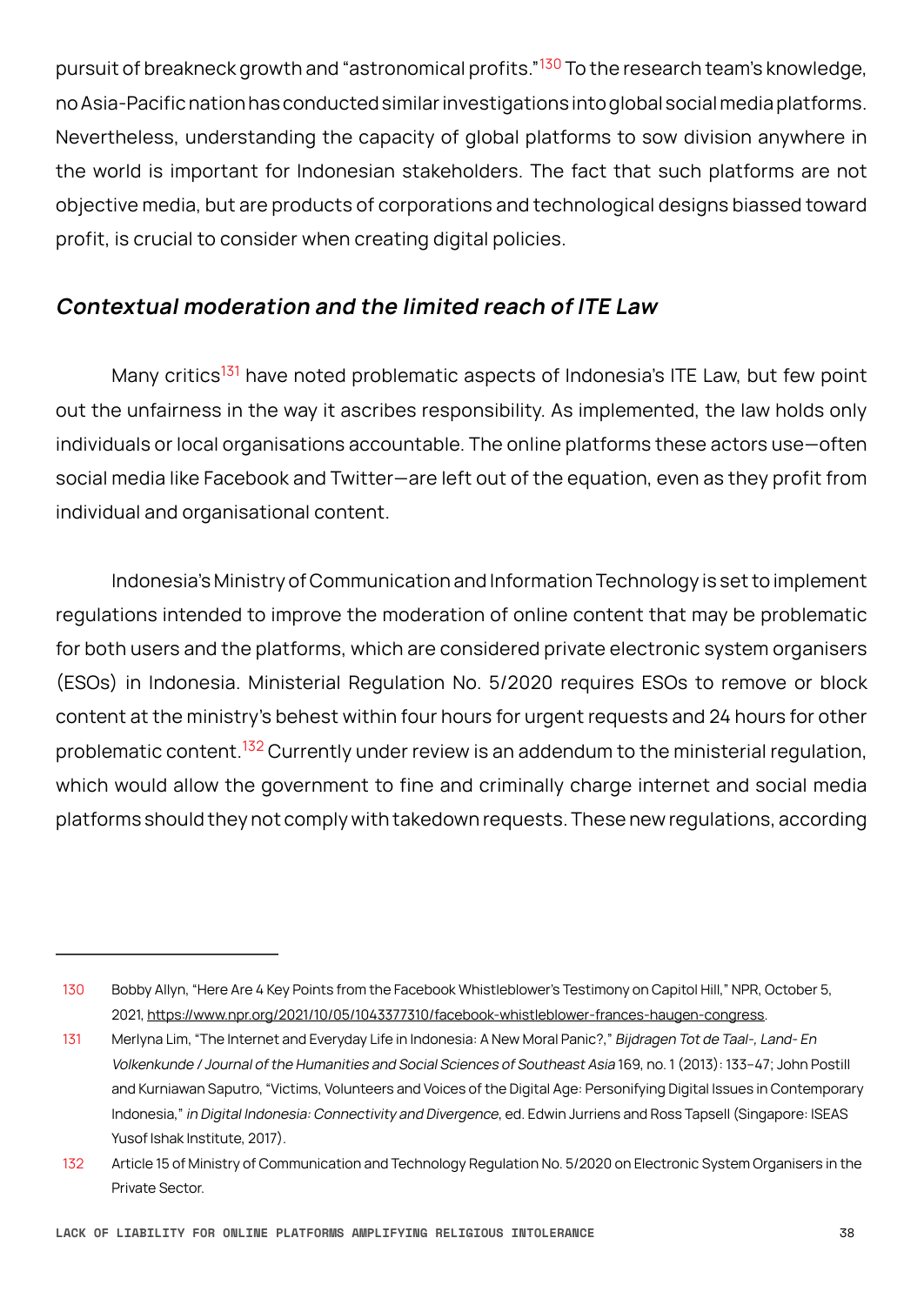pursuit of breakneck growth and "astronomical profits."[130] To the research team's knowledge, no Asia-Pacific nation has conducted similar investigations into global social media platforms. Nevertheless, understanding the capacity of global platforms to sow division anywhere in the world is important for Indonesian stakeholders. The fact that such platforms are not objective media, but are products of corporations and technological designs biassed toward profit, is crucial to consider when creating digital policies.

### *Contextual moderation and the limited reach of ITE Law*

Many critics[131] have noted problematic aspects of Indonesia's ITE Law, but few point out the unfairness in the way it ascribes responsibility. As implemented, the law holds only individuals or local organisations accountable. The online platforms these actors use—often social media like Facebook and Twitter—are left out of the equation, even as they profit from individual and organisational content.

Indonesia's Ministry of Communication and Information Technology is set to implement regulations intended to improve the moderation of online content that may be problematic for both users and the platforms, which are considered private electronic system organisers (ESOs) in Indonesia. Ministerial Regulation No. 5/2020 requires ESOs to remove or block content at the ministry's behest within four hours for urgent requests and 24 hours for other problematic content.[132] Currently under review is an addendum to the ministerial regulation, which would allow the government to fine and criminally charge internet and social media platforms should they not comply with takedown requests. These new regulations, according

---

130 Bobby Allyn, "Here Are 4 Key Points from the Facebook Whistleblower's Testimony on Capitol Hill," NPR, October 5, 2021, https://www.npr.org/2021/10/05/1043377310/facebook-whistleblower-frances-haugen-congress.

131 Merlyna Lim, "The Internet and Everyday Life in Indonesia: A New Moral Panic?," *Bijdragen Tot de Taal-, Land- En Volkenkunde / Journal of the Humanities and Social Sciences of Southeast Asia* 169, no. 1 (2013): 133–47; John Postill and Kurniawan Saputro, "Victims, Volunteers and Voices of the Digital Age: Personifying Digital Issues in Contemporary Indonesia," *in Digital Indonesia: Connectivity and Divergence*, ed. Edwin Jurriens and Ross Tapsell (Singapore: ISEAS Yusof Ishak Institute, 2017).

132 Article 15 of Ministry of Communication and Technology Regulation No. 5/2020 on Electronic System Organisers in the Private Sector.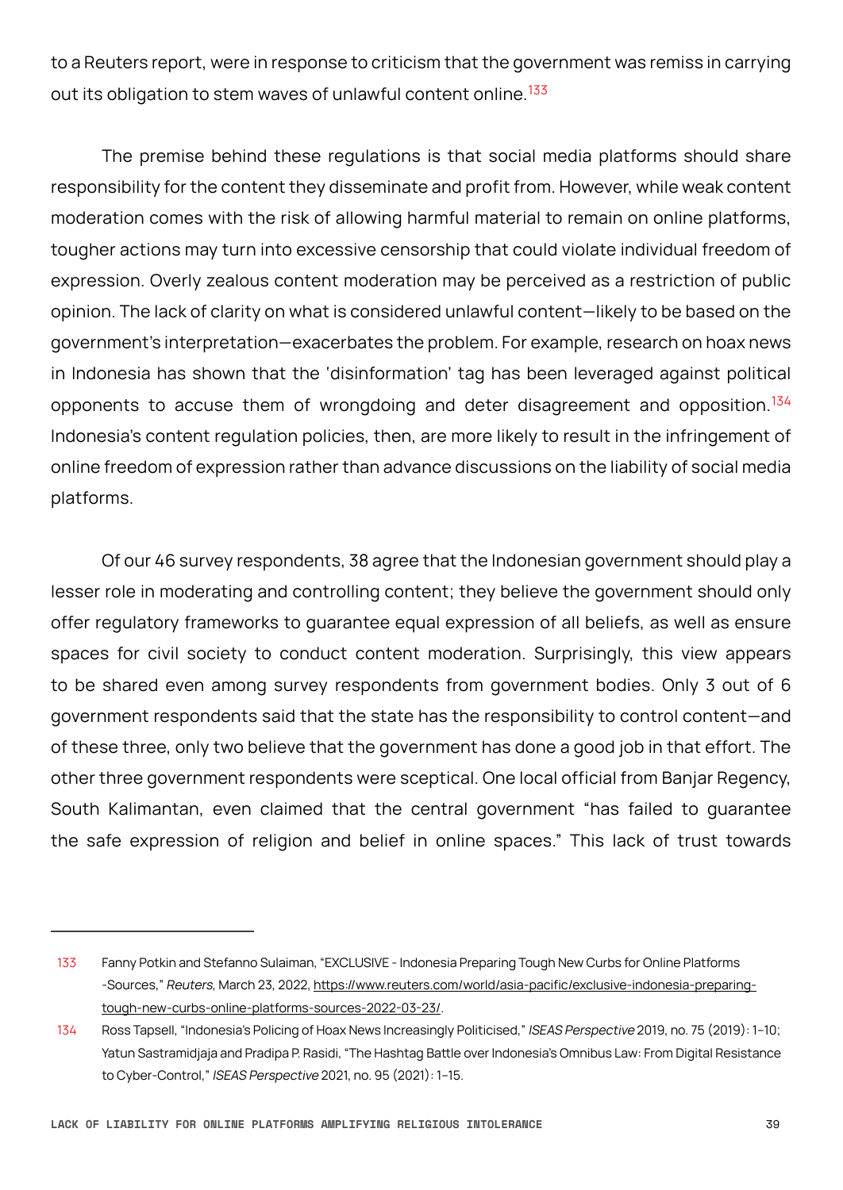to a Reuters report, were in response to criticism that the government was remiss in carrying out its obligation to stem waves of unlawful content online.[133]

The premise behind these regulations is that social media platforms should share responsibility for the content they disseminate and profit from. However, while weak content moderation comes with the risk of allowing harmful material to remain on online platforms, tougher actions may turn into excessive censorship that could violate individual freedom of expression. Overly zealous content moderation may be perceived as a restriction of public opinion. The lack of clarity on what is considered unlawful content—likely to be based on the government's interpretation—exacerbates the problem. For example, research on hoax news in Indonesia has shown that the 'disinformation' tag has been leveraged against political opponents to accuse them of wrongdoing and deter disagreement and opposition.[134] Indonesia's content regulation policies, then, are more likely to result in the infringement of online freedom of expression rather than advance discussions on the liability of social media platforms.

Of our 46 survey respondents, 38 agree that the Indonesian government should play a lesser role in moderating and controlling content; they believe the government should only offer regulatory frameworks to guarantee equal expression of all beliefs, as well as ensure spaces for civil society to conduct content moderation. Surprisingly, this view appears to be shared even among survey respondents from government bodies. Only 3 out of 6 government respondents said that the state has the responsibility to control content—and of these three, only two believe that the government has done a good job in that effort. The other three government respondents were sceptical. One local official from Banjar Regency, South Kalimantan, even claimed that the central government "has failed to guarantee the safe expression of religion and belief in online spaces." This lack of trust towards

---

133 Fanny Potkin and Stefanno Sulaiman, "EXCLUSIVE - Indonesia Preparing Tough New Curbs for Online Platforms -Sources," *Reuters*, March 23, 2022, https://www.reuters.com/world/asia-pacific/exclusive-indonesia-preparing-tough-new-curbs-online-platforms-sources-2022-03-23/.

134 Ross Tapsell, "Indonesia's Policing of Hoax News Increasingly Politicised," *ISEAS Perspective* 2019, no. 75 (2019): 1–10; Yatun Sastramidjaja and Pradipa P. Rasidi, "The Hashtag Battle over Indonesia's Omnibus Law: From Digital Resistance to Cyber-Control," *ISEAS Perspective* 2021, no. 95 (2021): 1–15.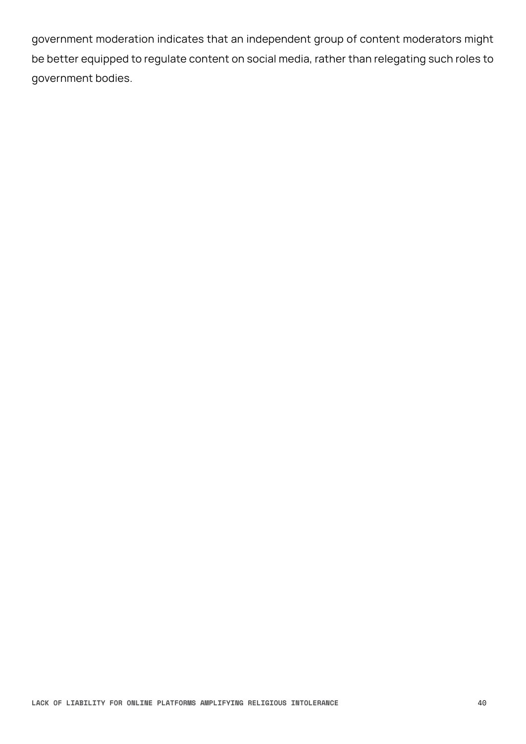government moderation indicates that an independent group of content moderators might be better equipped to regulate content on social media, rather than relegating such roles to government bodies.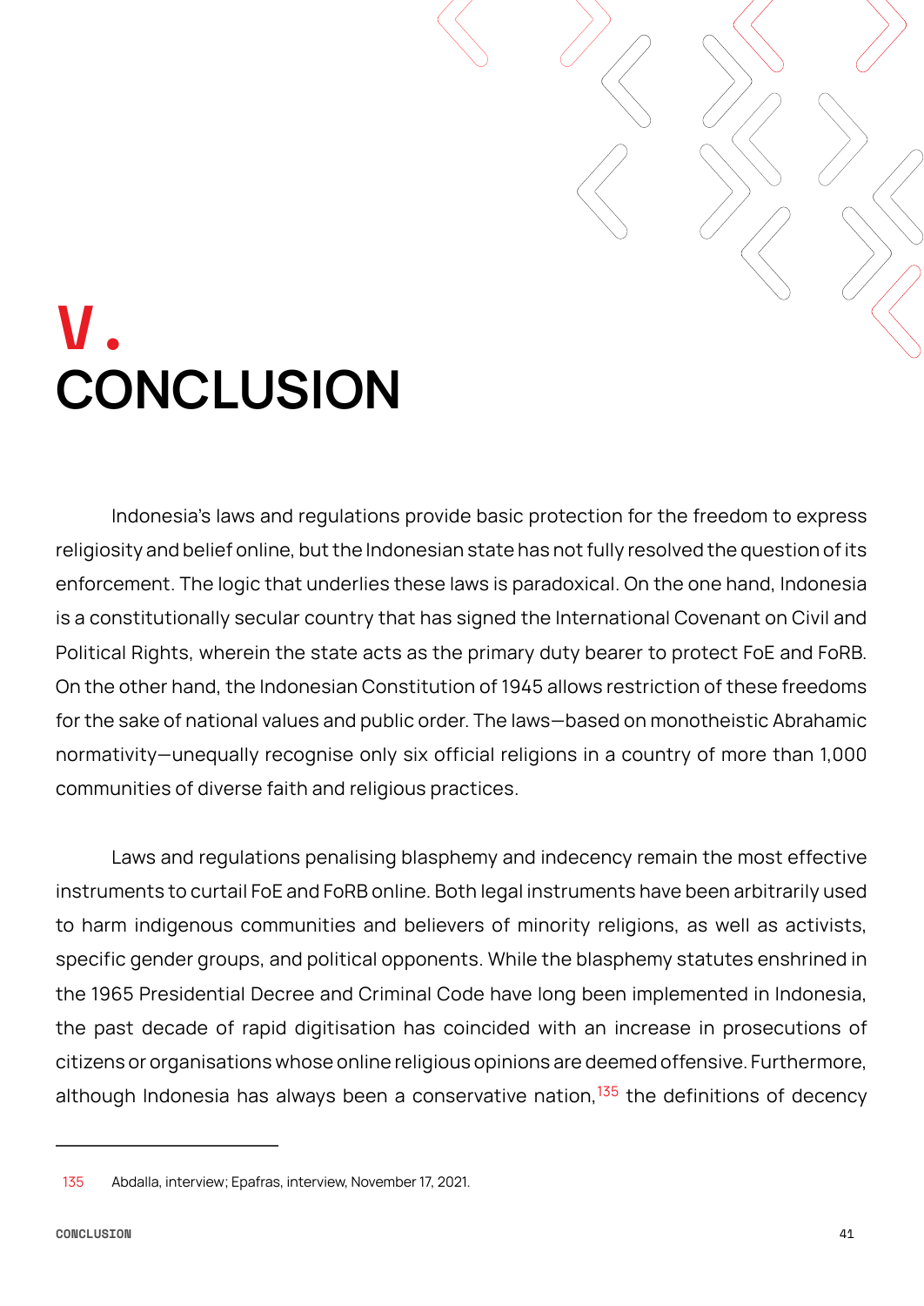# V. CONCLUSION

Indonesia's laws and regulations provide basic protection for the freedom to express religiosity and belief online, but the Indonesian state has not fully resolved the question of its enforcement. The logic that underlies these laws is paradoxical. On the one hand, Indonesia is a constitutionally secular country that has signed the International Covenant on Civil and Political Rights, wherein the state acts as the primary duty bearer to protect FoE and FoRB. On the other hand, the Indonesian Constitution of 1945 allows restriction of these freedoms for the sake of national values and public order. The laws—based on monotheistic Abrahamic normativity—unequally recognise only six official religions in a country of more than 1,000 communities of diverse faith and religious practices.

Laws and regulations penalising blasphemy and indecency remain the most effective instruments to curtail FoE and FoRB online. Both legal instruments have been arbitrarily used to harm indigenous communities and believers of minority religions, as well as activists, specific gender groups, and political opponents. While the blasphemy statutes enshrined in the 1965 Presidential Decree and Criminal Code have long been implemented in Indonesia, the past decade of rapid digitisation has coincided with an increase in prosecutions of citizens or organisations whose online religious opinions are deemed offensive. Furthermore, although Indonesia has always been a conservative nation,[135] the definitions of decency

135 Abdalla, interview; Epafras, interview, November 17, 2021.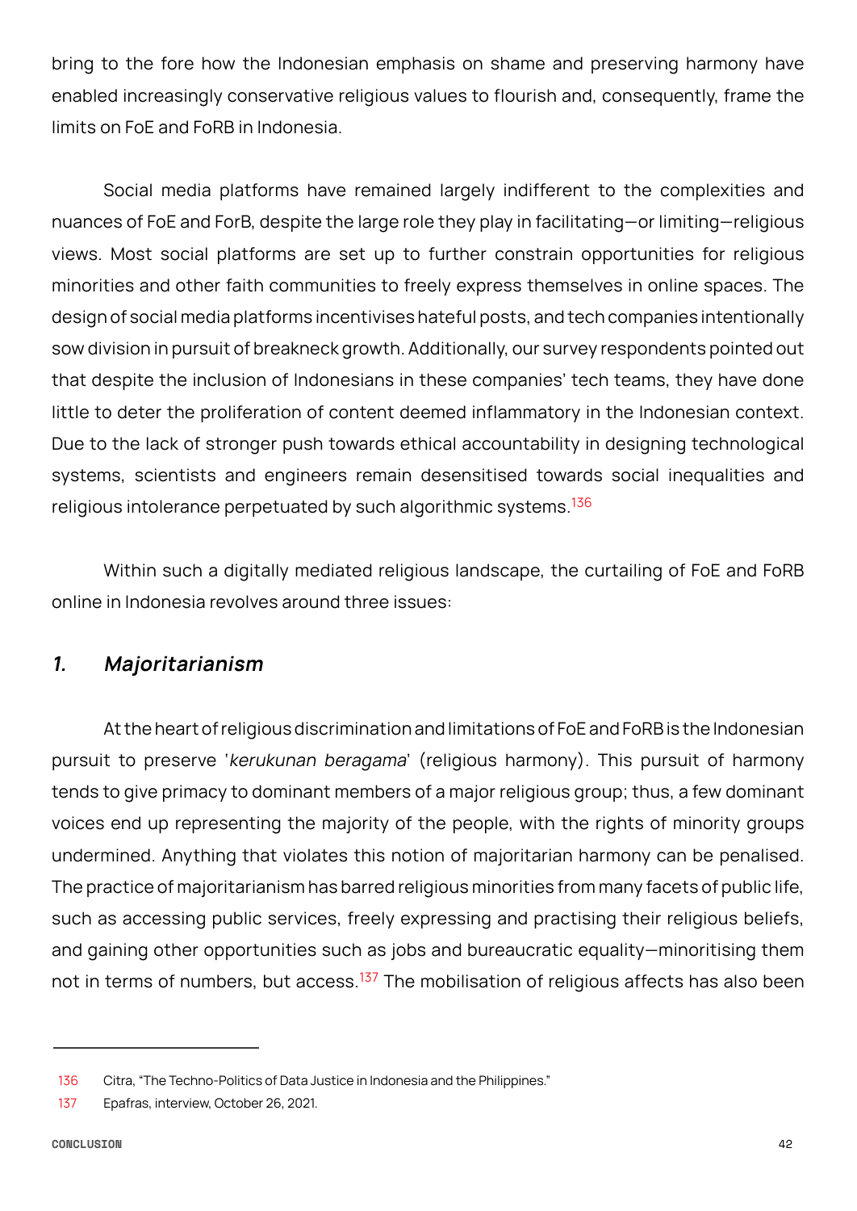bring to the fore how the Indonesian emphasis on shame and preserving harmony have enabled increasingly conservative religious values to flourish and, consequently, frame the limits on FoE and FoRB in Indonesia.

Social media platforms have remained largely indifferent to the complexities and nuances of FoE and ForB, despite the large role they play in facilitating—or limiting—religious views. Most social platforms are set up to further constrain opportunities for religious minorities and other faith communities to freely express themselves in online spaces. The design of social media platforms incentivises hateful posts, and tech companies intentionally sow division in pursuit of breakneck growth. Additionally, our survey respondents pointed out that despite the inclusion of Indonesians in these companies' tech teams, they have done little to deter the proliferation of content deemed inflammatory in the Indonesian context. Due to the lack of stronger push towards ethical accountability in designing technological systems, scientists and engineers remain desensitised towards social inequalities and religious intolerance perpetuated by such algorithmic systems.[136]

Within such a digitally mediated religious landscape, the curtailing of FoE and FoRB online in Indonesia revolves around three issues:

### *1. Majoritarianism*

At the heart of religious discrimination and limitations of FoE and FoRB is the Indonesian pursuit to preserve '*kerukunan beragama*' (religious harmony). This pursuit of harmony tends to give primacy to dominant members of a major religious group; thus, a few dominant voices end up representing the majority of the people, with the rights of minority groups undermined. Anything that violates this notion of majoritarian harmony can be penalised. The practice of majoritarianism has barred religious minorities from many facets of public life, such as accessing public services, freely expressing and practising their religious beliefs, and gaining other opportunities such as jobs and bureaucratic equality—minoritising them not in terms of numbers, but access.[137] The mobilisation of religious affects has also been

---

136 Citra, "The Techno-Politics of Data Justice in Indonesia and the Philippines."

137 Epafras, interview, October 26, 2021.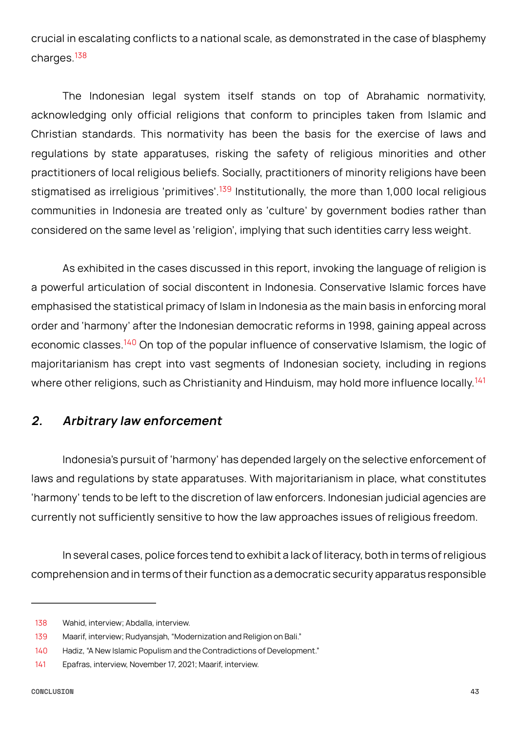crucial in escalating conflicts to a national scale, as demonstrated in the case of blasphemy charges.[138]

The Indonesian legal system itself stands on top of Abrahamic normativity, acknowledging only official religions that conform to principles taken from Islamic and Christian standards. This normativity has been the basis for the exercise of laws and regulations by state apparatuses, risking the safety of religious minorities and other practitioners of local religious beliefs. Socially, practitioners of minority religions have been stigmatised as irreligious 'primitives'.[139] Institutionally, the more than 1,000 local religious communities in Indonesia are treated only as 'culture' by government bodies rather than considered on the same level as 'religion', implying that such identities carry less weight.

As exhibited in the cases discussed in this report, invoking the language of religion is a powerful articulation of social discontent in Indonesia. Conservative Islamic forces have emphasised the statistical primacy of Islam in Indonesia as the main basis in enforcing moral order and 'harmony' after the Indonesian democratic reforms in 1998, gaining appeal across economic classes.[140] On top of the popular influence of conservative Islamism, the logic of majoritarianism has crept into vast segments of Indonesian society, including in regions where other religions, such as Christianity and Hinduism, may hold more influence locally.[141]

## *2. Arbitrary law enforcement*

Indonesia's pursuit of 'harmony' has depended largely on the selective enforcement of laws and regulations by state apparatuses. With majoritarianism in place, what constitutes 'harmony' tends to be left to the discretion of law enforcers. Indonesian judicial agencies are currently not sufficiently sensitive to how the law approaches issues of religious freedom.

In several cases, police forces tend to exhibit a lack of literacy, both in terms of religious comprehension and in terms of their function as a democratic security apparatus responsible

---

138 Wahid, interview; Abdalla, interview.

139 Maarif, interview; Rudyansjah, "Modernization and Religion on Bali."

140 Hadiz, "A New Islamic Populism and the Contradictions of Development."

141 Epafras, interview, November 17, 2021; Maarif, interview.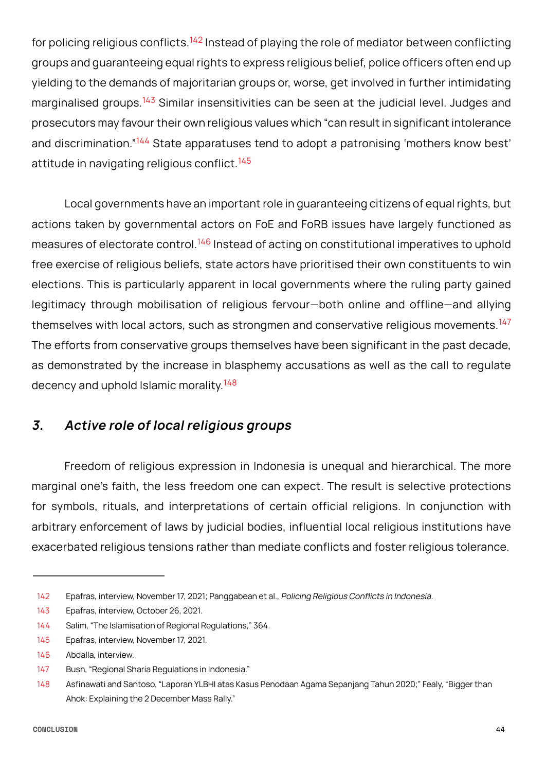for policing religious conflicts.[142] Instead of playing the role of mediator between conflicting groups and guaranteeing equal rights to express religious belief, police officers often end up yielding to the demands of majoritarian groups or, worse, get involved in further intimidating marginalised groups.[143] Similar insensitivities can be seen at the judicial level. Judges and prosecutors may favour their own religious values which "can result in significant intolerance and discrimination."[144] State apparatuses tend to adopt a patronising 'mothers know best' attitude in navigating religious conflict.[145]

Local governments have an important role in guaranteeing citizens of equal rights, but actions taken by governmental actors on FoE and FoRB issues have largely functioned as measures of electorate control.[146] Instead of acting on constitutional imperatives to uphold free exercise of religious beliefs, state actors have prioritised their own constituents to win elections. This is particularly apparent in local governments where the ruling party gained legitimacy through mobilisation of religious fervour—both online and offline—and allying themselves with local actors, such as strongmen and conservative religious movements.[147] The efforts from conservative groups themselves have been significant in the past decade, as demonstrated by the increase in blasphemy accusations as well as the call to regulate decency and uphold Islamic morality.[148]

### 3. *Active role of local religious groups*

Freedom of religious expression in Indonesia is unequal and hierarchical. The more marginal one's faith, the less freedom one can expect. The result is selective protections for symbols, rituals, and interpretations of certain official religions. In conjunction with arbitrary enforcement of laws by judicial bodies, influential local religious institutions have exacerbated religious tensions rather than mediate conflicts and foster religious tolerance.

---

142 Epafras, interview, November 17, 2021; Panggabean et al., *Policing Religious Conflicts in Indonesia*.

143 Epafras, interview, October 26, 2021.

144 Salim, "The Islamisation of Regional Regulations," 364.

145 Epafras, interview, November 17, 2021.

146 Abdalla, interview.

147 Bush, "Regional Sharia Regulations in Indonesia."

148 Asfinawati and Santoso, "Laporan YLBHI atas Kasus Penodaan Agama Sepanjang Tahun 2020;" Fealy, "Bigger than Ahok: Explaining the 2 December Mass Rally."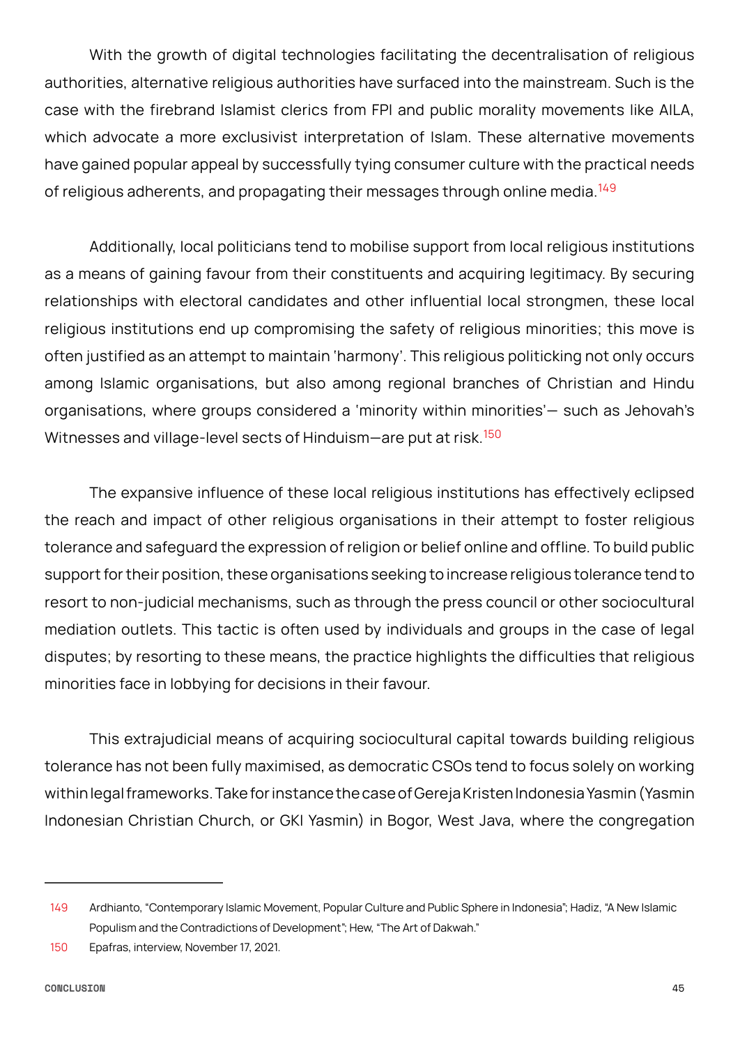With the growth of digital technologies facilitating the decentralisation of religious authorities, alternative religious authorities have surfaced into the mainstream. Such is the case with the firebrand Islamist clerics from FPI and public morality movements like AILA, which advocate a more exclusivist interpretation of Islam. These alternative movements have gained popular appeal by successfully tying consumer culture with the practical needs of religious adherents, and propagating their messages through online media.[149]

Additionally, local politicians tend to mobilise support from local religious institutions as a means of gaining favour from their constituents and acquiring legitimacy. By securing relationships with electoral candidates and other influential local strongmen, these local religious institutions end up compromising the safety of religious minorities; this move is often justified as an attempt to maintain 'harmony'. This religious politicking not only occurs among Islamic organisations, but also among regional branches of Christian and Hindu organisations, where groups considered a 'minority within minorities'— such as Jehovah's Witnesses and village-level sects of Hinduism—are put at risk.[150]

The expansive influence of these local religious institutions has effectively eclipsed the reach and impact of other religious organisations in their attempt to foster religious tolerance and safeguard the expression of religion or belief online and offline. To build public support for their position, these organisations seeking to increase religious tolerance tend to resort to non-judicial mechanisms, such as through the press council or other sociocultural mediation outlets. This tactic is often used by individuals and groups in the case of legal disputes; by resorting to these means, the practice highlights the difficulties that religious minorities face in lobbying for decisions in their favour.

This extrajudicial means of acquiring sociocultural capital towards building religious tolerance has not been fully maximised, as democratic CSOs tend to focus solely on working within legal frameworks. Take for instance the case of Gereja Kristen Indonesia Yasmin (Yasmin Indonesian Christian Church, or GKI Yasmin) in Bogor, West Java, where the congregation

---

149 Ardhianto, "Contemporary Islamic Movement, Popular Culture and Public Sphere in Indonesia"; Hadiz, "A New Islamic Populism and the Contradictions of Development"; Hew, "The Art of Dakwah."

150 Epafras, interview, November 17, 2021.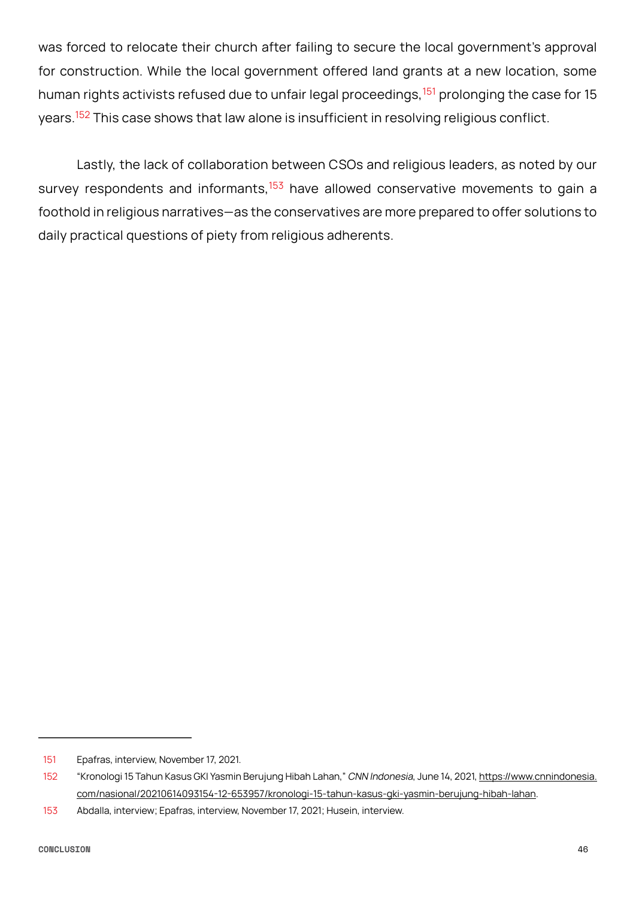was forced to relocate their church after failing to secure the local government's approval for construction. While the local government offered land grants at a new location, some human rights activists refused due to unfair legal proceedings,[151] prolonging the case for 15 years.[152] This case shows that law alone is insufficient in resolving religious conflict.

Lastly, the lack of collaboration between CSOs and religious leaders, as noted by our survey respondents and informants,[153] have allowed conservative movements to gain a foothold in religious narratives—as the conservatives are more prepared to offer solutions to daily practical questions of piety from religious adherents.

---

151 Epafras, interview, November 17, 2021.

152 "Kronologi 15 Tahun Kasus GKI Yasmin Berujung Hibah Lahan," *CNN Indonesia*, June 14, 2021, https://www.cnnindonesia.com/nasional/20210614093154-12-653957/kronologi-15-tahun-kasus-gki-yasmin-berujung-hibah-lahan.

153 Abdalla, interview; Epafras, interview, November 17, 2021; Husein, interview.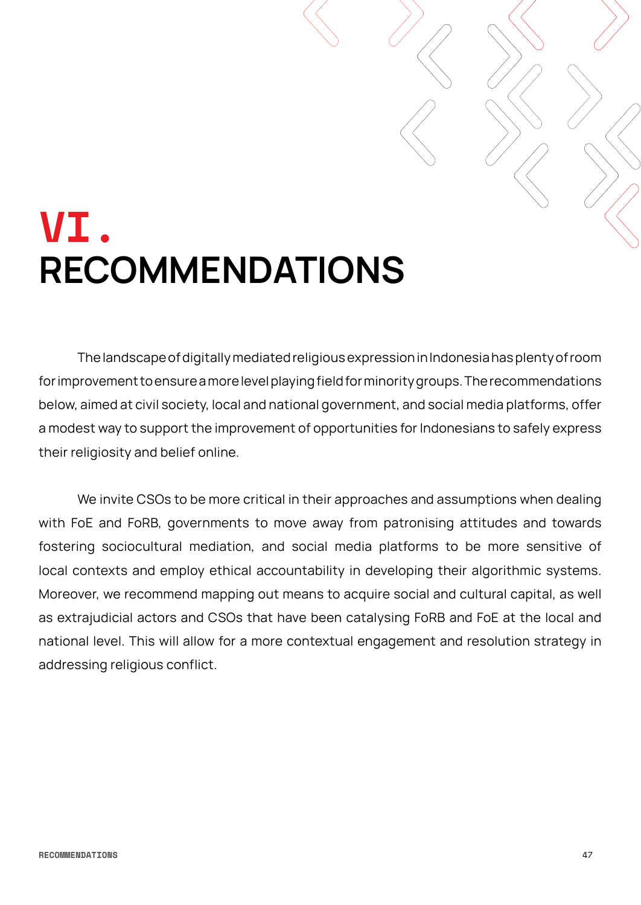# VI. RECOMMENDATIONS

The landscape of digitally mediated religious expression in Indonesia has plenty of room for improvement to ensure a more level playing field for minority groups. The recommendations below, aimed at civil society, local and national government, and social media platforms, offer a modest way to support the improvement of opportunities for Indonesians to safely express their religiosity and belief online.

We invite CSOs to be more critical in their approaches and assumptions when dealing with FoE and FoRB, governments to move away from patronising attitudes and towards fostering sociocultural mediation, and social media platforms to be more sensitive of local contexts and employ ethical accountability in developing their algorithmic systems. Moreover, we recommend mapping out means to acquire social and cultural capital, as well as extrajudicial actors and CSOs that have been catalysing FoRB and FoE at the local and national level. This will allow for a more contextual engagement and resolution strategy in addressing religious conflict.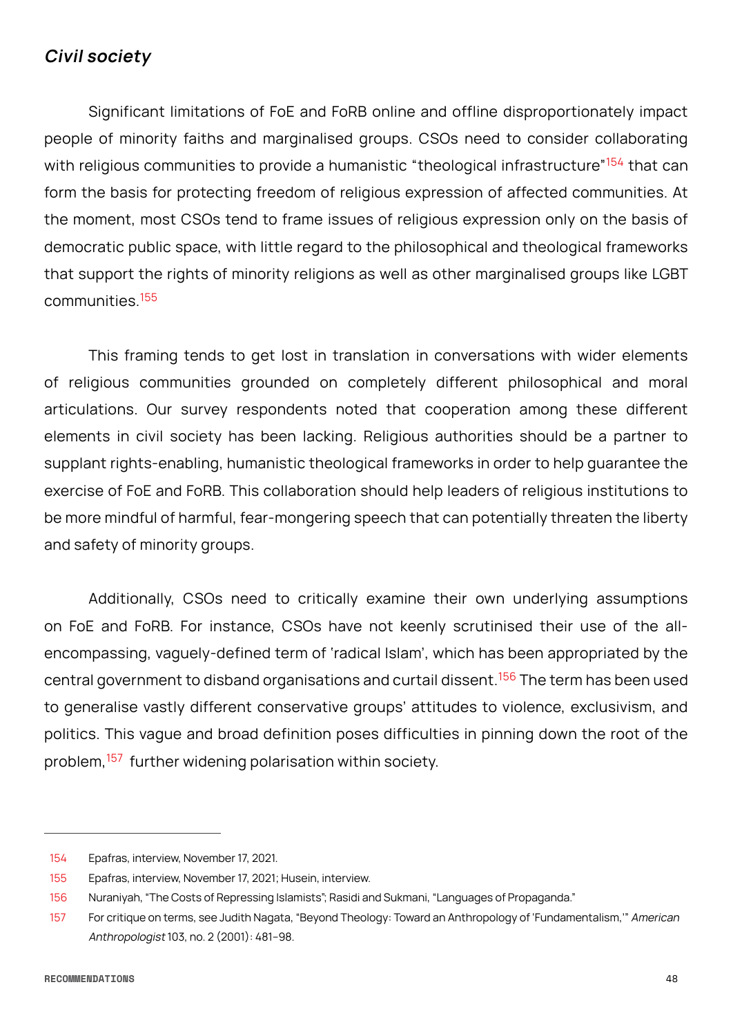### *Civil society*

Significant limitations of FoE and FoRB online and offline disproportionately impact people of minority faiths and marginalised groups. CSOs need to consider collaborating with religious communities to provide a humanistic "theological infrastructure"[154] that can form the basis for protecting freedom of religious expression of affected communities. At the moment, most CSOs tend to frame issues of religious expression only on the basis of democratic public space, with little regard to the philosophical and theological frameworks that support the rights of minority religions as well as other marginalised groups like LGBT communities.[155]

This framing tends to get lost in translation in conversations with wider elements of religious communities grounded on completely different philosophical and moral articulations. Our survey respondents noted that cooperation among these different elements in civil society has been lacking. Religious authorities should be a partner to supplant rights-enabling, humanistic theological frameworks in order to help guarantee the exercise of FoE and FoRB. This collaboration should help leaders of religious institutions to be more mindful of harmful, fear-mongering speech that can potentially threaten the liberty and safety of minority groups.

Additionally, CSOs need to critically examine their own underlying assumptions on FoE and FoRB. For instance, CSOs have not keenly scrutinised their use of the all-encompassing, vaguely-defined term of 'radical Islam', which has been appropriated by the central government to disband organisations and curtail dissent.[156] The term has been used to generalise vastly different conservative groups' attitudes to violence, exclusivism, and politics. This vague and broad definition poses difficulties in pinning down the root of the problem,[157] further widening polarisation within society.

---

154 Epafras, interview, November 17, 2021.

155 Epafras, interview, November 17, 2021; Husein, interview.

156 Nuraniyah, "The Costs of Repressing Islamists"; Rasidi and Sukmani, "Languages of Propaganda."

157 For critique on terms, see Judith Nagata, "Beyond Theology: Toward an Anthropology of 'Fundamentalism,'" *American Anthropologist* 103, no. 2 (2001): 481–98.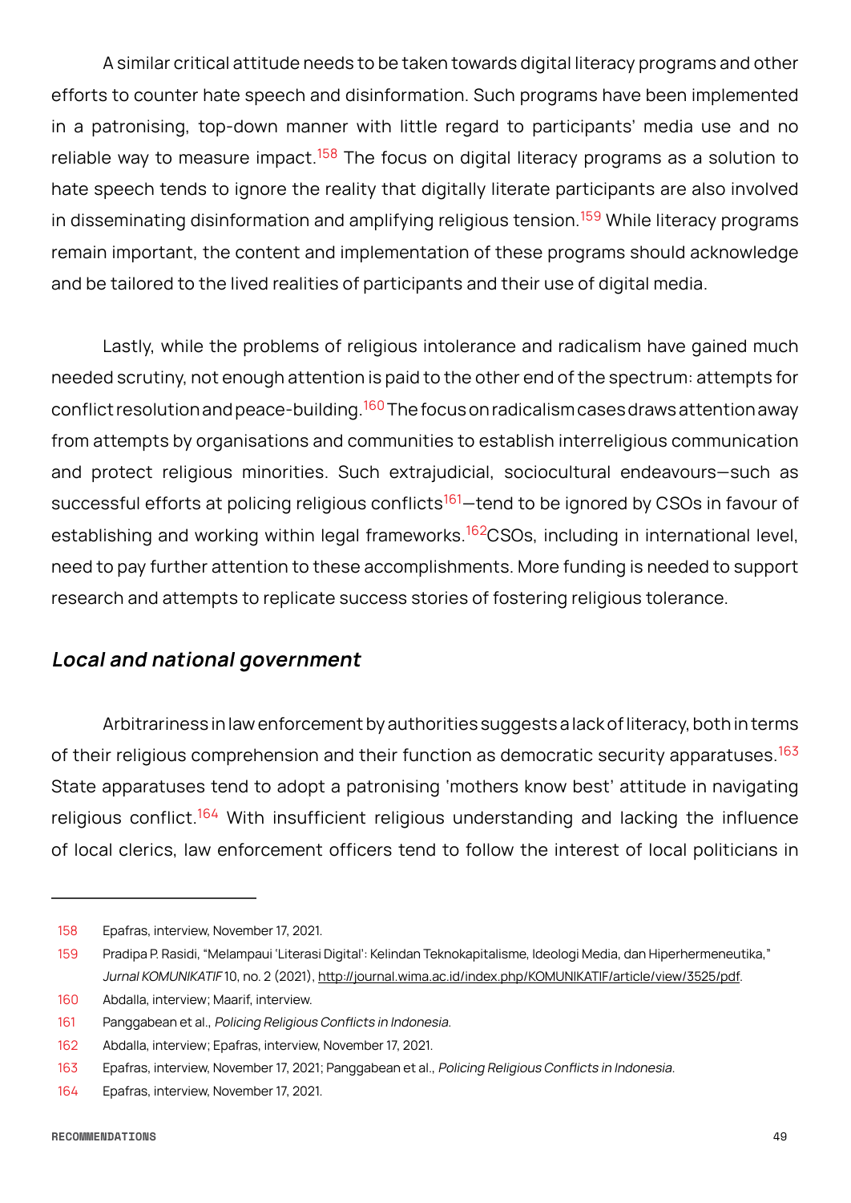A similar critical attitude needs to be taken towards digital literacy programs and other efforts to counter hate speech and disinformation. Such programs have been implemented in a patronising, top-down manner with little regard to participants' media use and no reliable way to measure impact.[158] The focus on digital literacy programs as a solution to hate speech tends to ignore the reality that digitally literate participants are also involved in disseminating disinformation and amplifying religious tension.[159] While literacy programs remain important, the content and implementation of these programs should acknowledge and be tailored to the lived realities of participants and their use of digital media.

Lastly, while the problems of religious intolerance and radicalism have gained much needed scrutiny, not enough attention is paid to the other end of the spectrum: attempts for conflict resolution and peace-building.[160] The focus on radicalism cases draws attention away from attempts by organisations and communities to establish interreligious communication and protect religious minorities. Such extrajudicial, sociocultural endeavours—such as successful efforts at policing religious conflicts[161]—tend to be ignored by CSOs in favour of establishing and working within legal frameworks.[162] CSOs, including in international level, need to pay further attention to these accomplishments. More funding is needed to support research and attempts to replicate success stories of fostering religious tolerance.

### *Local and national government*

Arbitrariness in law enforcement by authorities suggests a lack of literacy, both in terms of their religious comprehension and their function as democratic security apparatuses.[163] State apparatuses tend to adopt a patronising 'mothers know best' attitude in navigating religious conflict.[164] With insufficient religious understanding and lacking the influence of local clerics, law enforcement officers tend to follow the interest of local politicians in

---

158 Epafras, interview, November 17, 2021.

159 Pradipa P. Rasidi, "Melampaui 'Literasi Digital': Kelindan Teknokapitalisme, Ideologi Media, dan Hiperhermeneutika," *Jurnal KOMUNIKATIF* 10, no. 2 (2021), http://journal.wima.ac.id/index.php/KOMUNIKATIF/article/view/3525/pdf.

160 Abdalla, interview; Maarif, interview.

161 Panggabean et al., *Policing Religious Conflicts in Indonesia*.

162 Abdalla, interview; Epafras, interview, November 17, 2021.

163 Epafras, interview, November 17, 2021; Panggabean et al., *Policing Religious Conflicts in Indonesia*.

164 Epafras, interview, November 17, 2021.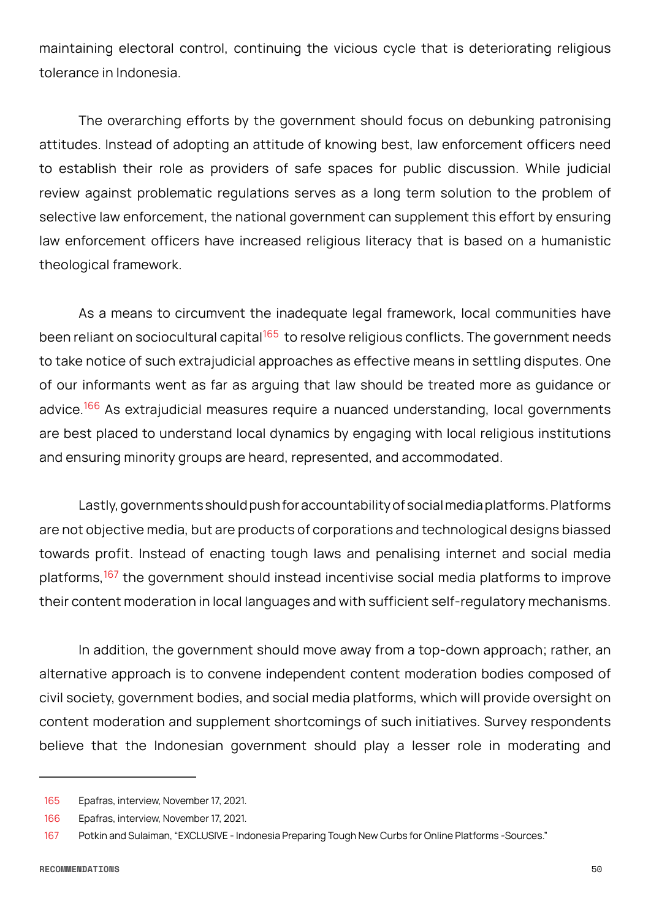maintaining electoral control, continuing the vicious cycle that is deteriorating religious tolerance in Indonesia.

The overarching efforts by the government should focus on debunking patronising attitudes. Instead of adopting an attitude of knowing best, law enforcement officers need to establish their role as providers of safe spaces for public discussion. While judicial review against problematic regulations serves as a long term solution to the problem of selective law enforcement, the national government can supplement this effort by ensuring law enforcement officers have increased religious literacy that is based on a humanistic theological framework.

As a means to circumvent the inadequate legal framework, local communities have been reliant on sociocultural capital[165] to resolve religious conflicts. The government needs to take notice of such extrajudicial approaches as effective means in settling disputes. One of our informants went as far as arguing that law should be treated more as guidance or advice.[166] As extrajudicial measures require a nuanced understanding, local governments are best placed to understand local dynamics by engaging with local religious institutions and ensuring minority groups are heard, represented, and accommodated.

Lastly, governments should push for accountability of social media platforms. Platforms are not objective media, but are products of corporations and technological designs biassed towards profit. Instead of enacting tough laws and penalising internet and social media platforms,[167] the government should instead incentivise social media platforms to improve their content moderation in local languages and with sufficient self-regulatory mechanisms.

In addition, the government should move away from a top-down approach; rather, an alternative approach is to convene independent content moderation bodies composed of civil society, government bodies, and social media platforms, which will provide oversight on content moderation and supplement shortcomings of such initiatives. Survey respondents believe that the Indonesian government should play a lesser role in moderating and

---

165 Epafras, interview, November 17, 2021.

166 Epafras, interview, November 17, 2021.

167 Potkin and Sulaiman, "EXCLUSIVE - Indonesia Preparing Tough New Curbs for Online Platforms -Sources."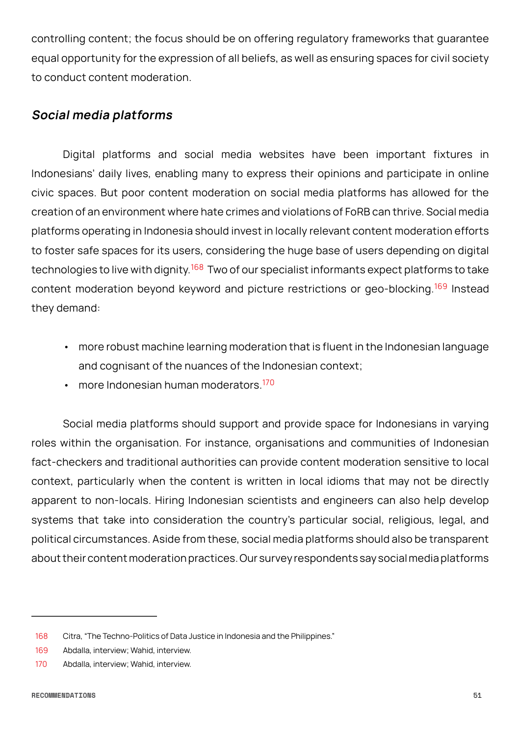controlling content; the focus should be on offering regulatory frameworks that guarantee equal opportunity for the expression of all beliefs, as well as ensuring spaces for civil society to conduct content moderation.

### *Social media platforms*

Digital platforms and social media websites have been important fixtures in Indonesians' daily lives, enabling many to express their opinions and participate in online civic spaces. But poor content moderation on social media platforms has allowed for the creation of an environment where hate crimes and violations of FoRB can thrive. Social media platforms operating in Indonesia should invest in locally relevant content moderation efforts to foster safe spaces for its users, considering the huge base of users depending on digital technologies to live with dignity.[168] Two of our specialist informants expect platforms to take content moderation beyond keyword and picture restrictions or geo-blocking.[169] Instead they demand:

- more robust machine learning moderation that is fluent in the Indonesian language and cognisant of the nuances of the Indonesian context;
- more Indonesian human moderators.[170]

Social media platforms should support and provide space for Indonesians in varying roles within the organisation. For instance, organisations and communities of Indonesian fact-checkers and traditional authorities can provide content moderation sensitive to local context, particularly when the content is written in local idioms that may not be directly apparent to non-locals. Hiring Indonesian scientists and engineers can also help develop systems that take into consideration the country's particular social, religious, legal, and political circumstances. Aside from these, social media platforms should also be transparent about their content moderation practices. Our survey respondents say social media platforms

---

168 Citra, "The Techno-Politics of Data Justice in Indonesia and the Philippines."

169 Abdalla, interview; Wahid, interview.

170 Abdalla, interview; Wahid, interview.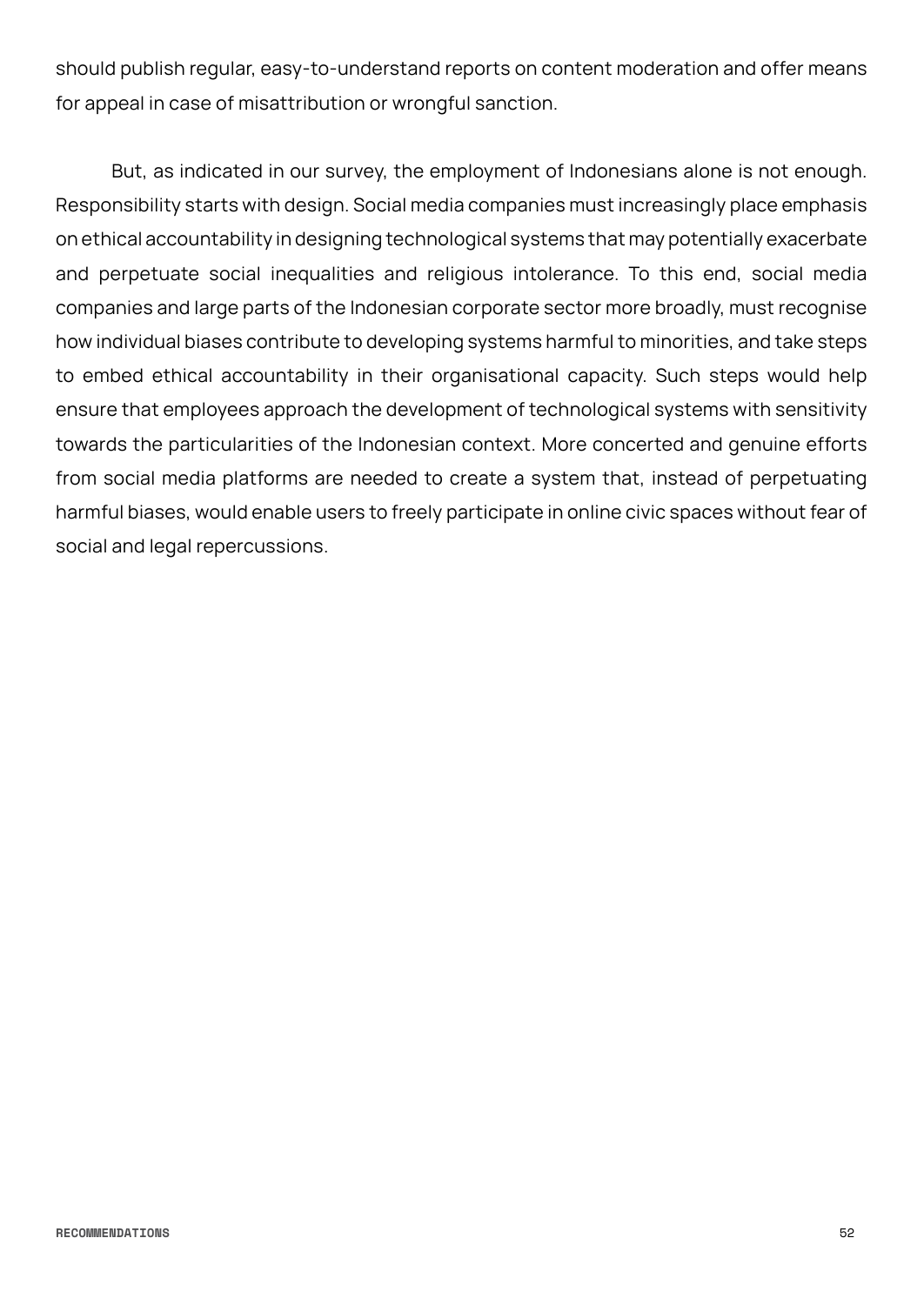should publish regular, easy-to-understand reports on content moderation and offer means for appeal in case of misattribution or wrongful sanction.

But, as indicated in our survey, the employment of Indonesians alone is not enough. Responsibility starts with design. Social media companies must increasingly place emphasis on ethical accountability in designing technological systems that may potentially exacerbate and perpetuate social inequalities and religious intolerance. To this end, social media companies and large parts of the Indonesian corporate sector more broadly, must recognise how individual biases contribute to developing systems harmful to minorities, and take steps to embed ethical accountability in their organisational capacity. Such steps would help ensure that employees approach the development of technological systems with sensitivity towards the particularities of the Indonesian context. More concerted and genuine efforts from social media platforms are needed to create a system that, instead of perpetuating harmful biases, would enable users to freely participate in online civic spaces without fear of social and legal repercussions.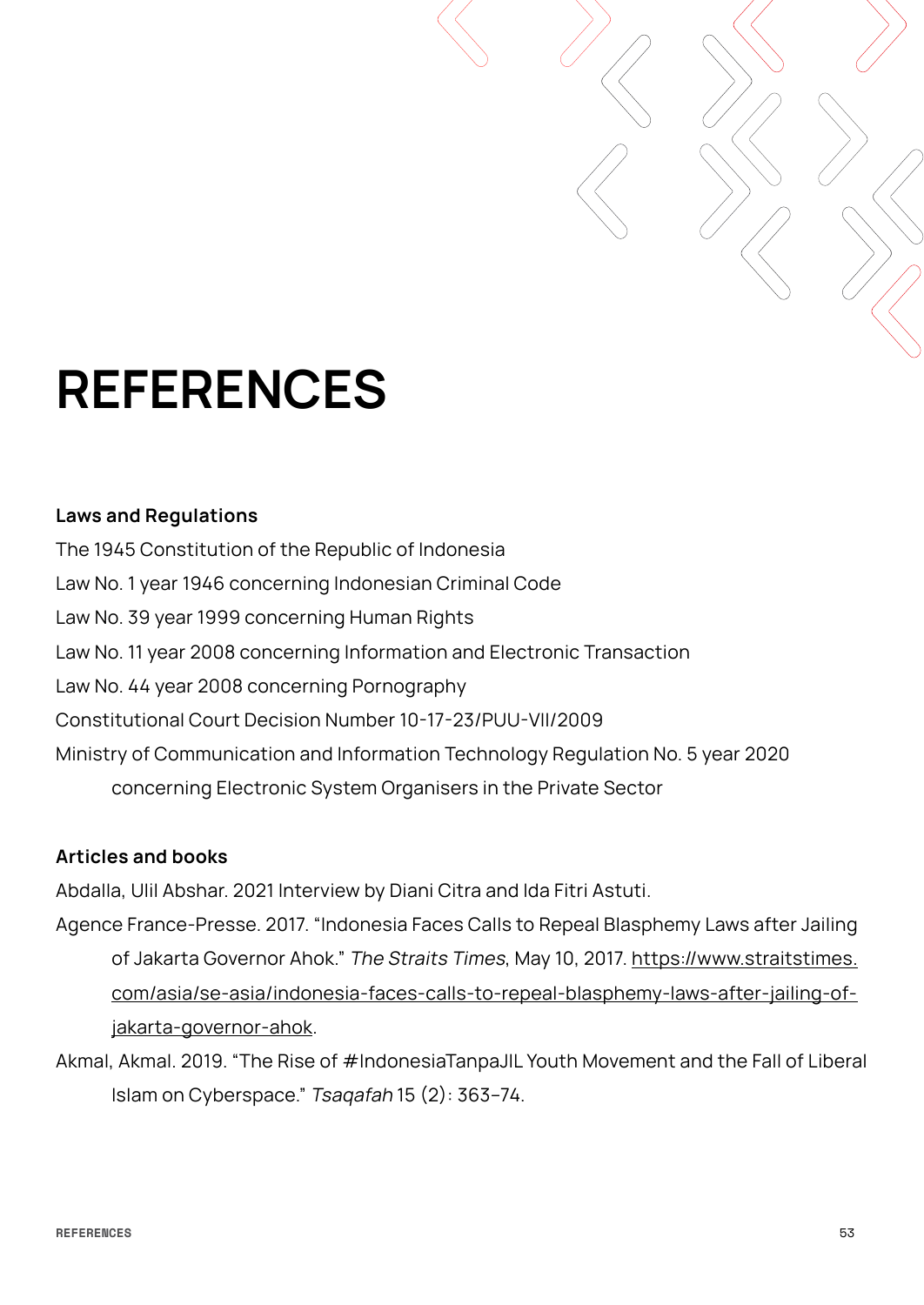# REFERENCES

### Laws and Regulations

The 1945 Constitution of the Republic of Indonesia

Law No. 1 year 1946 concerning Indonesian Criminal Code

Law No. 39 year 1999 concerning Human Rights

Law No. 11 year 2008 concerning Information and Electronic Transaction

Law No. 44 year 2008 concerning Pornography

Constitutional Court Decision Number 10-17-23/PUU-VII/2009

Ministry of Communication and Information Technology Regulation No. 5 year 2020 concerning Electronic System Organisers in the Private Sector

### Articles and books

Abdalla, Ulil Abshar. 2021 Interview by Diani Citra and Ida Fitri Astuti.

Agence France-Presse. 2017. "Indonesia Faces Calls to Repeal Blasphemy Laws after Jailing of Jakarta Governor Ahok." *The Straits Times*, May 10, 2017. https://www.straitstimes.com/asia/se-asia/indonesia-faces-calls-to-repeal-blasphemy-laws-after-jailing-of-jakarta-governor-ahok.

Akmal, Akmal. 2019. "The Rise of #IndonesiaTanpaJIL Youth Movement and the Fall of Liberal Islam on Cyberspace." *Tsaqafah* 15 (2): 363–74.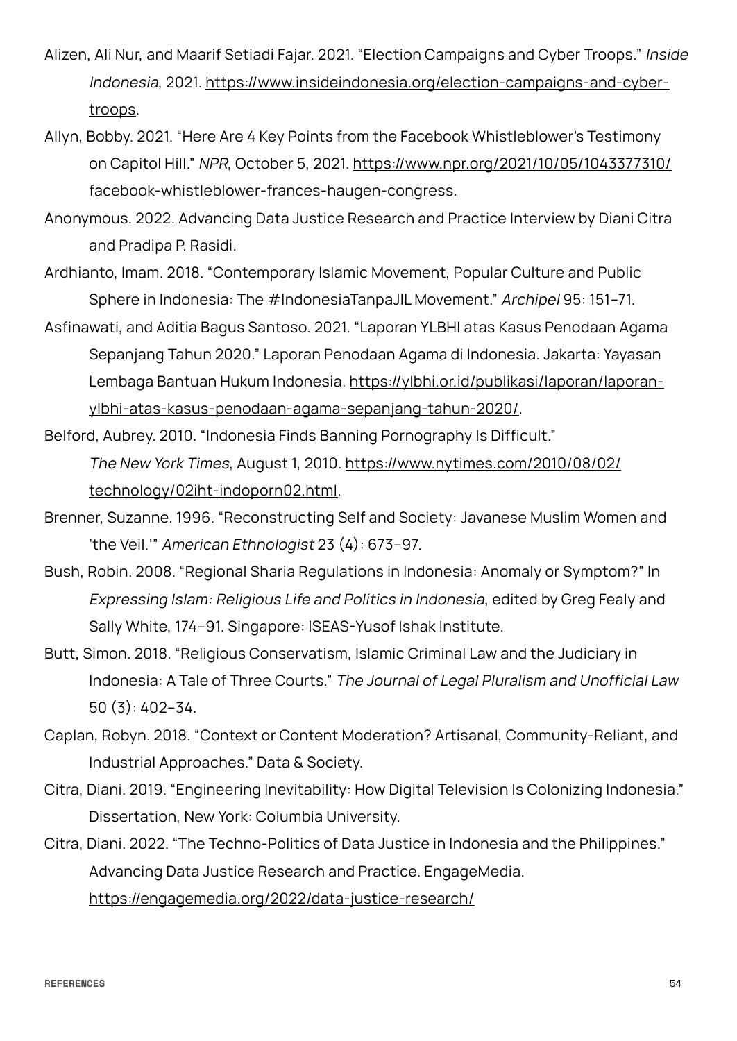Alizen, Ali Nur, and Maarif Setiadi Fajar. 2021. "Election Campaigns and Cyber Troops." *Inside Indonesia*, 2021. https://www.insideindonesia.org/election-campaigns-and-cyber-troops.

Allyn, Bobby. 2021. "Here Are 4 Key Points from the Facebook Whistleblower's Testimony on Capitol Hill." *NPR*, October 5, 2021. https://www.npr.org/2021/10/05/1043377310/facebook-whistleblower-frances-haugen-congress.

Anonymous. 2022. Advancing Data Justice Research and Practice Interview by Diani Citra and Pradipa P. Rasidi.

Ardhianto, Imam. 2018. "Contemporary Islamic Movement, Popular Culture and Public Sphere in Indonesia: The #IndonesiaTanpaJIL Movement." *Archipel* 95: 151–71.

Asfinawati, and Aditia Bagus Santoso. 2021. "Laporan YLBHI atas Kasus Penodaan Agama Sepanjang Tahun 2020." Laporan Penodaan Agama di Indonesia. Jakarta: Yayasan Lembaga Bantuan Hukum Indonesia. https://ylbhi.or.id/publikasi/laporan/laporan-ylbhi-atas-kasus-penodaan-agama-sepanjang-tahun-2020/.

Belford, Aubrey. 2010. "Indonesia Finds Banning Pornography Is Difficult." *The New York Times*, August 1, 2010. https://www.nytimes.com/2010/08/02/technology/02iht-indoporn02.html.

Brenner, Suzanne. 1996. "Reconstructing Self and Society: Javanese Muslim Women and 'the Veil.'" *American Ethnologist* 23 (4): 673–97.

Bush, Robin. 2008. "Regional Sharia Regulations in Indonesia: Anomaly or Symptom?" In *Expressing Islam: Religious Life and Politics in Indonesia*, edited by Greg Fealy and Sally White, 174–91. Singapore: ISEAS-Yusof Ishak Institute.

Butt, Simon. 2018. "Religious Conservatism, Islamic Criminal Law and the Judiciary in Indonesia: A Tale of Three Courts." *The Journal of Legal Pluralism and Unofficial Law* 50 (3): 402–34.

Caplan, Robyn. 2018. "Context or Content Moderation? Artisanal, Community-Reliant, and Industrial Approaches." Data & Society.

Citra, Diani. 2019. "Engineering Inevitability: How Digital Television Is Colonizing Indonesia." Dissertation, New York: Columbia University.

Citra, Diani. 2022. "The Techno-Politics of Data Justice in Indonesia and the Philippines." Advancing Data Justice Research and Practice. EngageMedia. https://engagemedia.org/2022/data-justice-research/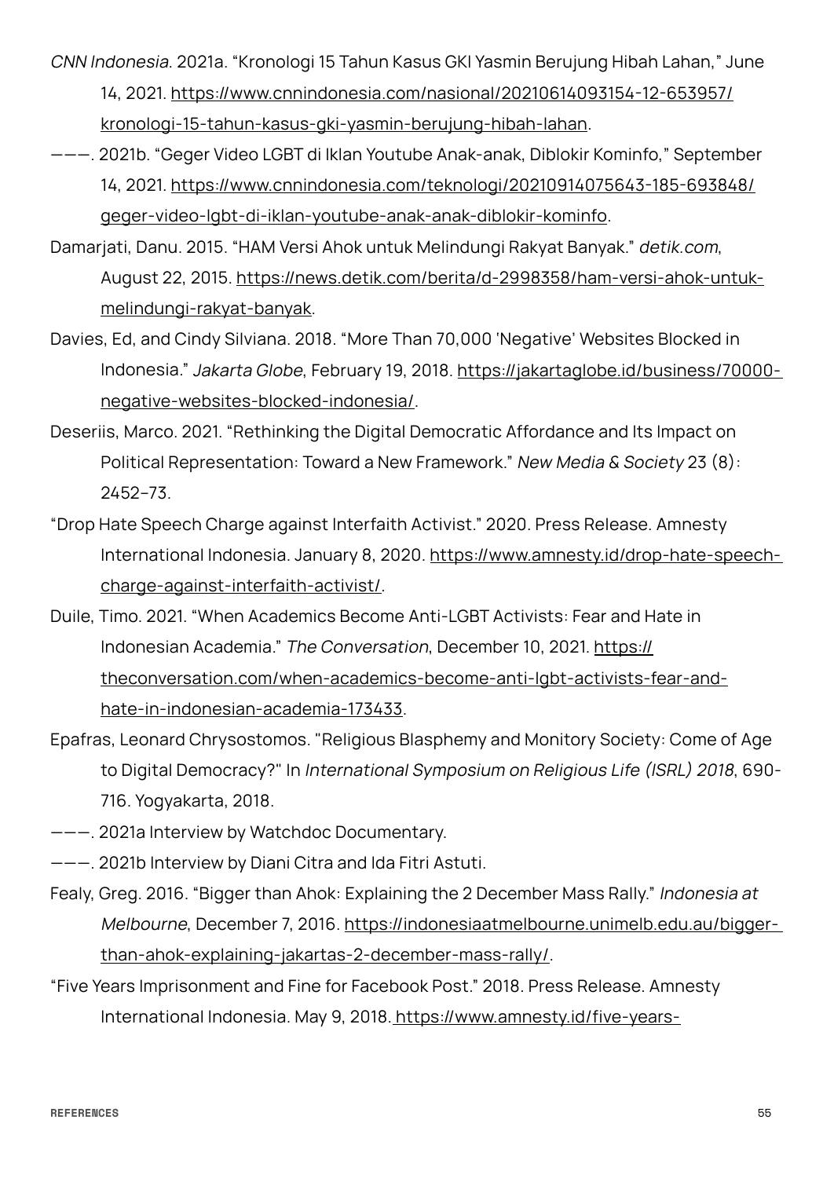*CNN Indonesia*. 2021a. "Kronologi 15 Tahun Kasus GKI Yasmin Berujung Hibah Lahan," June 14, 2021. https://www.cnnindonesia.com/nasional/20210614093154-12-653957/kronologi-15-tahun-kasus-gki-yasmin-berujung-hibah-lahan.

———. 2021b. "Geger Video LGBT di Iklan Youtube Anak-anak, Diblokir Kominfo," September 14, 2021. https://www.cnnindonesia.com/teknologi/20210914075643-185-693848/geger-video-lgbt-di-iklan-youtube-anak-anak-diblokir-kominfo.

Damarjati, Danu. 2015. "HAM Versi Ahok untuk Melindungi Rakyat Banyak." *detik.com*, August 22, 2015. https://news.detik.com/berita/d-2998358/ham-versi-ahok-untuk-melindungi-rakyat-banyak.

Davies, Ed, and Cindy Silviana. 2018. "More Than 70,000 'Negative' Websites Blocked in Indonesia." *Jakarta Globe*, February 19, 2018. https://jakartaglobe.id/business/70000-negative-websites-blocked-indonesia/.

Deseriis, Marco. 2021. "Rethinking the Digital Democratic Affordance and Its Impact on Political Representation: Toward a New Framework." *New Media & Society* 23 (8): 2452–73.

"Drop Hate Speech Charge against Interfaith Activist." 2020. Press Release. Amnesty International Indonesia. January 8, 2020. https://www.amnesty.id/drop-hate-speech-charge-against-interfaith-activist/.

Duile, Timo. 2021. "When Academics Become Anti-LGBT Activists: Fear and Hate in Indonesian Academia." *The Conversation*, December 10, 2021. https://theconversation.com/when-academics-become-anti-lgbt-activists-fear-and-hate-in-indonesian-academia-173433.

Epafras, Leonard Chrysostomos. "Religious Blasphemy and Monitory Society: Come of Age to Digital Democracy?" In *International Symposium on Religious Life (ISRL) 2018*, 690-716. Yogyakarta, 2018.

———. 2021a Interview by Watchdoc Documentary.

———. 2021b Interview by Diani Citra and Ida Fitri Astuti.

Fealy, Greg. 2016. "Bigger than Ahok: Explaining the 2 December Mass Rally." *Indonesia at Melbourne*, December 7, 2016. https://indonesiaatmelbourne.unimelb.edu.au/bigger-than-ahok-explaining-jakartas-2-december-mass-rally/.

"Five Years Imprisonment and Fine for Facebook Post." 2018. Press Release. Amnesty International Indonesia. May 9, 2018. https://www.amnesty.id/five-years-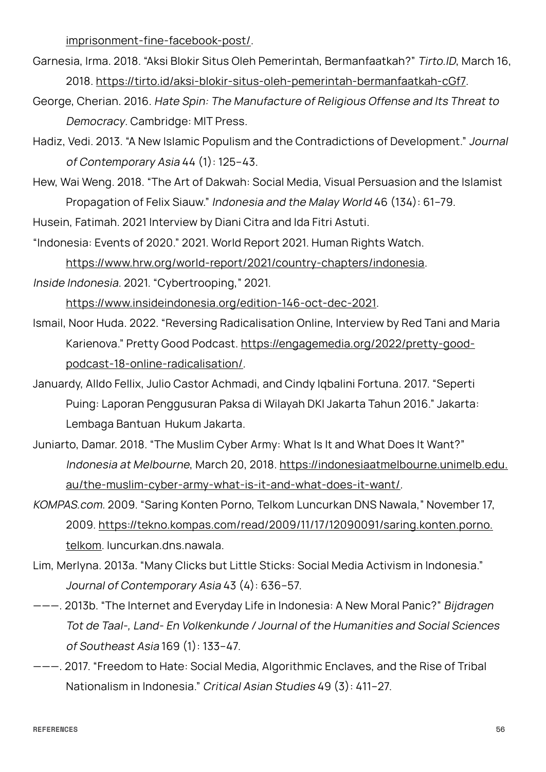imprisonment-fine-facebook-post/.

Garnesia, Irma. 2018. "Aksi Blokir Situs Oleh Pemerintah, Bermanfaatkah?" *Tirto.ID*, March 16, 2018. https://tirto.id/aksi-blokir-situs-oleh-pemerintah-bermanfaatkah-cGf7.

George, Cherian. 2016. *Hate Spin: The Manufacture of Religious Offense and Its Threat to Democracy*. Cambridge: MIT Press.

Hadiz, Vedi. 2013. "A New Islamic Populism and the Contradictions of Development." *Journal of Contemporary Asia* 44 (1): 125–43.

Hew, Wai Weng. 2018. "The Art of Dakwah: Social Media, Visual Persuasion and the Islamist Propagation of Felix Siauw." *Indonesia and the Malay World* 46 (134): 61–79.

Husein, Fatimah. 2021 Interview by Diani Citra and Ida Fitri Astuti.

"Indonesia: Events of 2020." 2021. World Report 2021. Human Rights Watch. https://www.hrw.org/world-report/2021/country-chapters/indonesia.

*Inside Indonesia*. 2021. "Cybertrooping," 2021. https://www.insideindonesia.org/edition-146-oct-dec-2021.

Ismail, Noor Huda. 2022. "Reversing Radicalisation Online, Interview by Red Tani and Maria Karienova." Pretty Good Podcast. https://engagemedia.org/2022/pretty-good-podcast-18-online-radicalisation/.

Januardy, Alldo Fellix, Julio Castor Achmadi, and Cindy Iqbalini Fortuna. 2017. "Seperti Puing: Laporan Penggusuran Paksa di Wilayah DKI Jakarta Tahun 2016." Jakarta: Lembaga Bantuan Hukum Jakarta.

Juniarto, Damar. 2018. "The Muslim Cyber Army: What Is It and What Does It Want?" *Indonesia at Melbourne*, March 20, 2018. https://indonesiaatmelbourne.unimelb.edu.au/the-muslim-cyber-army-what-is-it-and-what-does-it-want/.

*KOMPAS.com*. 2009. "Saring Konten Porno, Telkom Luncurkan DNS Nawala," November 17, 2009. https://tekno.kompas.com/read/2009/11/17/12090091/saring.konten.porno.telkom. luncurkan.dns.nawala.

Lim, Merlyna. 2013a. "Many Clicks but Little Sticks: Social Media Activism in Indonesia." *Journal of Contemporary Asia* 43 (4): 636–57.

———. 2013b. "The Internet and Everyday Life in Indonesia: A New Moral Panic?" *Bijdragen Tot de Taal-, Land- En Volkenkunde / Journal of the Humanities and Social Sciences of Southeast Asia* 169 (1): 133–47.

———. 2017. "Freedom to Hate: Social Media, Algorithmic Enclaves, and the Rise of Tribal Nationalism in Indonesia." *Critical Asian Studies* 49 (3): 411–27.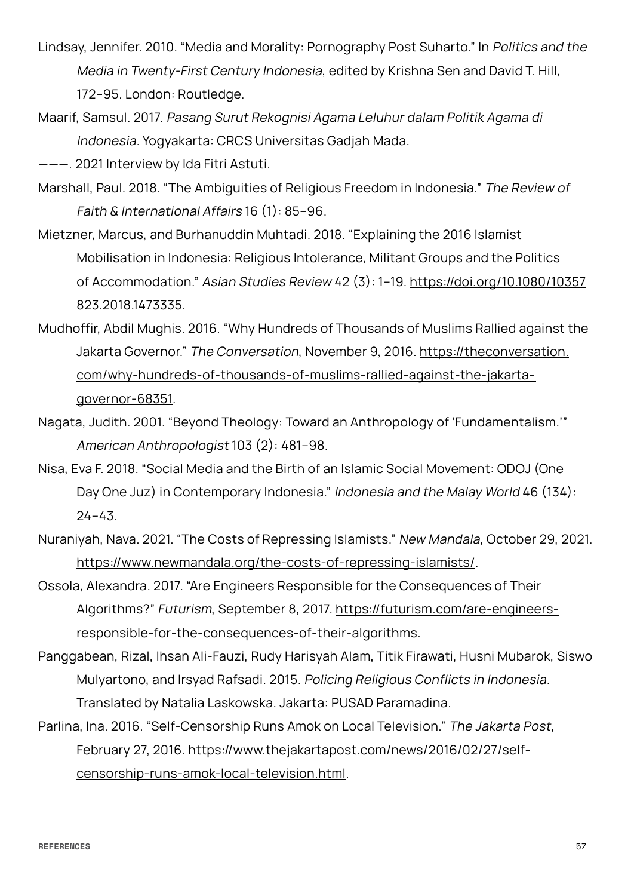Lindsay, Jennifer. 2010. "Media and Morality: Pornography Post Suharto." In *Politics and the Media in Twenty-First Century Indonesia*, edited by Krishna Sen and David T. Hill, 172–95. London: Routledge.

Maarif, Samsul. 2017. *Pasang Surut Rekognisi Agama Leluhur dalam Politik Agama di Indonesia.* Yogyakarta: CRCS Universitas Gadjah Mada.

———. 2021 Interview by Ida Fitri Astuti.

Marshall, Paul. 2018. "The Ambiguities of Religious Freedom in Indonesia." *The Review of Faith & International Affairs* 16 (1): 85–96.

Mietzner, Marcus, and Burhanuddin Muhtadi. 2018. "Explaining the 2016 Islamist Mobilisation in Indonesia: Religious Intolerance, Militant Groups and the Politics of Accommodation." *Asian Studies Review* 42 (3): 1–19. https://doi.org/10.1080/10357823.2018.1473335.

Mudhoffir, Abdil Mughis. 2016. "Why Hundreds of Thousands of Muslims Rallied against the Jakarta Governor." *The Conversation*, November 9, 2016. https://theconversation.com/why-hundreds-of-thousands-of-muslims-rallied-against-the-jakarta-governor-68351.

Nagata, Judith. 2001. "Beyond Theology: Toward an Anthropology of 'Fundamentalism.'" *American Anthropologist* 103 (2): 481–98.

Nisa, Eva F. 2018. "Social Media and the Birth of an Islamic Social Movement: ODOJ (One Day One Juz) in Contemporary Indonesia." *Indonesia and the Malay World* 46 (134): 24–43.

Nuraniyah, Nava. 2021. "The Costs of Repressing Islamists." *New Mandala*, October 29, 2021. https://www.newmandala.org/the-costs-of-repressing-islamists/.

Ossola, Alexandra. 2017. "Are Engineers Responsible for the Consequences of Their Algorithms?" *Futurism*, September 8, 2017. https://futurism.com/are-engineers-responsible-for-the-consequences-of-their-algorithms.

Panggabean, Rizal, Ihsan Ali-Fauzi, Rudy Harisyah Alam, Titik Firawati, Husni Mubarok, Siswo Mulyartono, and Irsyad Rafsadi. 2015. *Policing Religious Conflicts in Indonesia*. Translated by Natalia Laskowska. Jakarta: PUSAD Paramadina.

Parlina, Ina. 2016. "Self-Censorship Runs Amok on Local Television." *The Jakarta Post*, February 27, 2016. https://www.thejakartapost.com/news/2016/02/27/self-censorship-runs-amok-local-television.html.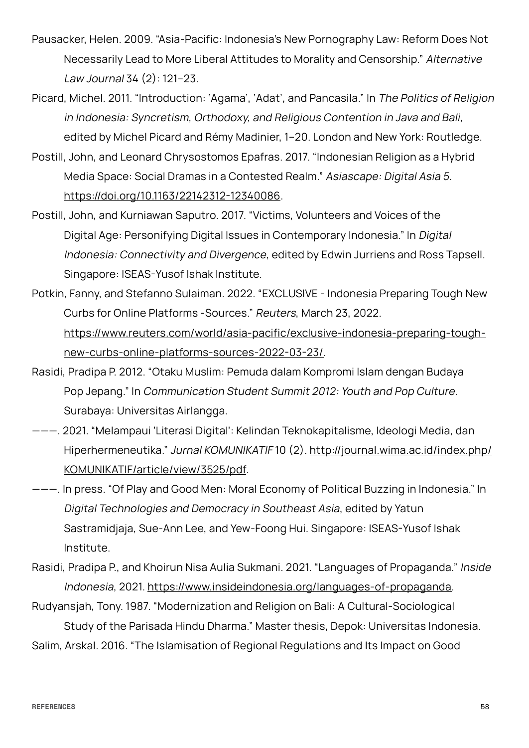Pausacker, Helen. 2009. "Asia-Pacific: Indonesia's New Pornography Law: Reform Does Not Necessarily Lead to More Liberal Attitudes to Morality and Censorship." *Alternative Law Journal* 34 (2): 121–23.

Picard, Michel. 2011. "Introduction: 'Agama', 'Adat', and Pancasila." In *The Politics of Religion in Indonesia: Syncretism, Orthodoxy, and Religious Contention in Java and Bali*, edited by Michel Picard and Rémy Madinier, 1–20. London and New York: Routledge.

Postill, John, and Leonard Chrysostomos Epafras. 2017. "Indonesian Religion as a Hybrid Media Space: Social Dramas in a Contested Realm." *Asiascape: Digital Asia 5*. https://doi.org/10.1163/22142312-12340086.

Postill, John, and Kurniawan Saputro. 2017. "Victims, Volunteers and Voices of the Digital Age: Personifying Digital Issues in Contemporary Indonesia." In *Digital Indonesia: Connectivity and Divergence*, edited by Edwin Jurriens and Ross Tapsell. Singapore: ISEAS-Yusof Ishak Institute.

Potkin, Fanny, and Stefanno Sulaiman. 2022. "EXCLUSIVE - Indonesia Preparing Tough New Curbs for Online Platforms -Sources." *Reuters*, March 23, 2022. https://www.reuters.com/world/asia-pacific/exclusive-indonesia-preparing-tough-new-curbs-online-platforms-sources-2022-03-23/.

Rasidi, Pradipa P. 2012. "Otaku Muslim: Pemuda dalam Kompromi Islam dengan Budaya Pop Jepang." In *Communication Student Summit 2012: Youth and Pop Culture*. Surabaya: Universitas Airlangga.

———. 2021. "Melampaui 'Literasi Digital': Kelindan Teknokapitalisme, Ideologi Media, dan Hiperhermeneutika." *Jurnal KOMUNIKATIF* 10 (2). http://journal.wima.ac.id/index.php/KOMUNIKATIF/article/view/3525/pdf.

———. In press. "Of Play and Good Men: Moral Economy of Political Buzzing in Indonesia." In *Digital Technologies and Democracy in Southeast Asia*, edited by Yatun Sastramidjaja, Sue-Ann Lee, and Yew-Foong Hui. Singapore: ISEAS-Yusof Ishak Institute.

Rasidi, Pradipa P., and Khoirun Nisa Aulia Sukmani. 2021. "Languages of Propaganda." *Inside Indonesia*, 2021. https://www.insideindonesia.org/languages-of-propaganda.

Rudyansjah, Tony. 1987. "Modernization and Religion on Bali: A Cultural-Sociological Study of the Parisada Hindu Dharma." Master thesis, Depok: Universitas Indonesia.

Salim, Arskal. 2016. "The Islamisation of Regional Regulations and Its Impact on Good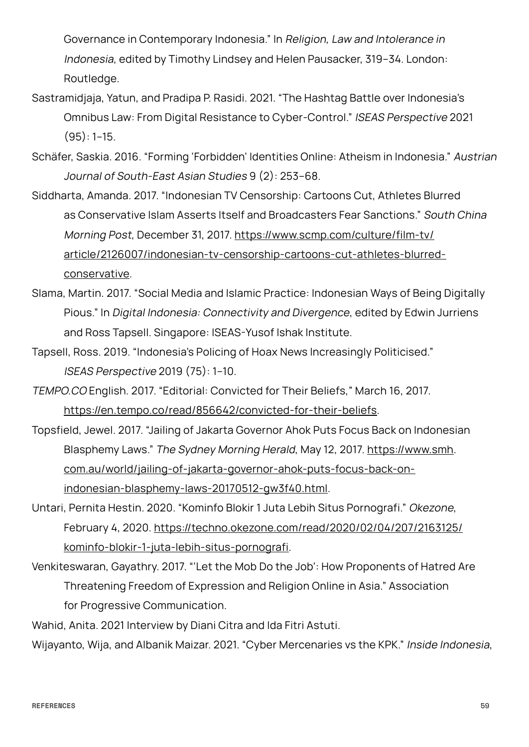Governance in Contemporary Indonesia." In *Religion, Law and Intolerance in Indonesia*, edited by Timothy Lindsey and Helen Pausacker, 319–34. London: Routledge.

Sastramidjaja, Yatun, and Pradipa P. Rasidi. 2021. "The Hashtag Battle over Indonesia's Omnibus Law: From Digital Resistance to Cyber-Control." *ISEAS Perspective* 2021 (95): 1–15.

Schäfer, Saskia. 2016. "Forming 'Forbidden' Identities Online: Atheism in Indonesia." *Austrian Journal of South-East Asian Studies* 9 (2): 253–68.

Siddharta, Amanda. 2017. "Indonesian TV Censorship: Cartoons Cut, Athletes Blurred as Conservative Islam Asserts Itself and Broadcasters Fear Sanctions." *South China Morning Post*, December 31, 2017. https://www.scmp.com/culture/film-tv/article/2126007/indonesian-tv-censorship-cartoons-cut-athletes-blurred-conservative.

Slama, Martin. 2017. "Social Media and Islamic Practice: Indonesian Ways of Being Digitally Pious." In *Digital Indonesia: Connectivity and Divergence*, edited by Edwin Jurriens and Ross Tapsell. Singapore: ISEAS-Yusof Ishak Institute.

Tapsell, Ross. 2019. "Indonesia's Policing of Hoax News Increasingly Politicised." *ISEAS Perspective* 2019 (75): 1–10.

*TEMPO.CO* English. 2017. "Editorial: Convicted for Their Beliefs," March 16, 2017. https://en.tempo.co/read/856642/convicted-for-their-beliefs.

Topsfield, Jewel. 2017. "Jailing of Jakarta Governor Ahok Puts Focus Back on Indonesian Blasphemy Laws." *The Sydney Morning Herald*, May 12, 2017. https://www.smh.com.au/world/jailing-of-jakarta-governor-ahok-puts-focus-back-on-indonesian-blasphemy-laws-20170512-gw3f40.html.

Untari, Pernita Hestin. 2020. "Kominfo Blokir 1 Juta Lebih Situs Pornografi." *Okezone*, February 4, 2020. https://techno.okezone.com/read/2020/02/04/207/2163125/kominfo-blokir-1-juta-lebih-situs-pornografi.

Venkiteswaran, Gayathry. 2017. "'Let the Mob Do the Job': How Proponents of Hatred Are Threatening Freedom of Expression and Religion Online in Asia." Association for Progressive Communication.

Wahid, Anita. 2021 Interview by Diani Citra and Ida Fitri Astuti.

Wijayanto, Wija, and Albanik Maizar. 2021. "Cyber Mercenaries vs the KPK." *Inside Indonesia*,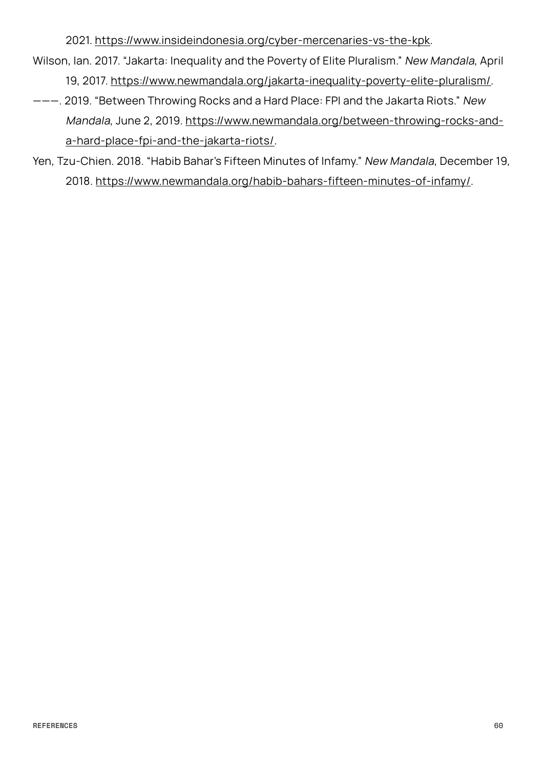2021. https://www.insideindonesia.org/cyber-mercenaries-vs-the-kpk.

Wilson, Ian. 2017. "Jakarta: Inequality and the Poverty of Elite Pluralism." *New Mandala*, April 19, 2017. https://www.newmandala.org/jakarta-inequality-poverty-elite-pluralism/.

———. 2019. "Between Throwing Rocks and a Hard Place: FPI and the Jakarta Riots." *New Mandala*, June 2, 2019. https://www.newmandala.org/between-throwing-rocks-and-a-hard-place-fpi-and-the-jakarta-riots/.

Yen, Tzu-Chien. 2018. "Habib Bahar's Fifteen Minutes of Infamy." *New Mandala*, December 19, 2018. https://www.newmandala.org/habib-bahars-fifteen-minutes-of-infamy/.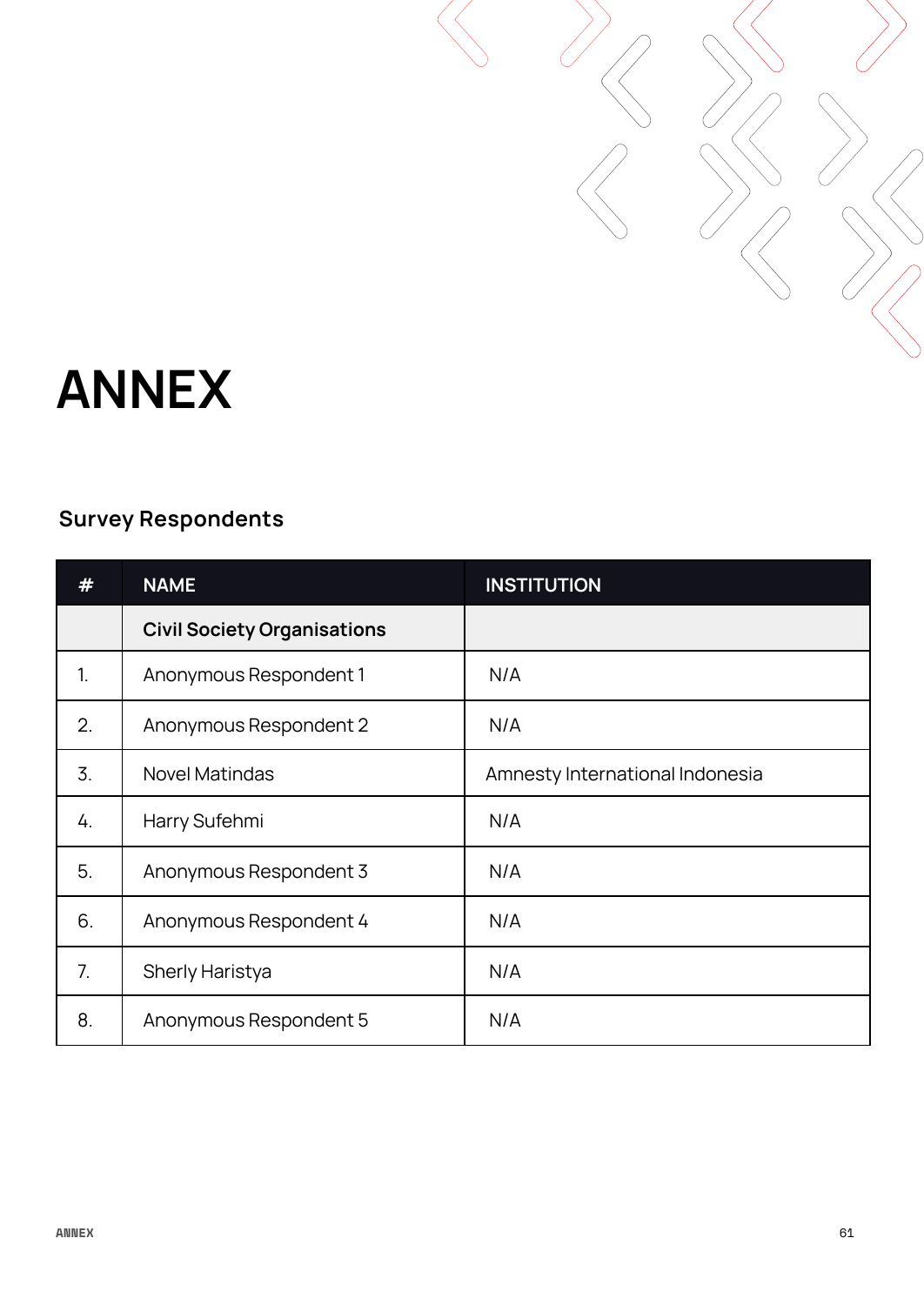# ANNEX

## Survey Respondents

| # | NAME | INSTITUTION |
|---|---|---|
| | **Civil Society Organisations** | |
| 1. | Anonymous Respondent 1 | N/A |
| 2. | Anonymous Respondent 2 | N/A |
| 3. | Novel Matindas | Amnesty International Indonesia |
| 4. | Harry Sufehmi | N/A |
| 5. | Anonymous Respondent 3 | N/A |
| 6. | Anonymous Respondent 4 | N/A |
| 7. | Sherly Haristya | N/A |
| 8. | Anonymous Respondent 5 | N/A |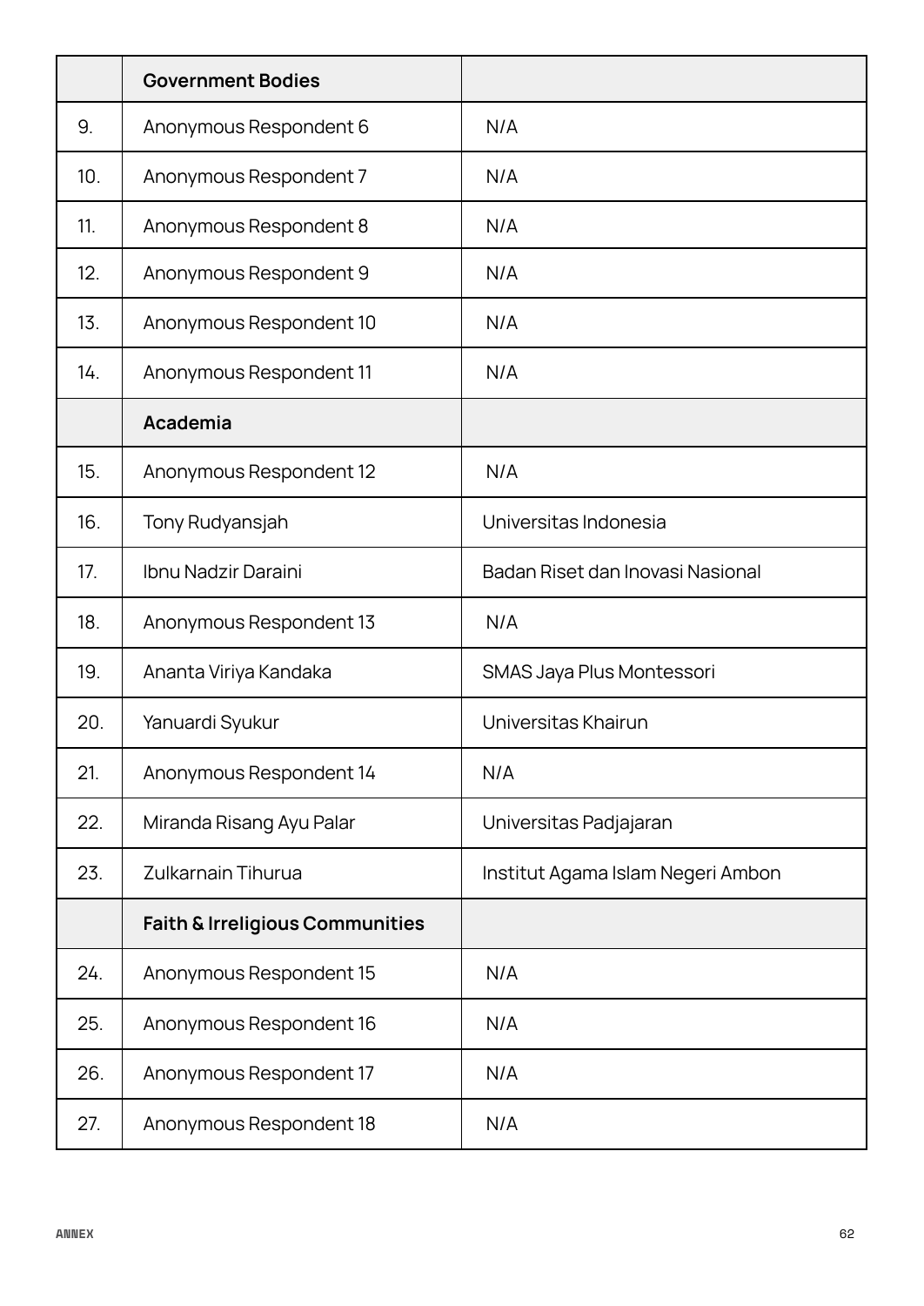| | Government Bodies | |
|---|---|---|
| 9. | Anonymous Respondent 6 | N/A |
| 10. | Anonymous Respondent 7 | N/A |
| 11. | Anonymous Respondent 8 | N/A |
| 12. | Anonymous Respondent 9 | N/A |
| 13. | Anonymous Respondent 10 | N/A |
| 14. | Anonymous Respondent 11 | N/A |
| | **Academia** | |
| 15. | Anonymous Respondent 12 | N/A |
| 16. | Tony Rudyansjah | Universitas Indonesia |
| 17. | Ibnu Nadzir Daraini | Badan Riset dan Inovasi Nasional |
| 18. | Anonymous Respondent 13 | N/A |
| 19. | Ananta Viriya Kandaka | SMAS Jaya Plus Montessori |
| 20. | Yanuardi Syukur | Universitas Khairun |
| 21. | Anonymous Respondent 14 | N/A |
| 22. | Miranda Risang Ayu Palar | Universitas Padjajaran |
| 23. | Zulkarnain Tihurua | Institut Agama Islam Negeri Ambon |
| | **Faith & Irreligious Communities** | |
| 24. | Anonymous Respondent 15 | N/A |
| 25. | Anonymous Respondent 16 | N/A |
| 26. | Anonymous Respondent 17 | N/A |
| 27. | Anonymous Respondent 18 | N/A |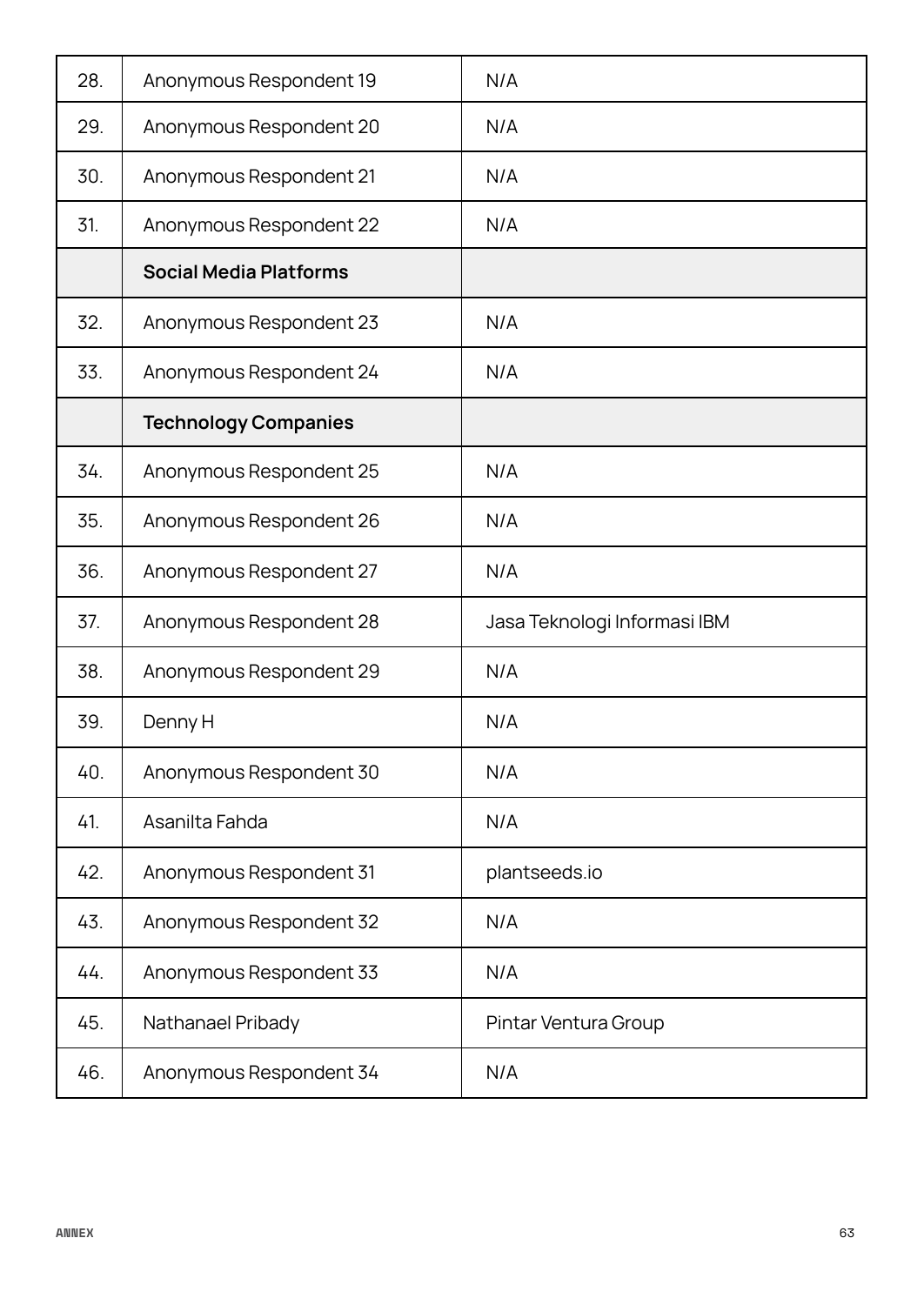| | | |
|---|---|---|
| 28. | Anonymous Respondent 19 | N/A |
| 29. | Anonymous Respondent 20 | N/A |
| 30. | Anonymous Respondent 21 | N/A |
| 31. | Anonymous Respondent 22 | N/A |
| | **Social Media Platforms** | |
| 32. | Anonymous Respondent 23 | N/A |
| 33. | Anonymous Respondent 24 | N/A |
| | **Technology Companies** | |
| 34. | Anonymous Respondent 25 | N/A |
| 35. | Anonymous Respondent 26 | N/A |
| 36. | Anonymous Respondent 27 | N/A |
| 37. | Anonymous Respondent 28 | Jasa Teknologi Informasi IBM |
| 38. | Anonymous Respondent 29 | N/A |
| 39. | Denny H | N/A |
| 40. | Anonymous Respondent 30 | N/A |
| 41. | Asanilta Fahda | N/A |
| 42. | Anonymous Respondent 31 | plantseeds.io |
| 43. | Anonymous Respondent 32 | N/A |
| 44. | Anonymous Respondent 33 | N/A |
| 45. | Nathanael Pribady | Pintar Ventura Group |
| 46. | Anonymous Respondent 34 | N/A |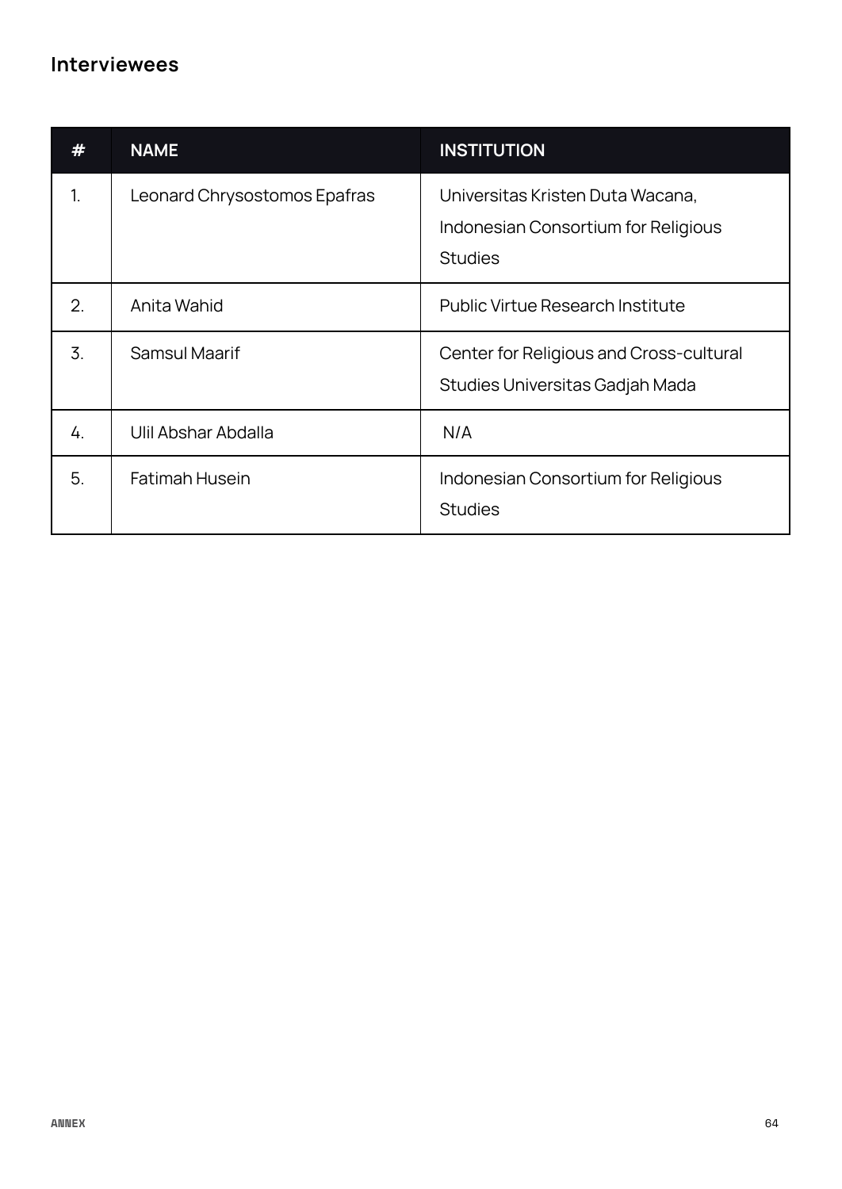## Interviewees

| # | NAME | INSTITUTION |
|---|---|---|
| 1. | Leonard Chrysostomos Epafras | Universitas Kristen Duta Wacana, Indonesian Consortium for Religious Studies |
| 2. | Anita Wahid | Public Virtue Research Institute |
| 3. | Samsul Maarif | Center for Religious and Cross-cultural Studies Universitas Gadjah Mada |
| 4. | Ulil Abshar Abdalla | N/A |
| 5. | Fatimah Husein | Indonesian Consortium for Religious Studies |